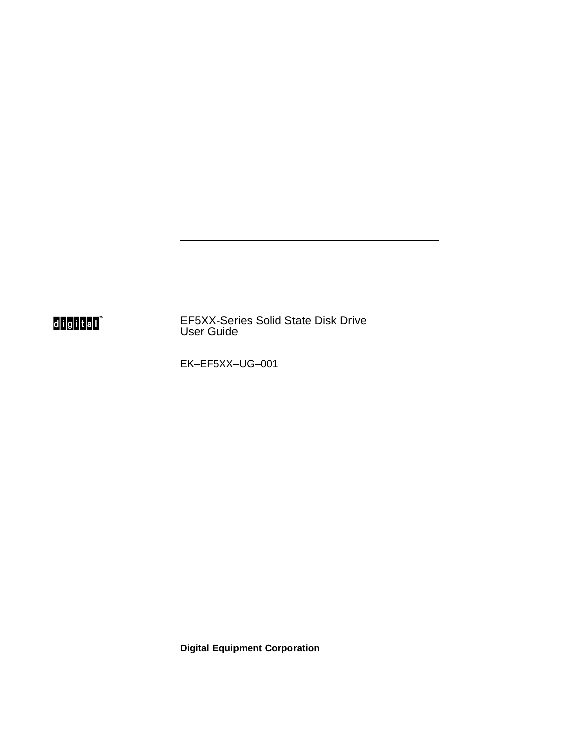digital™

# EF5XX-Series Solid State Disk Drive User Guide

EK–EF5XX–UG–001

**Digital Equipment Corporation**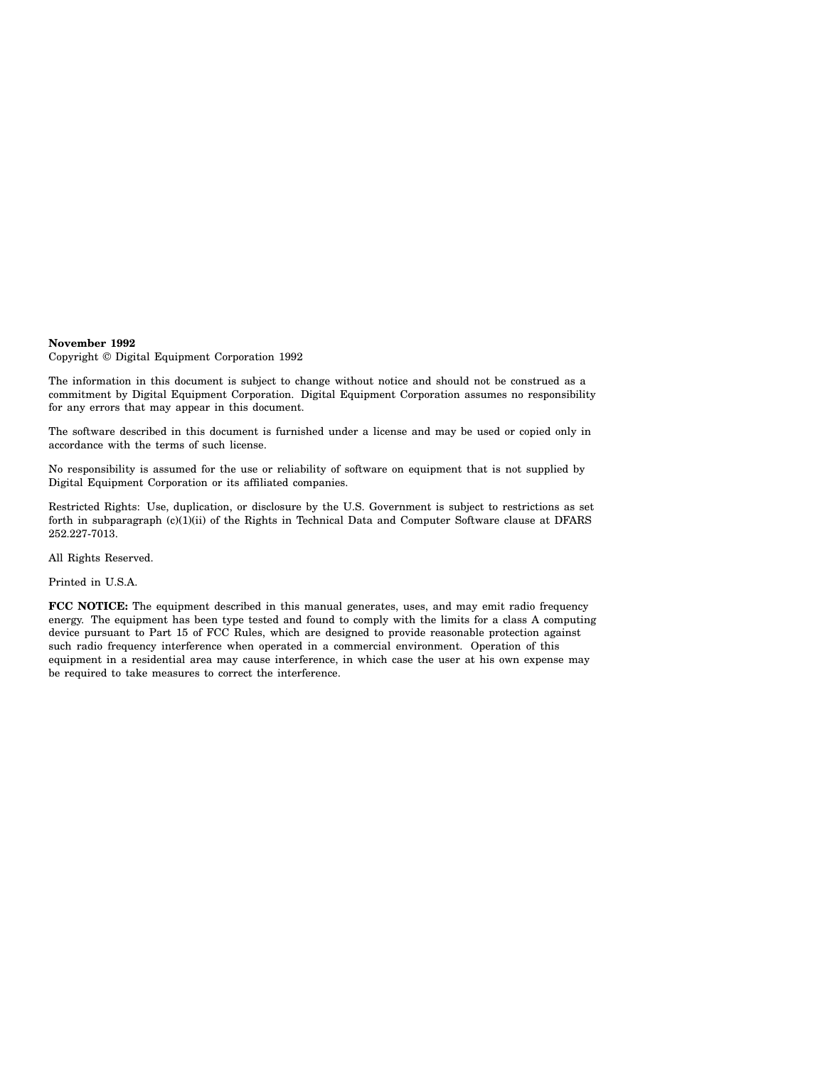**November 1992**
Copyright © Digital Equipment Corporation 1992

The information in this document is subject to change without notice and should not be construed as a commitment by Digital Equipment Corporation. Digital Equipment Corporation assumes no responsibility for any errors that may appear in this document.

The software described in this document is furnished under a license and may be used or copied only in accordance with the terms of such license.

No responsibility is assumed for the use or reliability of software on equipment that is not supplied by Digital Equipment Corporation or its affiliated companies.

Restricted Rights: Use, duplication, or disclosure by the U.S. Government is subject to restrictions as set forth in subparagraph (c)(1)(ii) of the Rights in Technical Data and Computer Software clause at DFARS 252.227-7013.

All Rights Reserved.

Printed in U.S.A.

**FCC NOTICE:** The equipment described in this manual generates, uses, and may emit radio frequency energy. The equipment has been type tested and found to comply with the limits for a class A computing device pursuant to Part 15 of FCC Rules, which are designed to provide reasonable protection against such radio frequency interference when operated in a commercial environment. Operation of this equipment in a residential area may cause interference, in which case the user at his own expense may be required to take measures to correct the interference.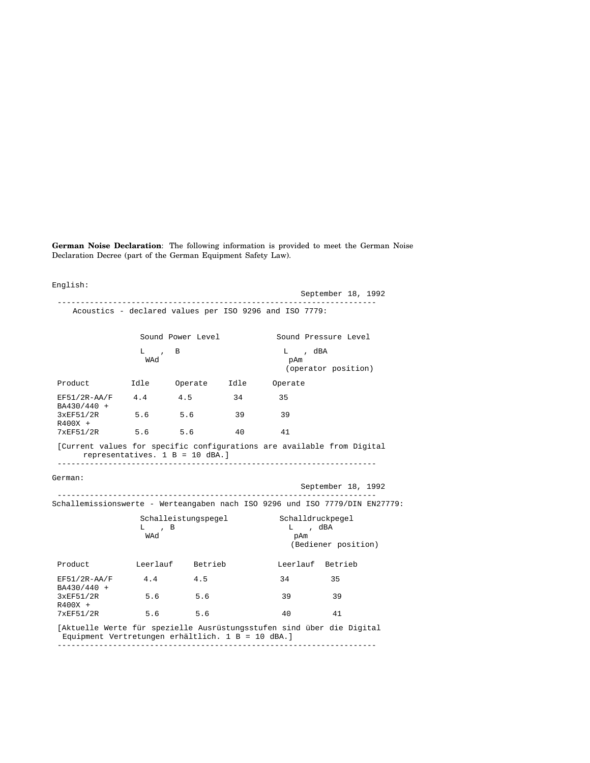**German Noise Declaration**: The following information is provided to meet the German Noise Declaration Decree (part of the German Equipment Safety Law).

English:

September 18, 1992

Acoustics - declared values per ISO 9296 and ISO 7779:

| Product | Sound Power Level $L_{WAd}$, B | | Sound Pressure Level $L_{pAm}$, dBA (operator position) | |
|---|---|---|---|---|
| | Idle | Operate | Idle | Operate |
| EF51/2R-AA/F | 4.4 | 4.5 | 34 | 35 |
| BA430/440 + 3xEF51/2R | 5.6 | 5.6 | 39 | 39 |
| R400X + 7xEF51/2R | 5.6 | 5.6 | 40 | 41 |

[Current values for specific configurations are available from Digital representatives. 1 B = 10 dBA.]

German:

September 18, 1992

Schallemissionswerte - Werteangaben nach ISO 9296 und ISO 7779/DIN EN27779:

| Product | Schalleistungspegel $L_{WAd}$, B | | Schalldruckpegel $L_{pAm}$, dBA (Bediener position) | |
|---|---|---|---|---|
| | Leerlauf | Betrieb | Leerlauf | Betrieb |
| EF51/2R-AA/F | 4.4 | 4.5 | 34 | 35 |
| BA430/440 + 3xEF51/2R | 5.6 | 5.6 | 39 | 39 |
| R400X + 7xEF51/2R | 5.6 | 5.6 | 40 | 41 |

[Aktuelle Werte für spezielle Ausrüstungsstufen sind über die Digital Equipment Vertretungen erhältlich. 1 B = 10 dBA.]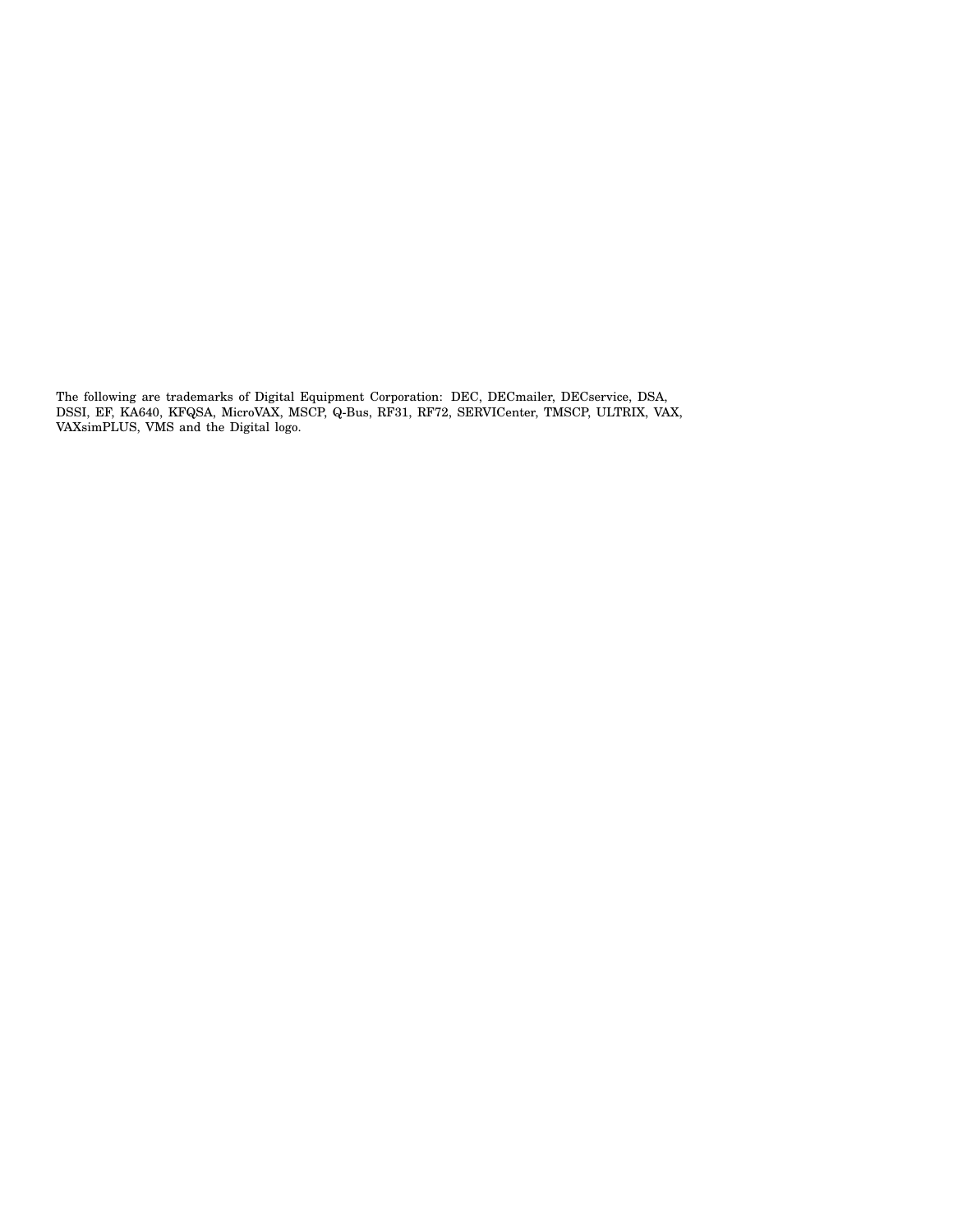The following are trademarks of Digital Equipment Corporation: DEC, DECmailer, DECservice, DSA, DSSI, EF, KA640, KFQSA, MicroVAX, MSCP, Q-Bus, RF31, RF72, SERVICenter, TMSCP, ULTRIX, VAX, VAXsimPLUS, VMS and the Digital logo.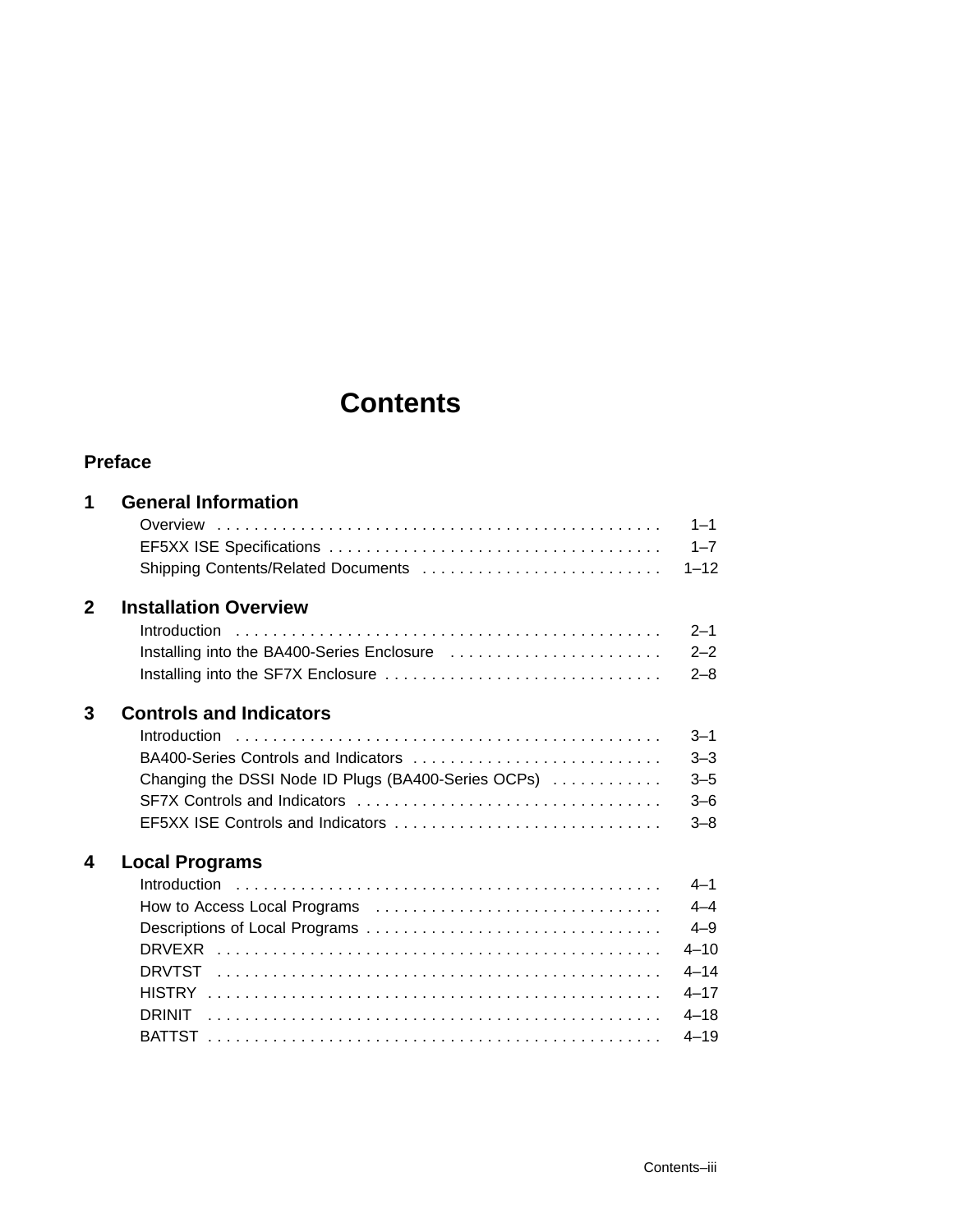# Contents

**Preface**

## 1 General Information

- Overview . . . . . 1–1
- EF5XX ISE Specifications . . . . . 1–7
- Shipping Contents/Related Documents . . . . . 1–12

## 2 Installation Overview

- Introduction . . . . . 2–1
- Installing into the BA400-Series Enclosure . . . . . 2–2
- Installing into the SF7X Enclosure . . . . . 2–8

## 3 Controls and Indicators

- Introduction . . . . . 3–1
- BA400-Series Controls and Indicators . . . . . 3–3
- Changing the DSSI Node ID Plugs (BA400-Series OCPs) . . . . . 3–5
- SF7X Controls and Indicators . . . . . 3–6
- EF5XX ISE Controls and Indicators . . . . . 3–8

## 4 Local Programs

- Introduction . . . . . 4–1
- How to Access Local Programs . . . . . 4–4
- Descriptions of Local Programs . . . . . 4–9
- DRVEXR . . . . . 4–10
- DRVTST . . . . . 4–14
- HISTRY . . . . . 4–17
- DRINIT . . . . . 4–18
- BATTST . . . . . 4–19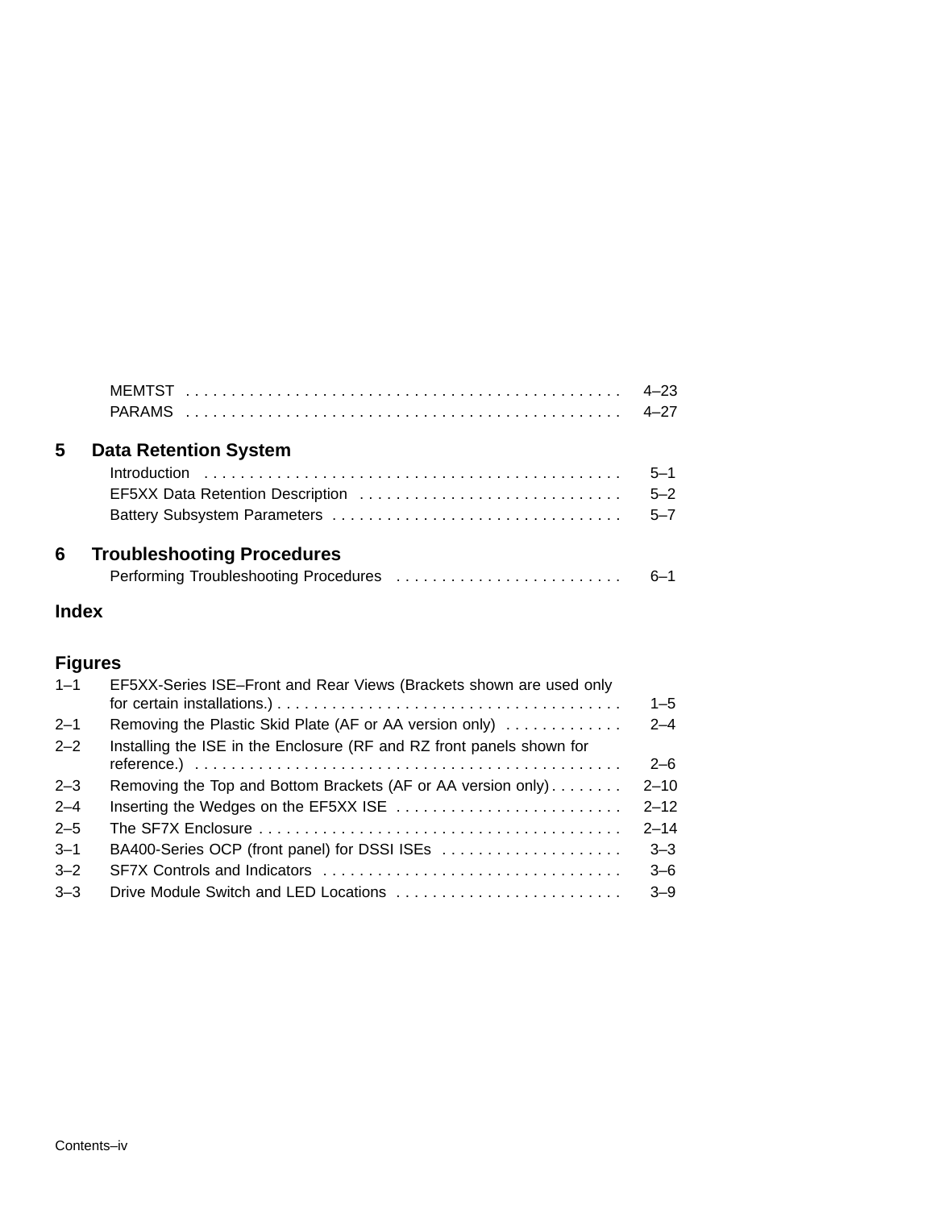MEMTST . . . . . . . . . . . . . . . . . . . . . . . . . . . . . . . . . . . . . . . . . . . . . . 4–23
PARAMS . . . . . . . . . . . . . . . . . . . . . . . . . . . . . . . . . . . . . . . . . . . . . . 4–27

## 5 Data Retention System

Introduction . . . . . . . . . . . . . . . . . . . . . . . . . . . . . . . . . . . . . . . . . . . . . 5–1
EF5XX Data Retention Description . . . . . . . . . . . . . . . . . . . . . . . . . . . . 5–2
Battery Subsystem Parameters . . . . . . . . . . . . . . . . . . . . . . . . . . . . . . . 5–7

## 6 Troubleshooting Procedures

Performing Troubleshooting Procedures . . . . . . . . . . . . . . . . . . . . . . . . . 6–1

## Index

## Figures

1–1 EF5XX-Series ISE–Front and Rear Views (Brackets shown are used only for certain installations.) . . . . . . . . . . . . . . . . . . . . . . . . . . . . . . . . . . . . . 1–5
2–1 Removing the Plastic Skid Plate (AF or AA version only) . . . . . . . . . . . . . 2–4
2–2 Installing the ISE in the Enclosure (RF and RZ front panels shown for reference.) . . . . . . . . . . . . . . . . . . . . . . . . . . . . . . . . . . . . . . . . . . . . . . 2–6
2–3 Removing the Top and Bottom Brackets (AF or AA version only) . . . . . . . . 2–10
2–4 Inserting the Wedges on the EF5XX ISE . . . . . . . . . . . . . . . . . . . . . . . . . 2–12
2–5 The SF7X Enclosure . . . . . . . . . . . . . . . . . . . . . . . . . . . . . . . . . . . . . . . . 2–14
3–1 BA400-Series OCP (front panel) for DSSI ISEs . . . . . . . . . . . . . . . . . . . . 3–3
3–2 SF7X Controls and Indicators . . . . . . . . . . . . . . . . . . . . . . . . . . . . . . . . . 3–6
3–3 Drive Module Switch and LED Locations . . . . . . . . . . . . . . . . . . . . . . . . . 3–9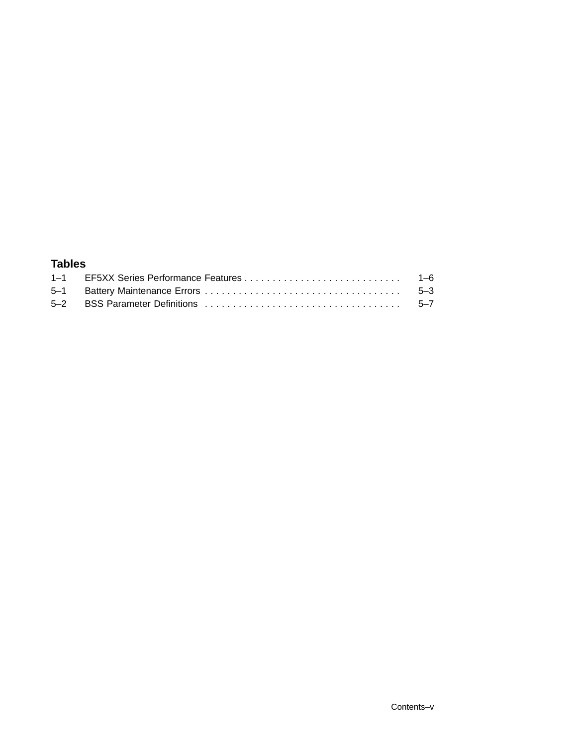## Tables

| | | |
|---|---|---|
| 1–1 | EF5XX Series Performance Features | 1–6 |
| 5–1 | Battery Maintenance Errors | 5–3 |
| 5–2 | BSS Parameter Definitions | 5–7 |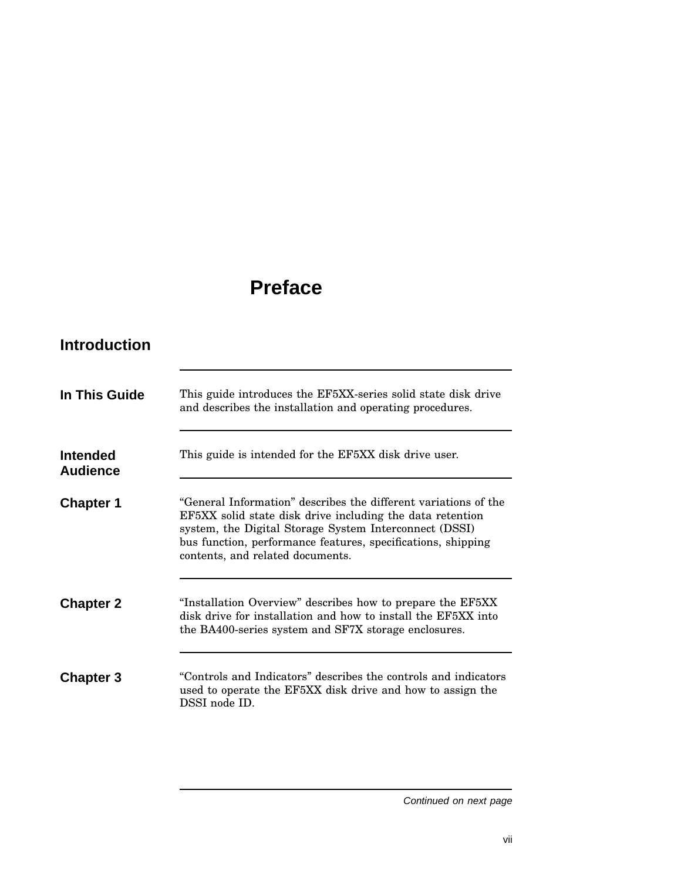# Preface

## Introduction

### In This Guide

This guide introduces the EF5XX-series solid state disk drive and describes the installation and operating procedures.

### Intended Audience

This guide is intended for the EF5XX disk drive user.

### Chapter 1

“General Information” describes the different variations of the EF5XX solid state disk drive including the data retention system, the Digital Storage System Interconnect (DSSI) bus function, performance features, specifications, shipping contents, and related documents.

### Chapter 2

“Installation Overview” describes how to prepare the EF5XX disk drive for installation and how to install the EF5XX into the BA400-series system and SF7X storage enclosures.

### Chapter 3

“Controls and Indicators” describes the controls and indicators used to operate the EF5XX disk drive and how to assign the DSSI node ID.

*Continued on next page*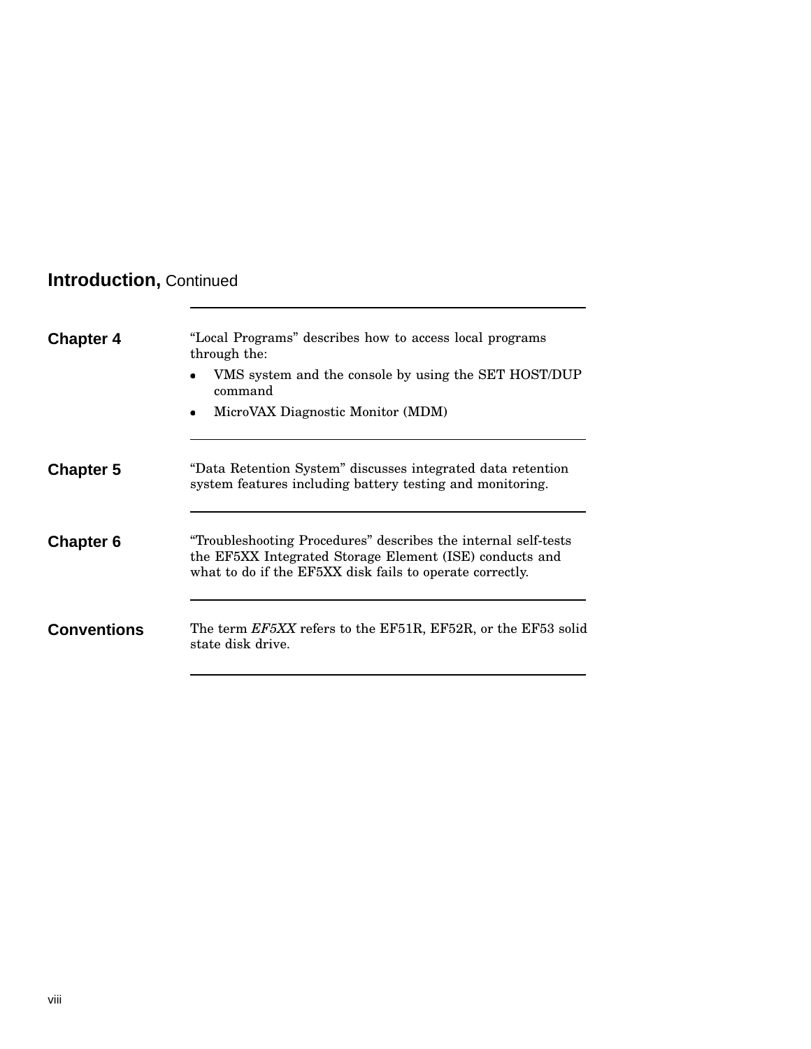## Introduction, Continued

**Chapter 4**

"Local Programs" describes how to access local programs through the:

- VMS system and the console by using the SET HOST/DUP command
- MicroVAX Diagnostic Monitor (MDM)

**Chapter 5**

"Data Retention System" discusses integrated data retention system features including battery testing and monitoring.

**Chapter 6**

"Troubleshooting Procedures" describes the internal self-tests the EF5XX Integrated Storage Element (ISE) conducts and what to do if the EF5XX disk fails to operate correctly.

**Conventions**

The term *EF5XX* refers to the EF51R, EF52R, or the EF53 solid state disk drive.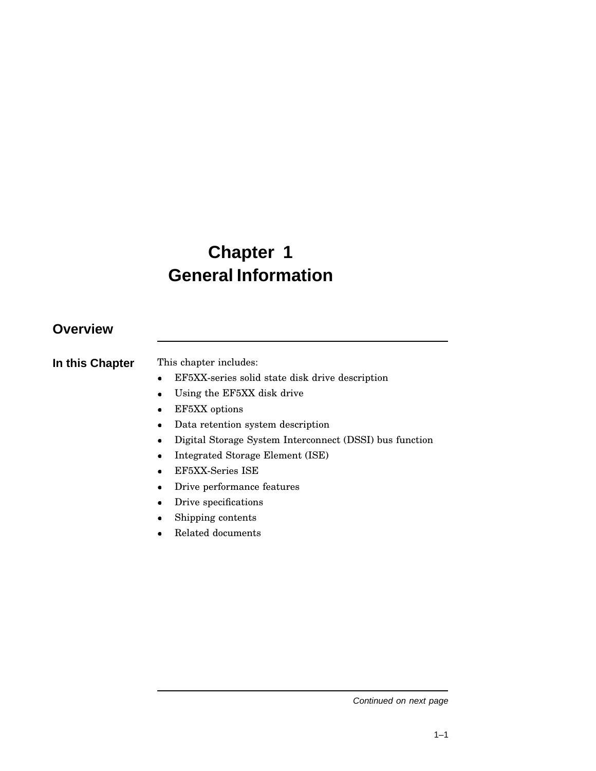# Chapter 1 General Information

## Overview

### In this Chapter

This chapter includes:

- EF5XX-series solid state disk drive description
- Using the EF5XX disk drive
- EF5XX options
- Data retention system description
- Digital Storage System Interconnect (DSSI) bus function
- Integrated Storage Element (ISE)
- EF5XX-Series ISE
- Drive performance features
- Drive specifications
- Shipping contents
- Related documents

*Continued on next page*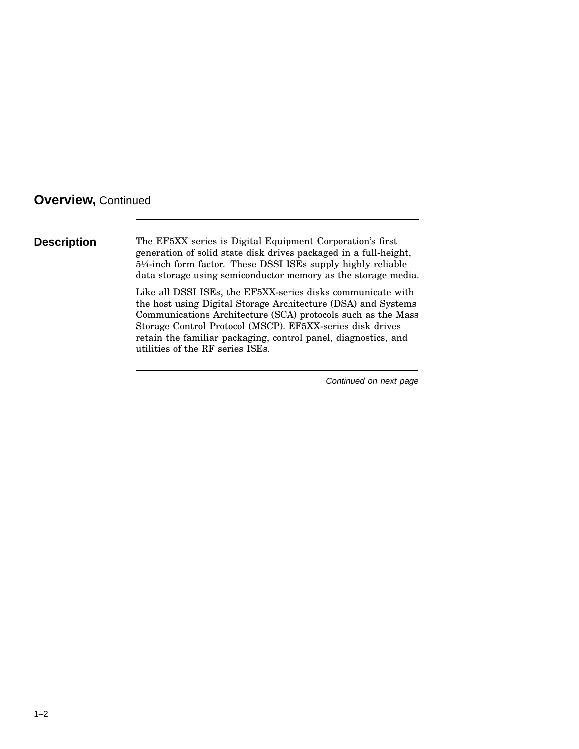## **Overview,** Continued

### Description

The EF5XX series is Digital Equipment Corporation's first generation of solid state disk drives packaged in a full-height, 5¼-inch form factor. These DSSI ISEs supply highly reliable data storage using semiconductor memory as the storage media.

Like all DSSI ISEs, the EF5XX-series disks communicate with the host using Digital Storage Architecture (DSA) and Systems Communications Architecture (SCA) protocols such as the Mass Storage Control Protocol (MSCP). EF5XX-series disk drives retain the familiar packaging, control panel, diagnostics, and utilities of the RF series ISEs.

*Continued on next page*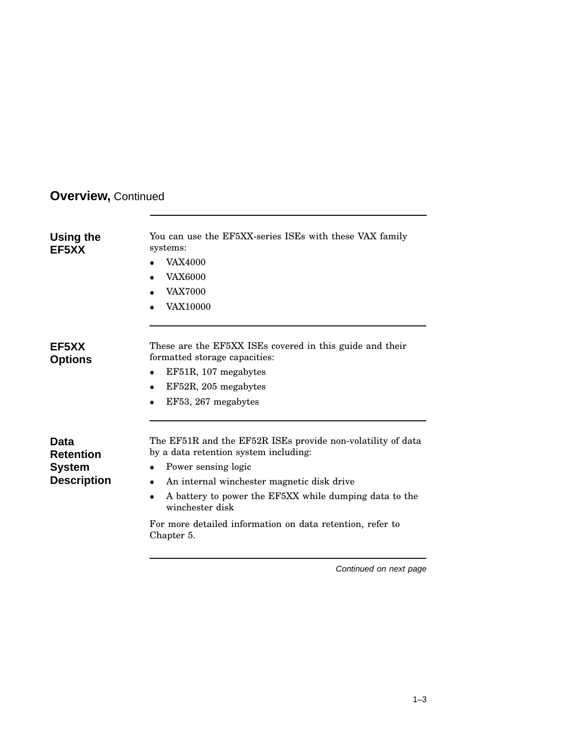## Overview, Continued

### Using the EF5XX

You can use the EF5XX-series ISEs with these VAX family systems:

- VAX4000
- VAX6000
- VAX7000
- VAX10000

### EF5XX Options

These are the EF5XX ISEs covered in this guide and their formatted storage capacities:

- EF51R, 107 megabytes
- EF52R, 205 megabytes
- EF53, 267 megabytes

### Data Retention System Description

The EF51R and the EF52R ISEs provide non-volatility of data by a data retention system including:

- Power sensing logic
- An internal winchester magnetic disk drive
- A battery to power the EF5XX while dumping data to the winchester disk

For more detailed information on data retention, refer to Chapter 5.

*Continued on next page*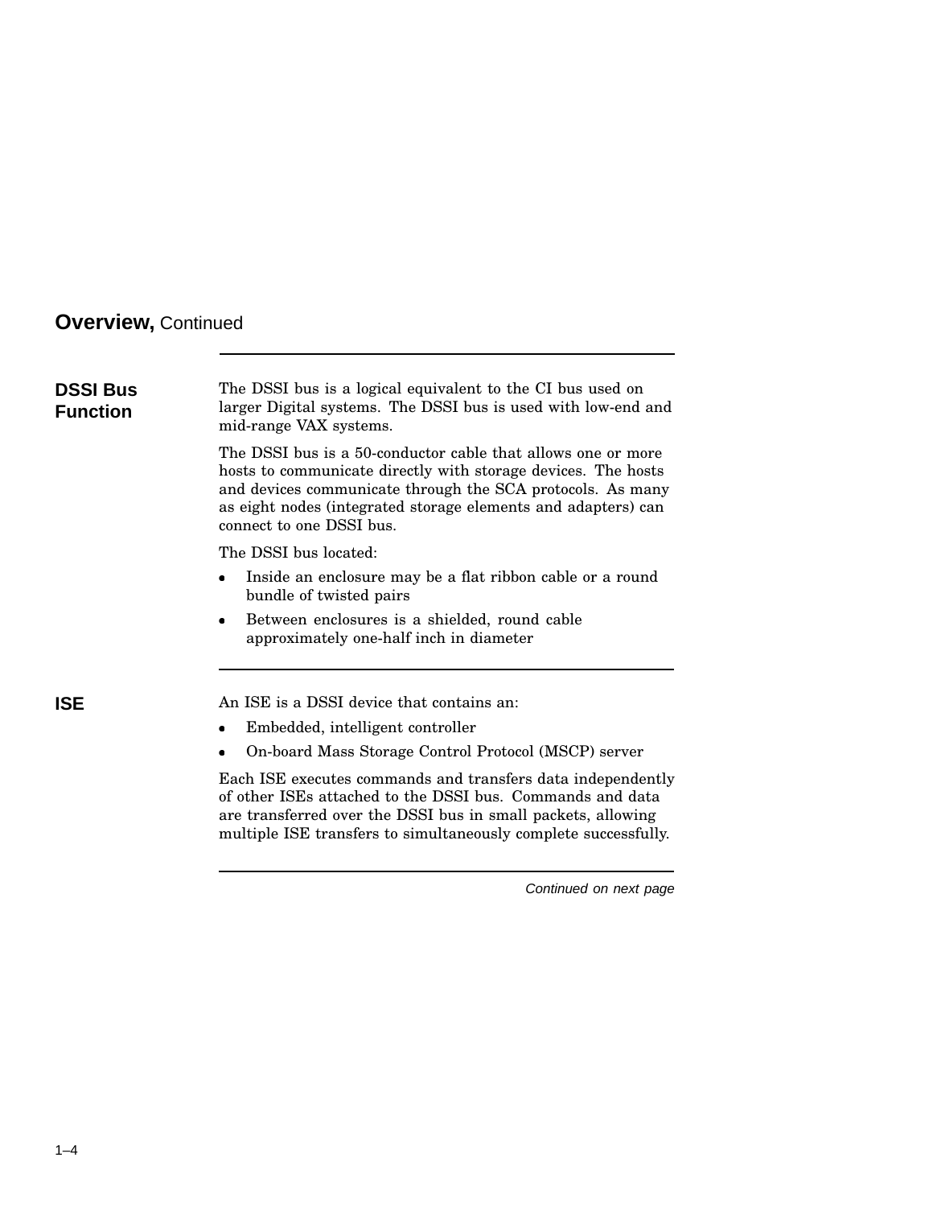## Overview, Continued

### DSSI Bus Function

The DSSI bus is a logical equivalent to the CI bus used on larger Digital systems. The DSSI bus is used with low-end and mid-range VAX systems.

The DSSI bus is a 50-conductor cable that allows one or more hosts to communicate directly with storage devices. The hosts and devices communicate through the SCA protocols. As many as eight nodes (integrated storage elements and adapters) can connect to one DSSI bus.

The DSSI bus located:

- Inside an enclosure may be a flat ribbon cable or a round bundle of twisted pairs
- Between enclosures is a shielded, round cable approximately one-half inch in diameter

### ISE

An ISE is a DSSI device that contains an:

- Embedded, intelligent controller
- On-board Mass Storage Control Protocol (MSCP) server

Each ISE executes commands and transfers data independently of other ISEs attached to the DSSI bus. Commands and data are transferred over the DSSI bus in small packets, allowing multiple ISE transfers to simultaneously complete successfully.

*Continued on next page*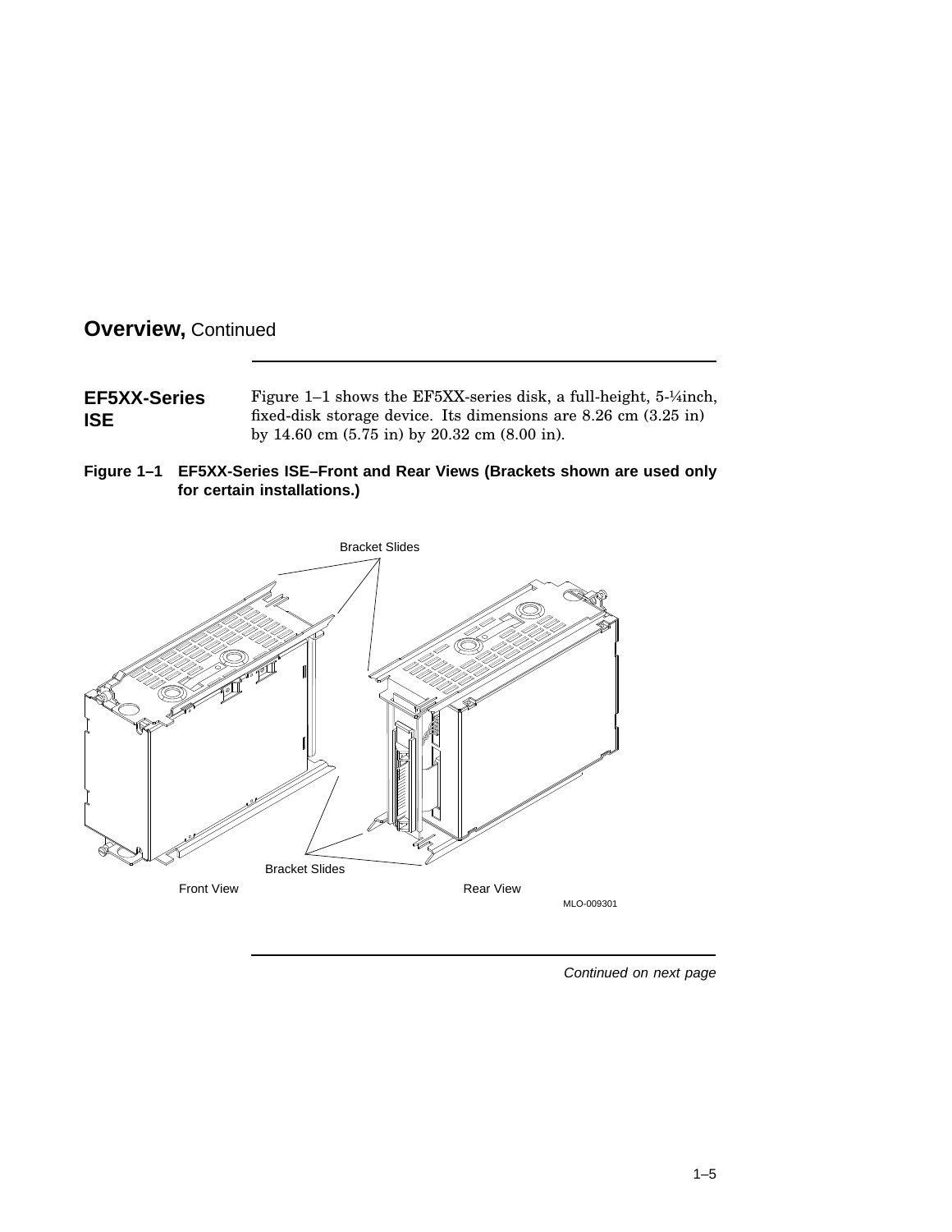## Overview, Continued

### EF5XX-Series ISE

Figure 1–1 shows the EF5XX-series disk, a full-height, 5-¼inch, fixed-disk storage device. Its dimensions are 8.26 cm (3.25 in) by 14.60 cm (5.75 in) by 20.32 cm (8.00 in).

**Figure 1–1 EF5XX-Series ISE–Front and Rear Views (Brackets shown are used only for certain installations.)**

Bracket Slides

Bracket Slides

Front View

Rear View

MLO-009301

*Continued on next page*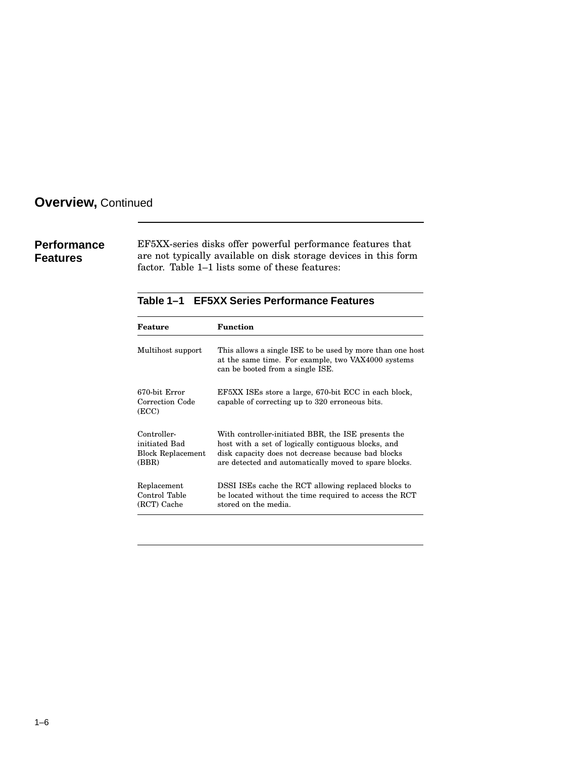## Overview, Continued

### Performance Features

EF5XX-series disks offer powerful performance features that are not typically available on disk storage devices in this form factor. Table 1–1 lists some of these features:

**Table 1–1 EF5XX Series Performance Features**

| Feature | Function |
|---|---|
| Multihost support | This allows a single ISE to be used by more than one host at the same time. For example, two VAX4000 systems can be booted from a single ISE. |
| 670-bit Error Correction Code (ECC) | EF5XX ISEs store a large, 670-bit ECC in each block, capable of correcting up to 320 erroneous bits. |
| Controller-initiated Bad Block Replacement (BBR) | With controller-initiated BBR, the ISE presents the host with a set of logically contiguous blocks, and disk capacity does not decrease because bad blocks are detected and automatically moved to spare blocks. |
| Replacement Control Table (RCT) Cache | DSSI ISEs cache the RCT allowing replaced blocks to be located without the time required to access the RCT stored on the media. |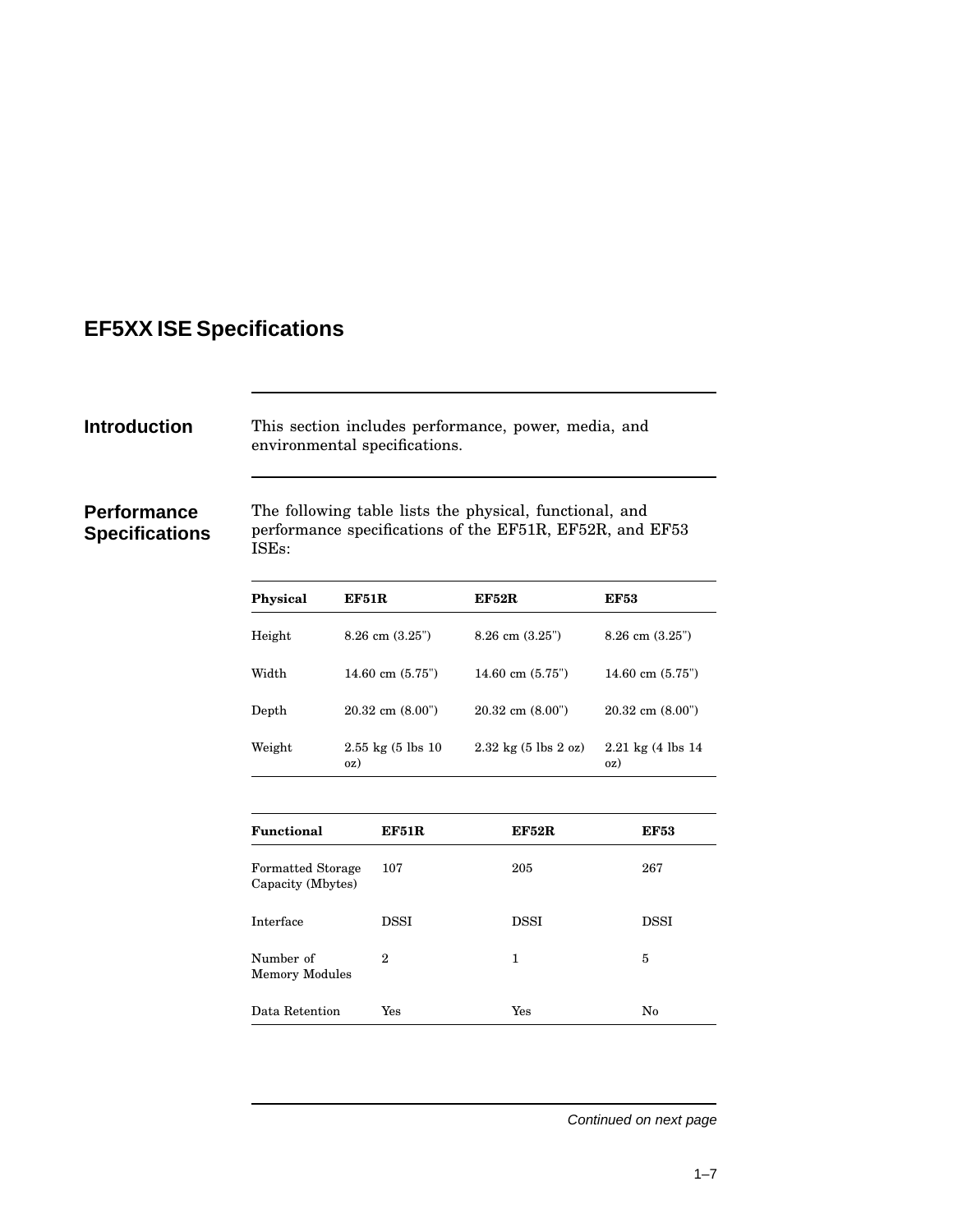# EF5XX ISE Specifications

## Introduction

This section includes performance, power, media, and environmental specifications.

## Performance Specifications

The following table lists the physical, functional, and performance specifications of the EF51R, EF52R, and EF53 ISEs:

| Physical | EF51R | EF52R | EF53 |
|---|---|---|---|
| Height | 8.26 cm (3.25") | 8.26 cm (3.25") | 8.26 cm (3.25") |
| Width | 14.60 cm (5.75") | 14.60 cm (5.75") | 14.60 cm (5.75") |
| Depth | 20.32 cm (8.00") | 20.32 cm (8.00") | 20.32 cm (8.00") |
| Weight | 2.55 kg (5 lbs 10 oz) | 2.32 kg (5 lbs 2 oz) | 2.21 kg (4 lbs 14 oz) |

| Functional | EF51R | EF52R | EF53 |
|---|---|---|---|
| Formatted Storage Capacity (Mbytes) | 107 | 205 | 267 |
| Interface | DSSI | DSSI | DSSI |
| Number of Memory Modules | 2 | 1 | 5 |
| Data Retention | Yes | Yes | No |

*Continued on next page*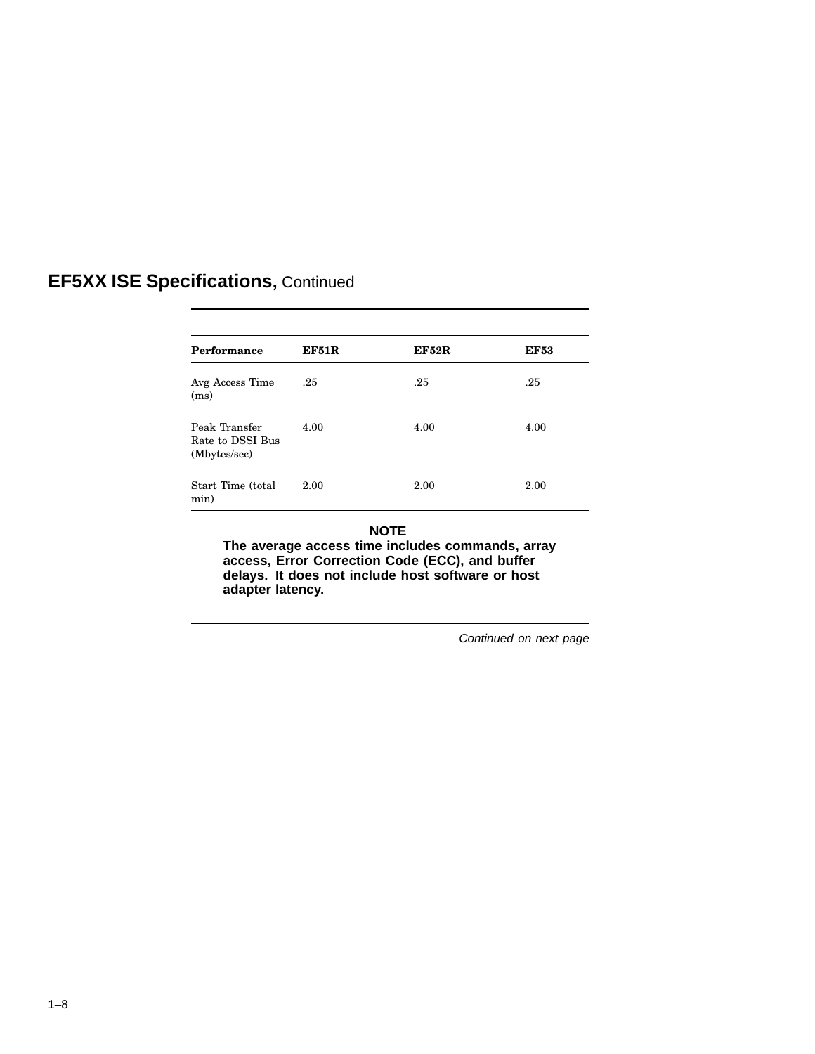## **EF5XX ISE Specifications,** Continued

| Performance | EF51R | EF52R | EF53 |
|---|---|---|---|
| Avg Access Time (ms) | .25 | .25 | .25 |
| Peak Transfer Rate to DSSI Bus (Mbytes/sec) | 4.00 | 4.00 | 4.00 |
| Start Time (total min) | 2.00 | 2.00 | 2.00 |

**NOTE**

**The average access time includes commands, array access, Error Correction Code (ECC), and buffer delays. It does not include host software or host adapter latency.**

*Continued on next page*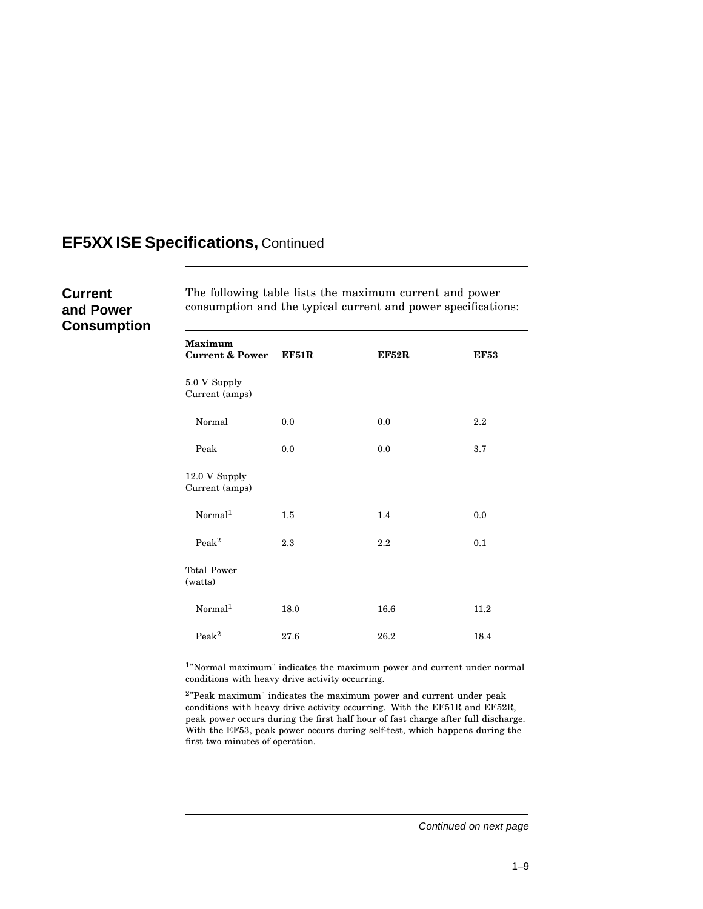## EF5XX ISE Specifications, Continued

### Current and Power Consumption

The following table lists the maximum current and power consumption and the typical current and power specifications:

| Maximum Current & Power | EF51R | EF52R | EF53 |
|---|---|---|---|
| 5.0 V Supply Current (amps) | | | |
| Normal | 0.0 | 0.0 | 2.2 |
| Peak | 0.0 | 0.0 | 3.7 |
| 12.0 V Supply Current (amps) | | | |
| Normal[1] | 1.5 | 1.4 | 0.0 |
| Peak[2] | 2.3 | 2.2 | 0.1 |
| Total Power (watts) | | | |
| Normal[1] | 18.0 | 16.6 | 11.2 |
| Peak[2] | 27.6 | 26.2 | 18.4 |

[1]"Normal maximum" indicates the maximum power and current under normal conditions with heavy drive activity occurring.

[2]"Peak maximum" indicates the maximum power and current under peak conditions with heavy drive activity occurring. With the EF51R and EF52R, peak power occurs during the first half hour of fast charge after full discharge. With the EF53, peak power occurs during self-test, which happens during the first two minutes of operation.

*Continued on next page*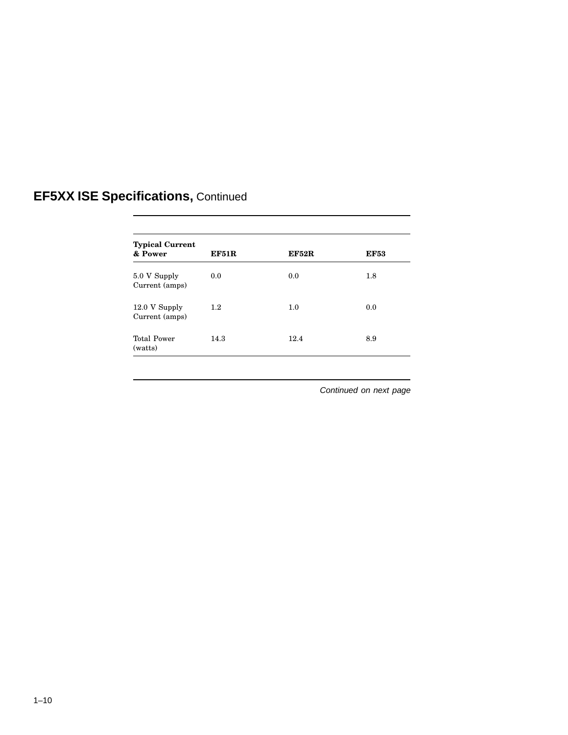## EF5XX ISE Specifications, Continued

| Typical Current & Power | EF51R | EF52R | EF53 |
|---|---|---|---|
| 5.0 V Supply Current (amps) | 0.0 | 0.0 | 1.8 |
| 12.0 V Supply Current (amps) | 1.2 | 1.0 | 0.0 |
| Total Power (watts) | 14.3 | 12.4 | 8.9 |

*Continued on next page*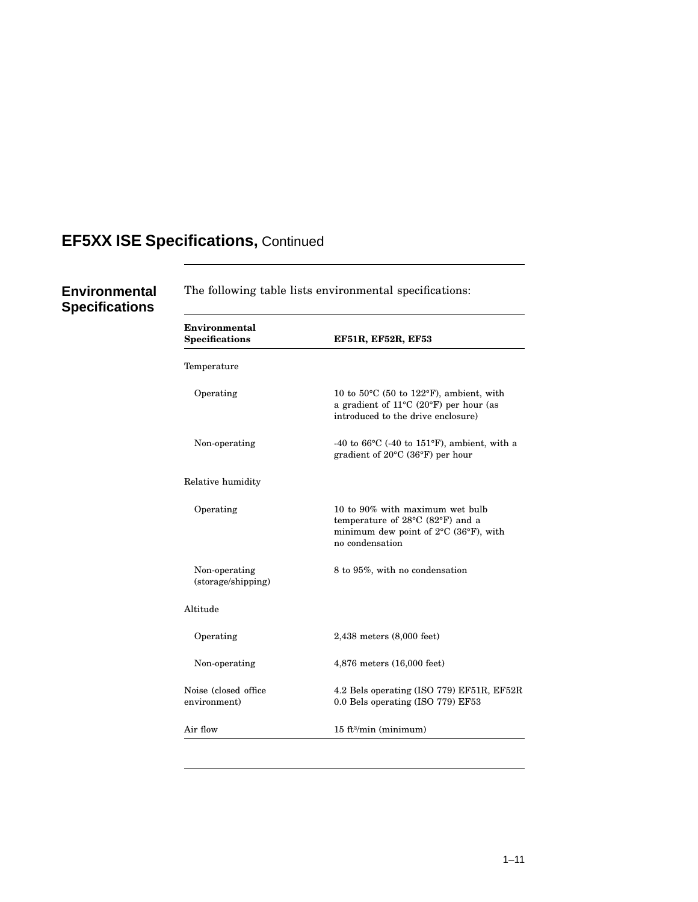# EF5XX ISE Specifications, Continued

## Environmental Specifications

The following table lists environmental specifications:

| Environmental Specifications | EF51R, EF52R, EF53 |
|---|---|
| Temperature | |
| Operating | 10 to 50°C (50 to 122°F), ambient, with a gradient of 11°C (20°F) per hour (as introduced to the drive enclosure) |
| Non-operating | -40 to 66°C (-40 to 151°F), ambient, with a gradient of 20°C (36°F) per hour |
| Relative humidity | |
| Operating | 10 to 90% with maximum wet bulb temperature of 28°C (82°F) and a minimum dew point of 2°C (36°F), with no condensation |
| Non-operating (storage/shipping) | 8 to 95%, with no condensation |
| Altitude | |
| Operating | 2,438 meters (8,000 feet) |
| Non-operating | 4,876 meters (16,000 feet) |
| Noise (closed office environment) | 4.2 Bels operating (ISO 779) EF51R, EF52R<br>0.0 Bels operating (ISO 779) EF53 |
| Air flow | 15 $ft^3$/min (minimum) |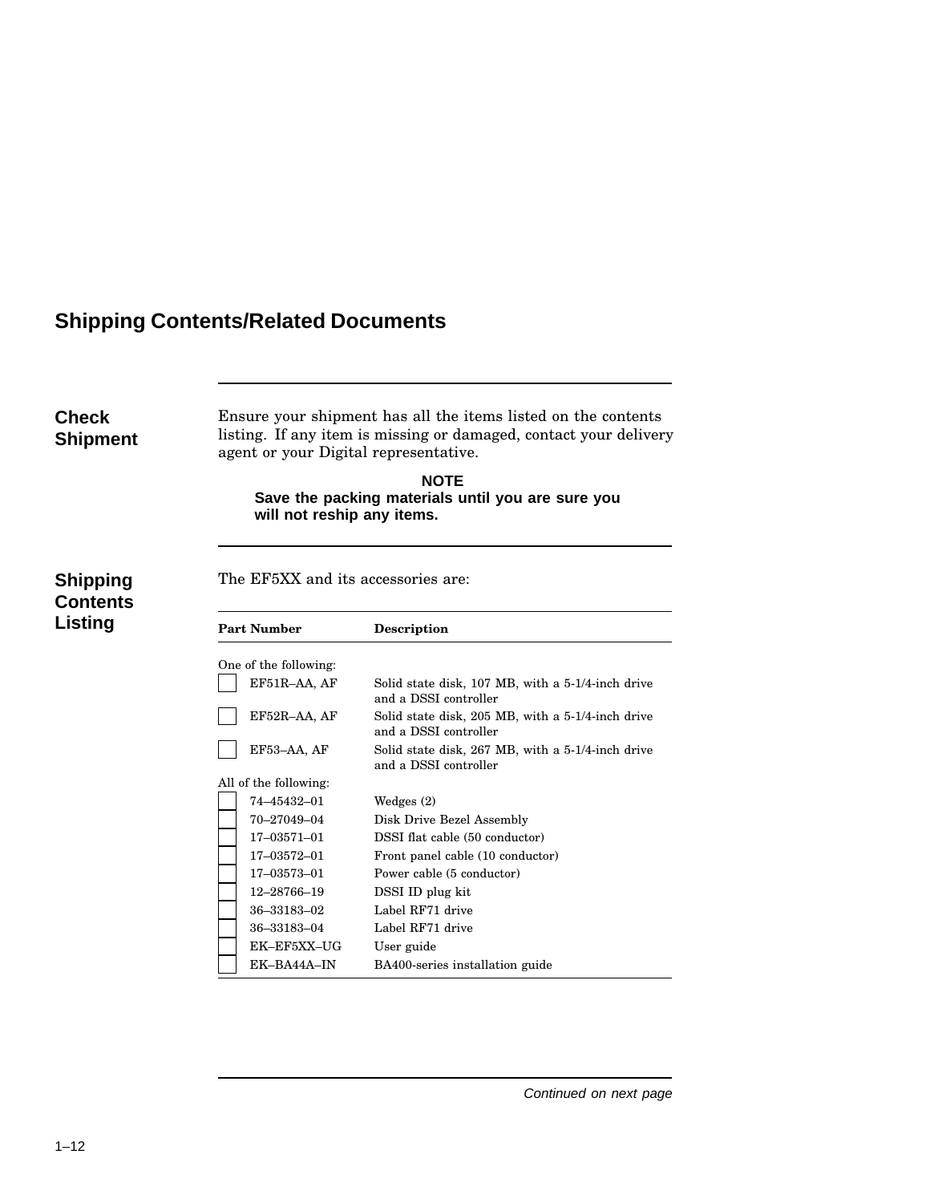## Shipping Contents/Related Documents

### Check Shipment

Ensure your shipment has all the items listed on the contents listing. If any item is missing or damaged, contact your delivery agent or your Digital representative.

**NOTE**

**Save the packing materials until you are sure you will not reship any items.**

### Shipping Contents Listing

The EF5XX and its accessories are:

| Part Number | Description |
|---|---|
| One of the following: | |
| ☐ EF51R–AA, AF | Solid state disk, 107 MB, with a 5-1/4-inch drive and a DSSI controller |
| ☐ EF52R–AA, AF | Solid state disk, 205 MB, with a 5-1/4-inch drive and a DSSI controller |
| ☐ EF53–AA, AF | Solid state disk, 267 MB, with a 5-1/4-inch drive and a DSSI controller |
| All of the following: | |
| ☐ 74–45432–01 | Wedges (2) |
| ☐ 70–27049–04 | Disk Drive Bezel Assembly |
| ☐ 17–03571–01 | DSSI flat cable (50 conductor) |
| ☐ 17–03572–01 | Front panel cable (10 conductor) |
| ☐ 17–03573–01 | Power cable (5 conductor) |
| ☐ 12–28766–19 | DSSI ID plug kit |
| ☐ 36–33183–02 | Label RF71 drive |
| ☐ 36–33183–04 | Label RF71 drive |
| ☐ EK–EF5XX–UG | User guide |
| ☐ EK–BA44A–IN | BA400-series installation guide |

*Continued on next page*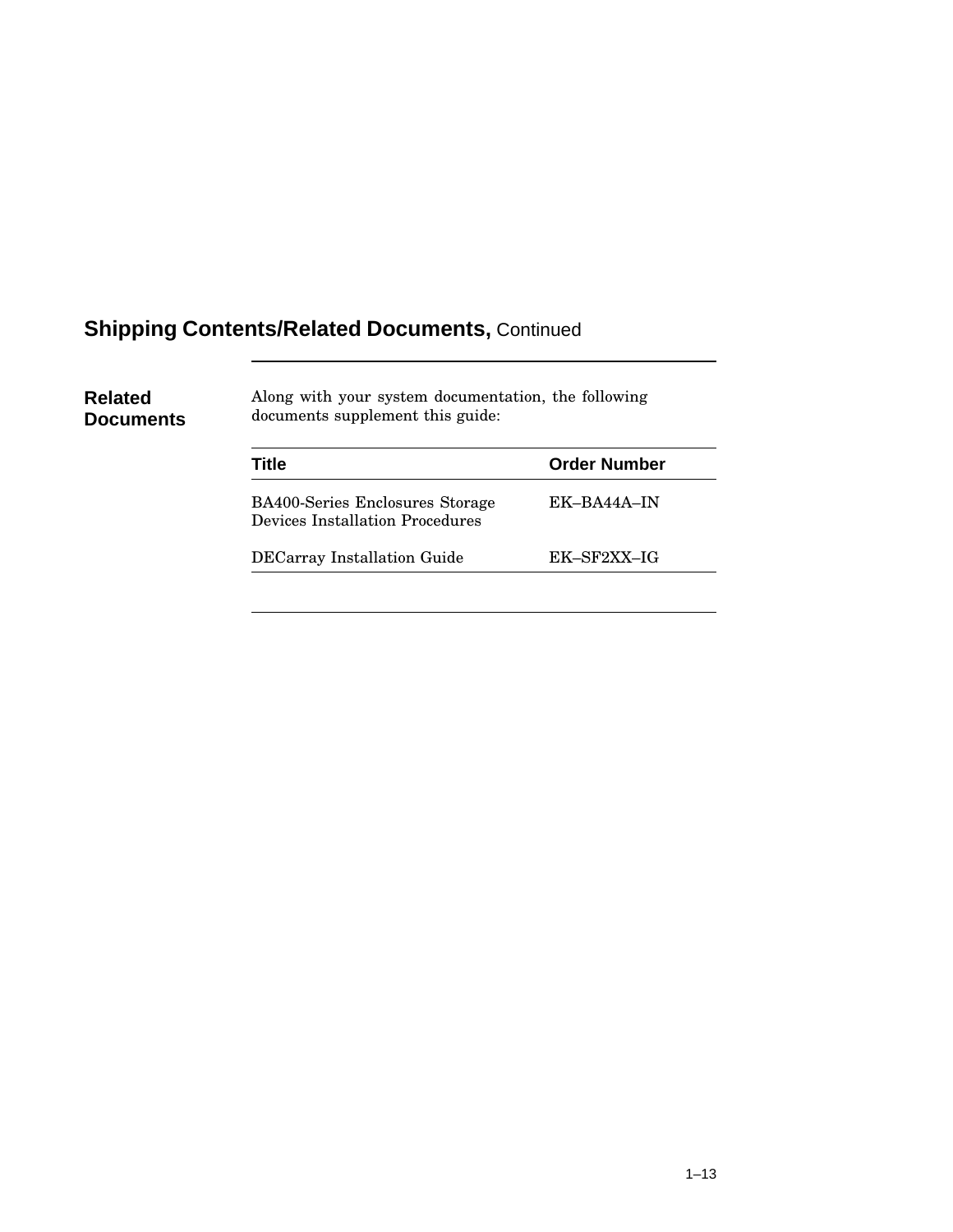## Shipping Contents/Related Documents, Continued

### Related Documents

Along with your system documentation, the following documents supplement this guide:

| Title | Order Number |
|---|---|
| BA400-Series Enclosures Storage Devices Installation Procedures | EK–BA44A–IN |
| DECarray Installation Guide | EK–SF2XX–IG |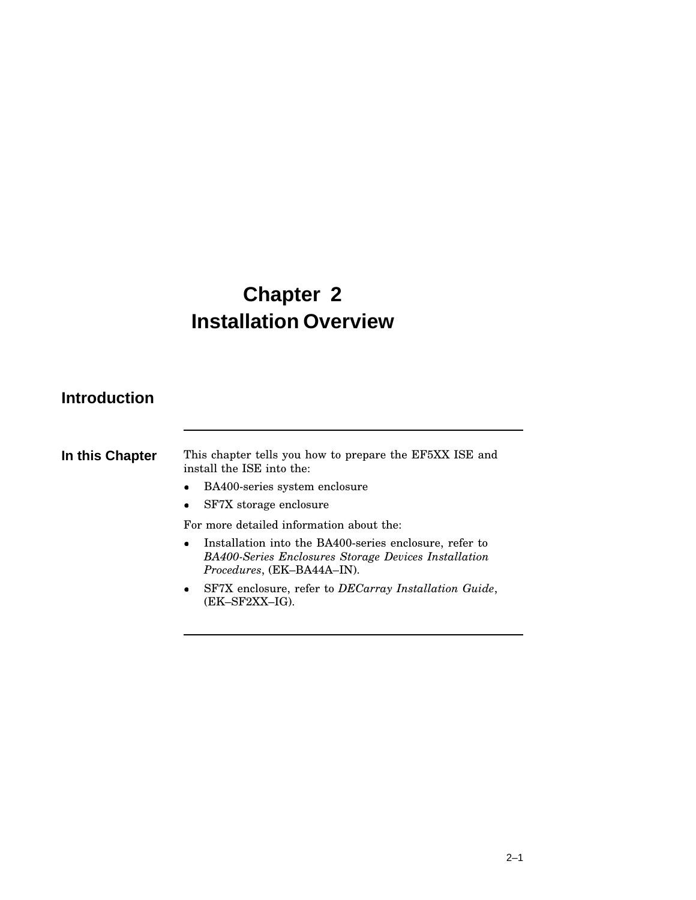# Chapter 2
# Installation Overview

## Introduction

### In this Chapter

This chapter tells you how to prepare the EF5XX ISE and install the ISE into the:

- BA400-series system enclosure
- SF7X storage enclosure

For more detailed information about the:

- Installation into the BA400-series enclosure, refer to *BA400-Series Enclosures Storage Devices Installation Procedures*, (EK–BA44A–IN).
- SF7X enclosure, refer to *DECarray Installation Guide*, (EK–SF2XX–IG).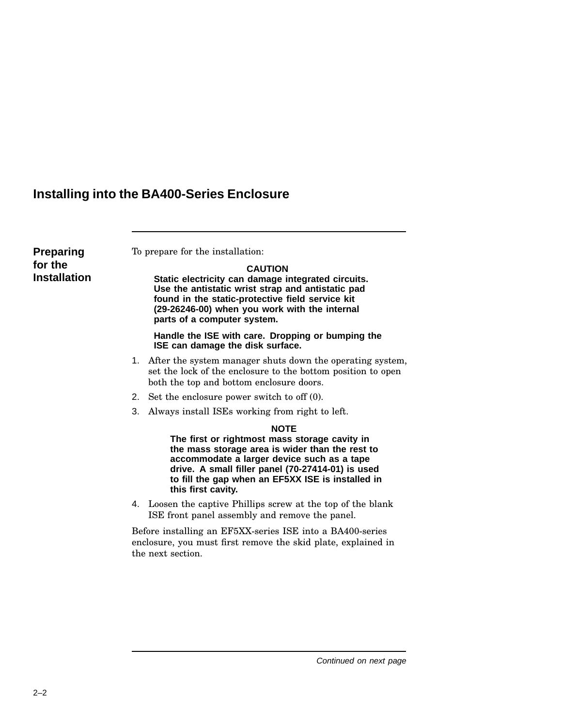## Installing into the BA400-Series Enclosure

### Preparing for the Installation

To prepare for the installation:

**CAUTION**

**Static electricity can damage integrated circuits. Use the antistatic wrist strap and antistatic pad found in the static-protective field service kit (29-26246-00) when you work with the internal parts of a computer system.**

**Handle the ISE with care. Dropping or bumping the ISE can damage the disk surface.**

1. After the system manager shuts down the operating system, set the lock of the enclosure to the bottom position to open both the top and bottom enclosure doors.
2. Set the enclosure power switch to off (0).
3. Always install ISEs working from right to left.

   **NOTE**

   **The first or rightmost mass storage cavity in the mass storage area is wider than the rest to accommodate a larger device such as a tape drive. A small filler panel (70-27414-01) is used to fill the gap when an EF5XX ISE is installed in this first cavity.**

4. Loosen the captive Phillips screw at the top of the blank ISE front panel assembly and remove the panel.

Before installing an EF5XX-series ISE into a BA400-series enclosure, you must first remove the skid plate, explained in the next section.

*Continued on next page*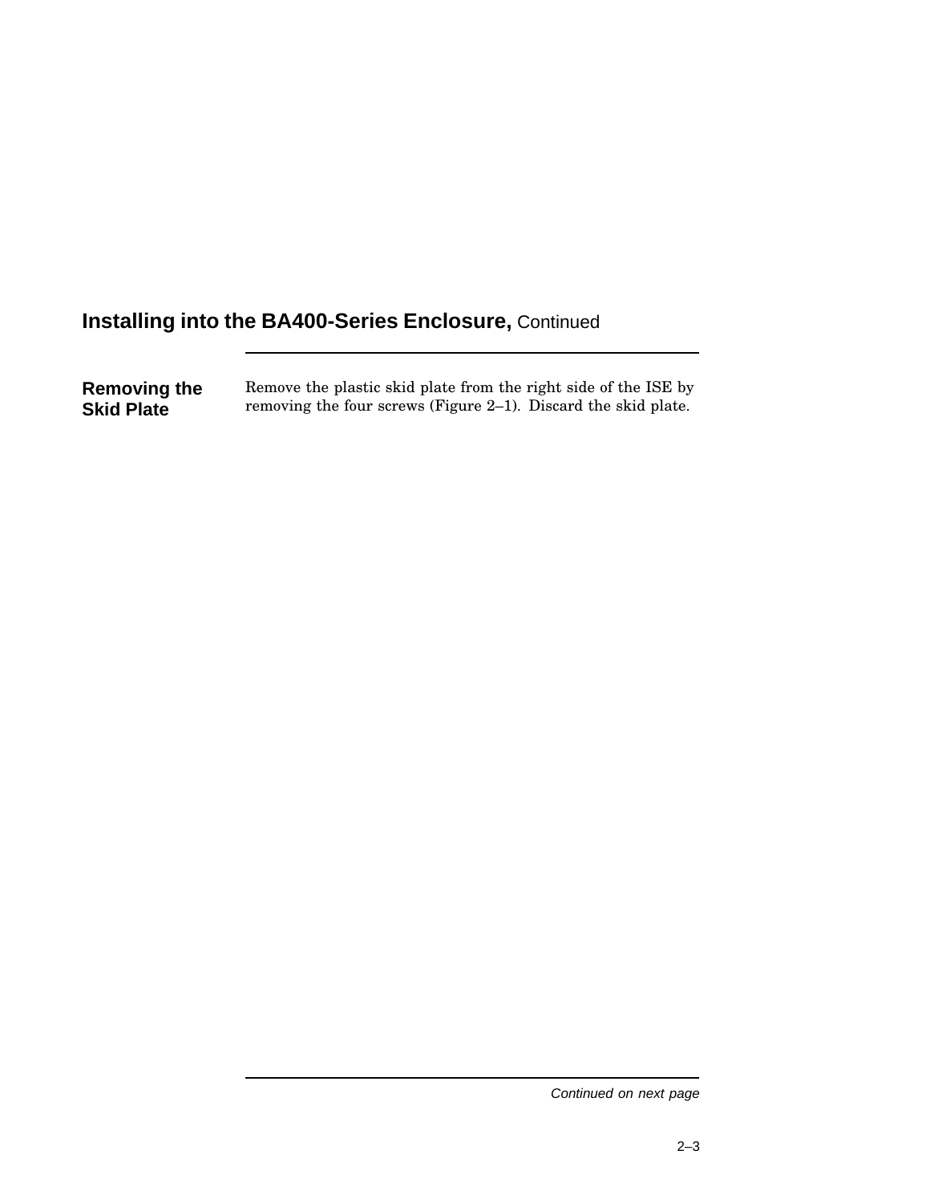## Installing into the BA400-Series Enclosure, Continued

### Removing the Skid Plate

Remove the plastic skid plate from the right side of the ISE by removing the four screws (Figure 2–1). Discard the skid plate.

*Continued on next page*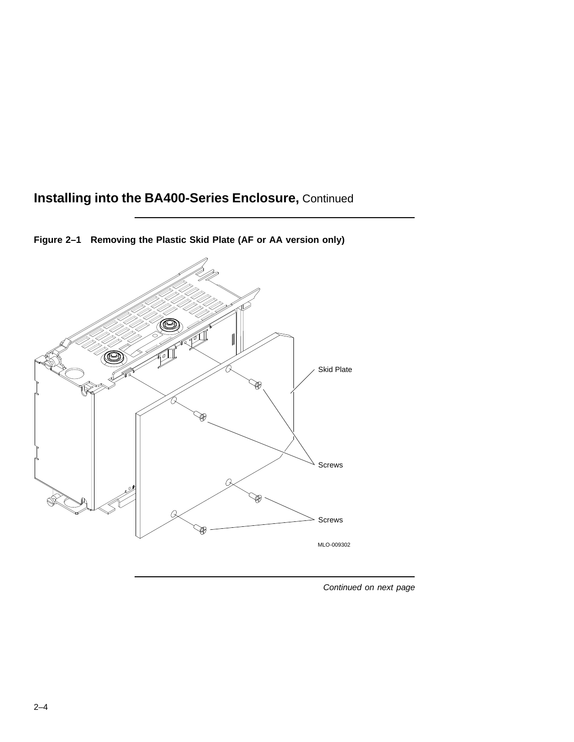## Installing into the BA400-Series Enclosure, Continued

**Figure 2–1 Removing the Plastic Skid Plate (AF or AA version only)**

*Continued on next page*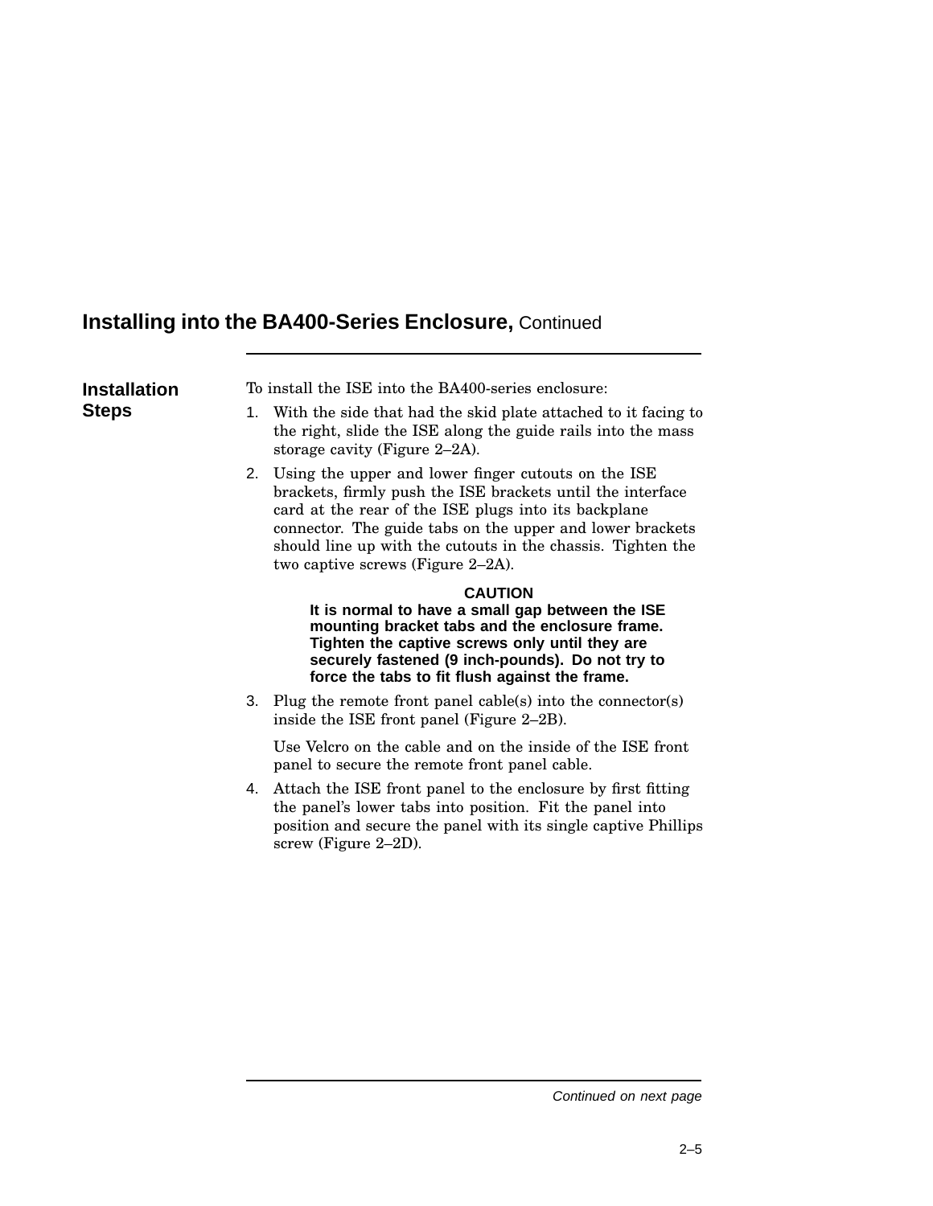## Installing into the BA400-Series Enclosure, Continued

### Installation Steps

To install the ISE into the BA400-series enclosure:

1. With the side that had the skid plate attached to it facing to the right, slide the ISE along the guide rails into the mass storage cavity (Figure 2–2A).
2. Using the upper and lower finger cutouts on the ISE brackets, firmly push the ISE brackets until the interface card at the rear of the ISE plugs into its backplane connector. The guide tabs on the upper and lower brackets should line up with the cutouts in the chassis. Tighten the two captive screws (Figure 2–2A).

   **CAUTION**

   **It is normal to have a small gap between the ISE mounting bracket tabs and the enclosure frame. Tighten the captive screws only until they are securely fastened (9 inch-pounds). Do not try to force the tabs to fit flush against the frame.**

3. Plug the remote front panel cable(s) into the connector(s) inside the ISE front panel (Figure 2–2B).

   Use Velcro on the cable and on the inside of the ISE front panel to secure the remote front panel cable.

4. Attach the ISE front panel to the enclosure by first fitting the panel's lower tabs into position. Fit the panel into position and secure the panel with its single captive Phillips screw (Figure 2–2D).

*Continued on next page*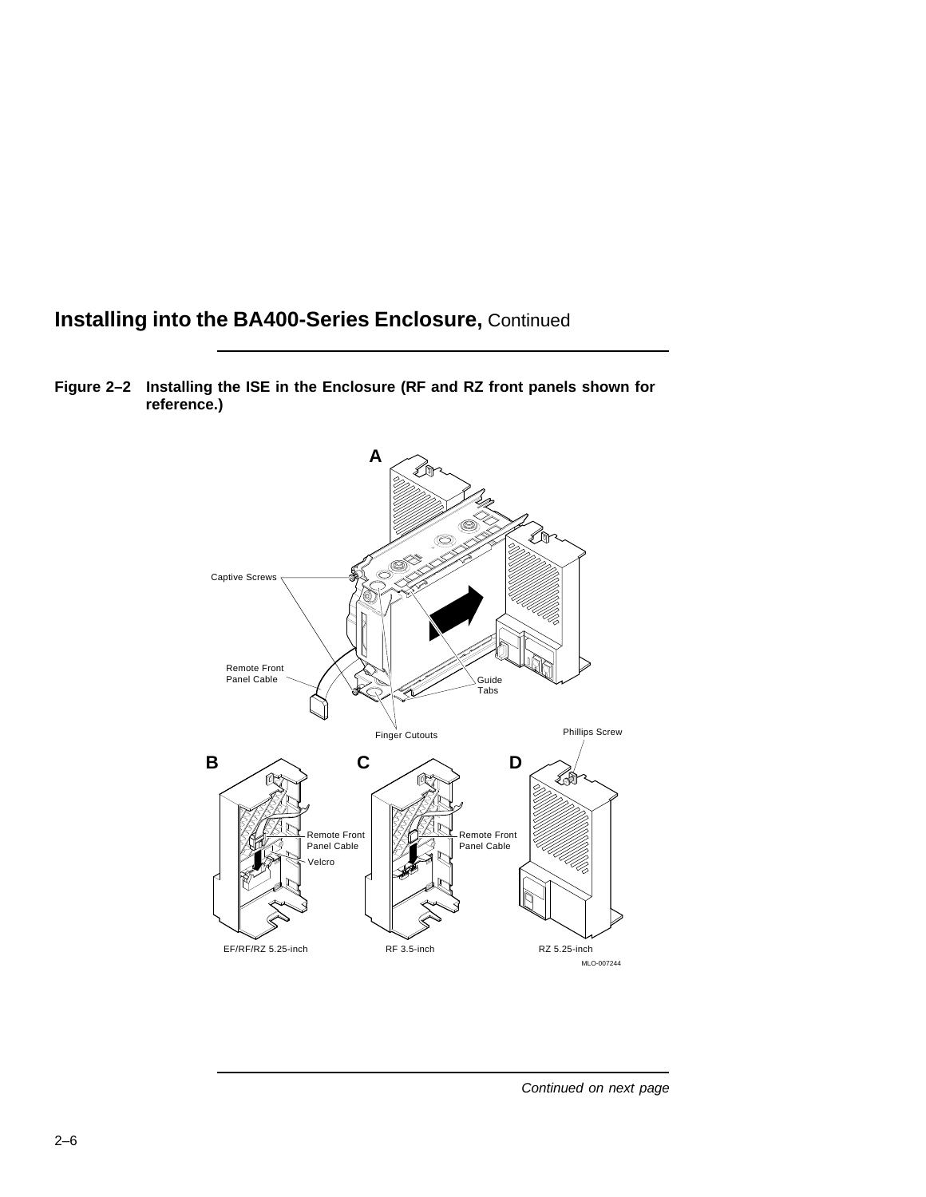## Installing into the BA400-Series Enclosure, Continued

**Figure 2–2 Installing the ISE in the Enclosure (RF and RZ front panels shown for reference.)**

*Continued on next page*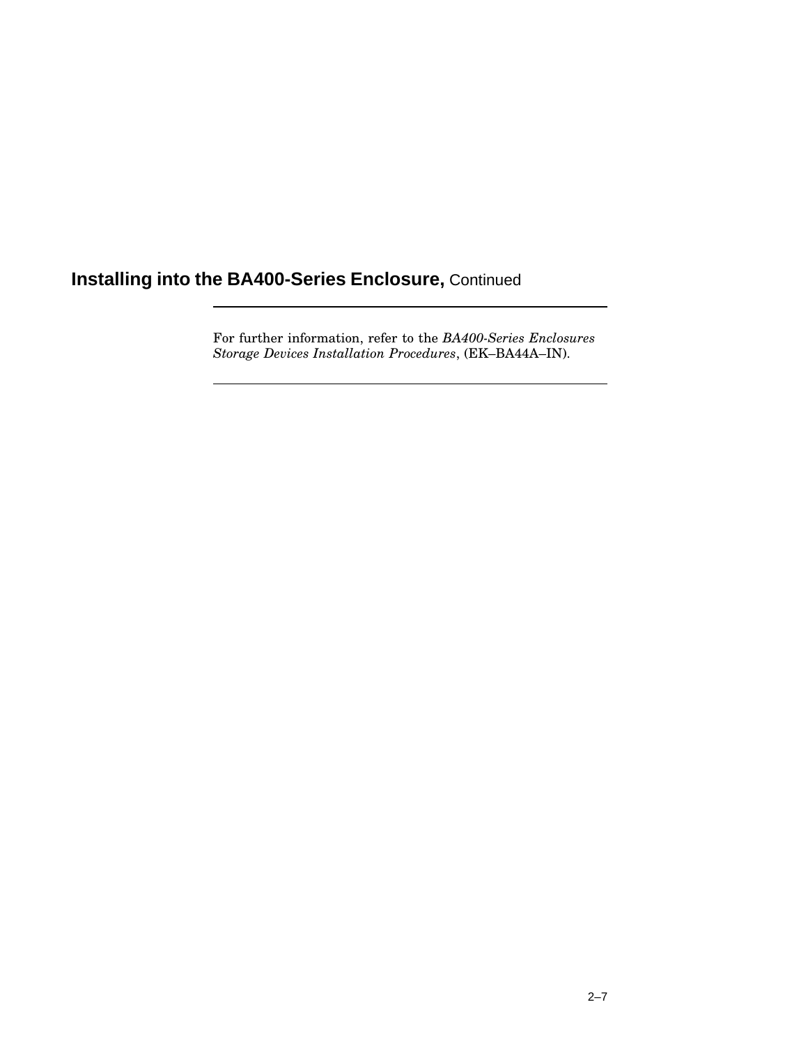## Installing into the BA400-Series Enclosure, Continued

---

For further information, refer to the *BA400-Series Enclosures Storage Devices Installation Procedures*, (EK–BA44A–IN).

---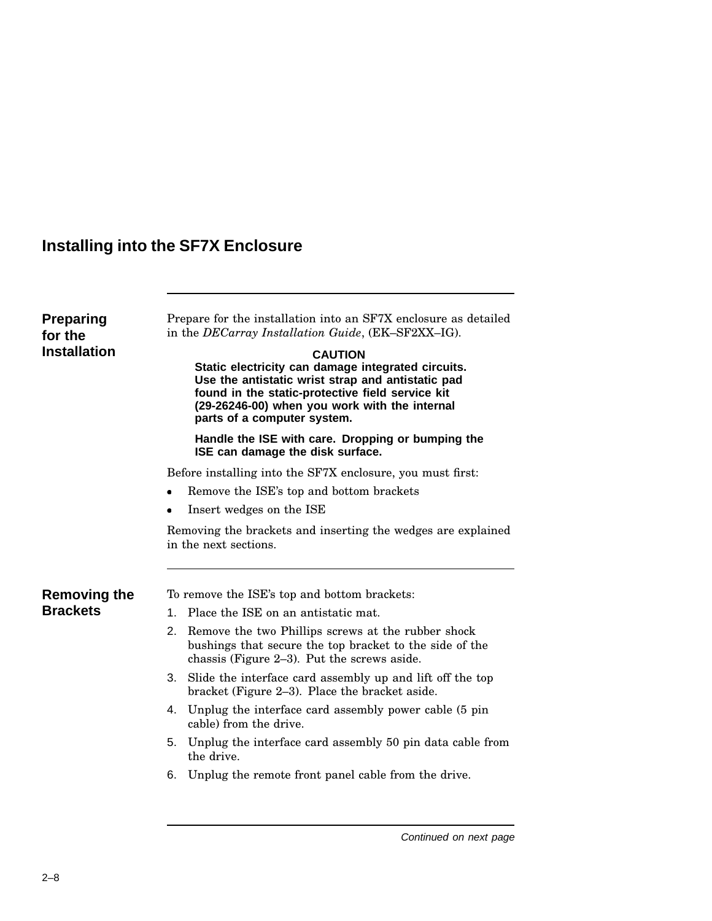## Installing into the SF7X Enclosure

### Preparing for the Installation

Prepare for the installation into an SF7X enclosure as detailed in the *DECarray Installation Guide*, (EK–SF2XX–IG).

**CAUTION**

**Static electricity can damage integrated circuits. Use the antistatic wrist strap and antistatic pad found in the static-protective field service kit (29-26246-00) when you work with the internal parts of a computer system.**

**Handle the ISE with care. Dropping or bumping the ISE can damage the disk surface.**

Before installing into the SF7X enclosure, you must first:

- Remove the ISE's top and bottom brackets
- Insert wedges on the ISE

Removing the brackets and inserting the wedges are explained in the next sections.

### Removing the Brackets

To remove the ISE's top and bottom brackets:

1. Place the ISE on an antistatic mat.
2. Remove the two Phillips screws at the rubber shock bushings that secure the top bracket to the side of the chassis (Figure 2–3). Put the screws aside.
3. Slide the interface card assembly up and lift off the top bracket (Figure 2–3). Place the bracket aside.
4. Unplug the interface card assembly power cable (5 pin cable) from the drive.
5. Unplug the interface card assembly 50 pin data cable from the drive.
6. Unplug the remote front panel cable from the drive.

*Continued on next page*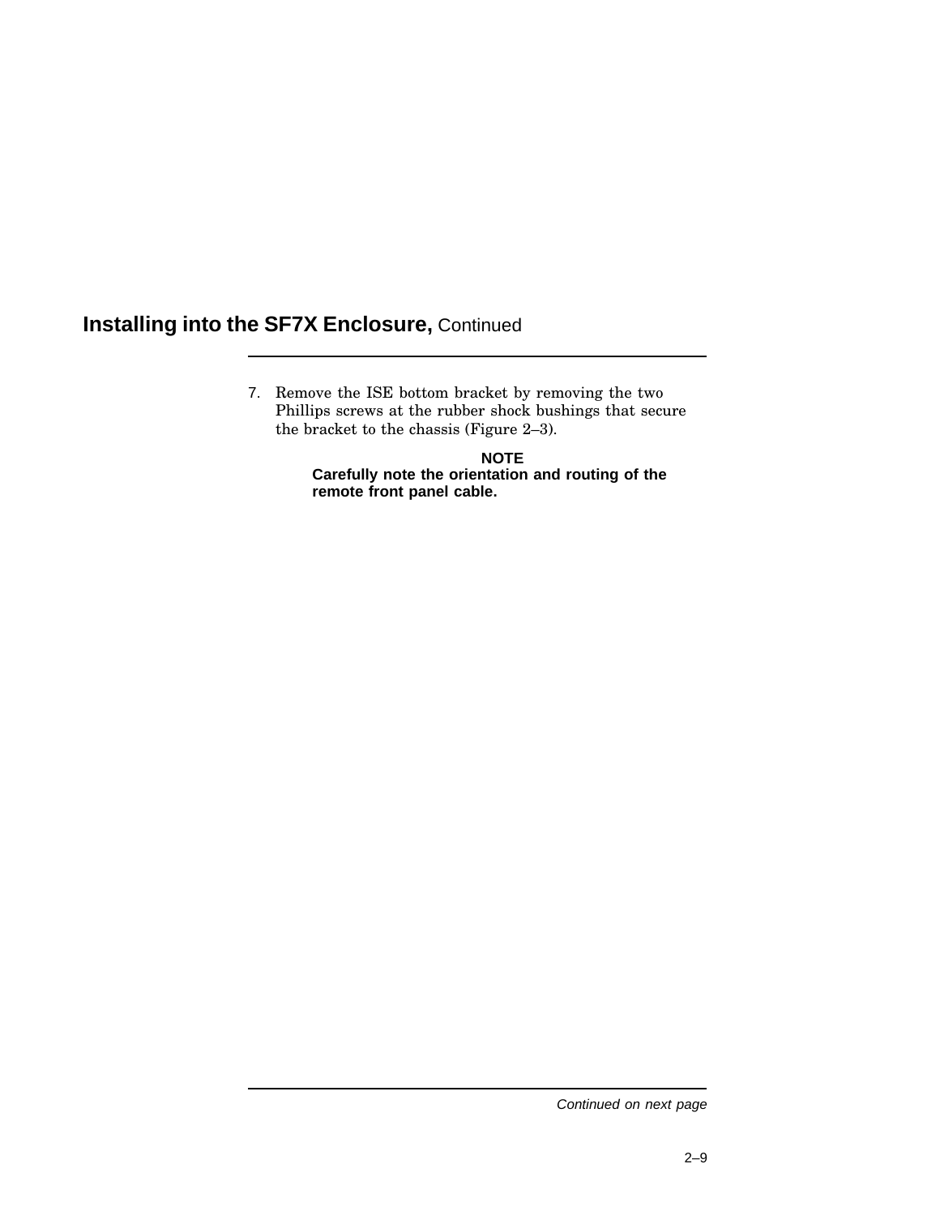## Installing into the SF7X Enclosure, Continued

7. Remove the ISE bottom bracket by removing the two Phillips screws at the rubber shock bushings that secure the bracket to the chassis (Figure 2–3).

   **NOTE**

   **Carefully note the orientation and routing of the remote front panel cable.**

*Continued on next page*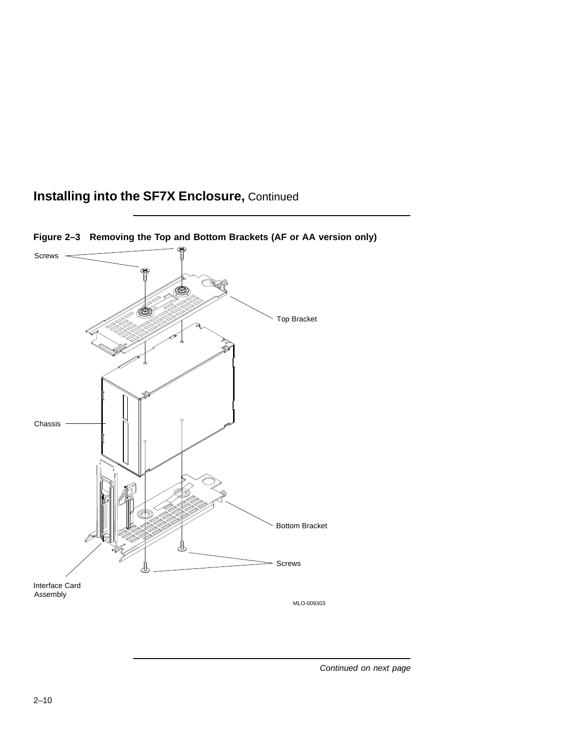## Installing into the SF7X Enclosure, Continued

**Figure 2–3 Removing the Top and Bottom Brackets (AF or AA version only)**

Screws

Top Bracket

Chassis

Bottom Bracket

Screws

Interface Card Assembly

MLO-009303

*Continued on next page*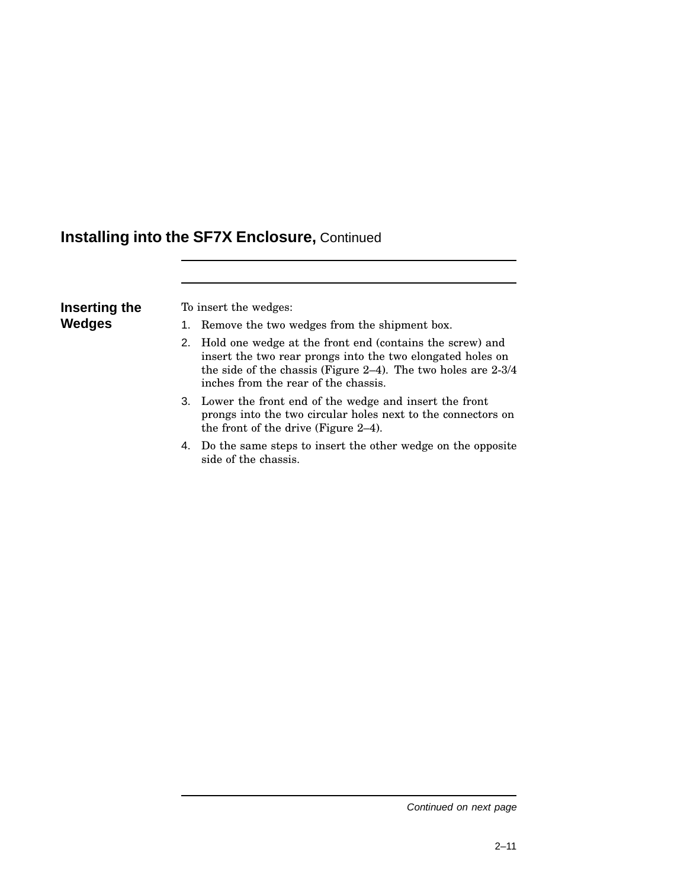## Installing into the SF7X Enclosure, Continued

### Inserting the Wedges

To insert the wedges:

1. Remove the two wedges from the shipment box.
2. Hold one wedge at the front end (contains the screw) and insert the two rear prongs into the two elongated holes on the side of the chassis (Figure 2–4). The two holes are 2-3/4 inches from the rear of the chassis.
3. Lower the front end of the wedge and insert the front prongs into the two circular holes next to the connectors on the front of the drive (Figure 2–4).
4. Do the same steps to insert the other wedge on the opposite side of the chassis.

*Continued on next page*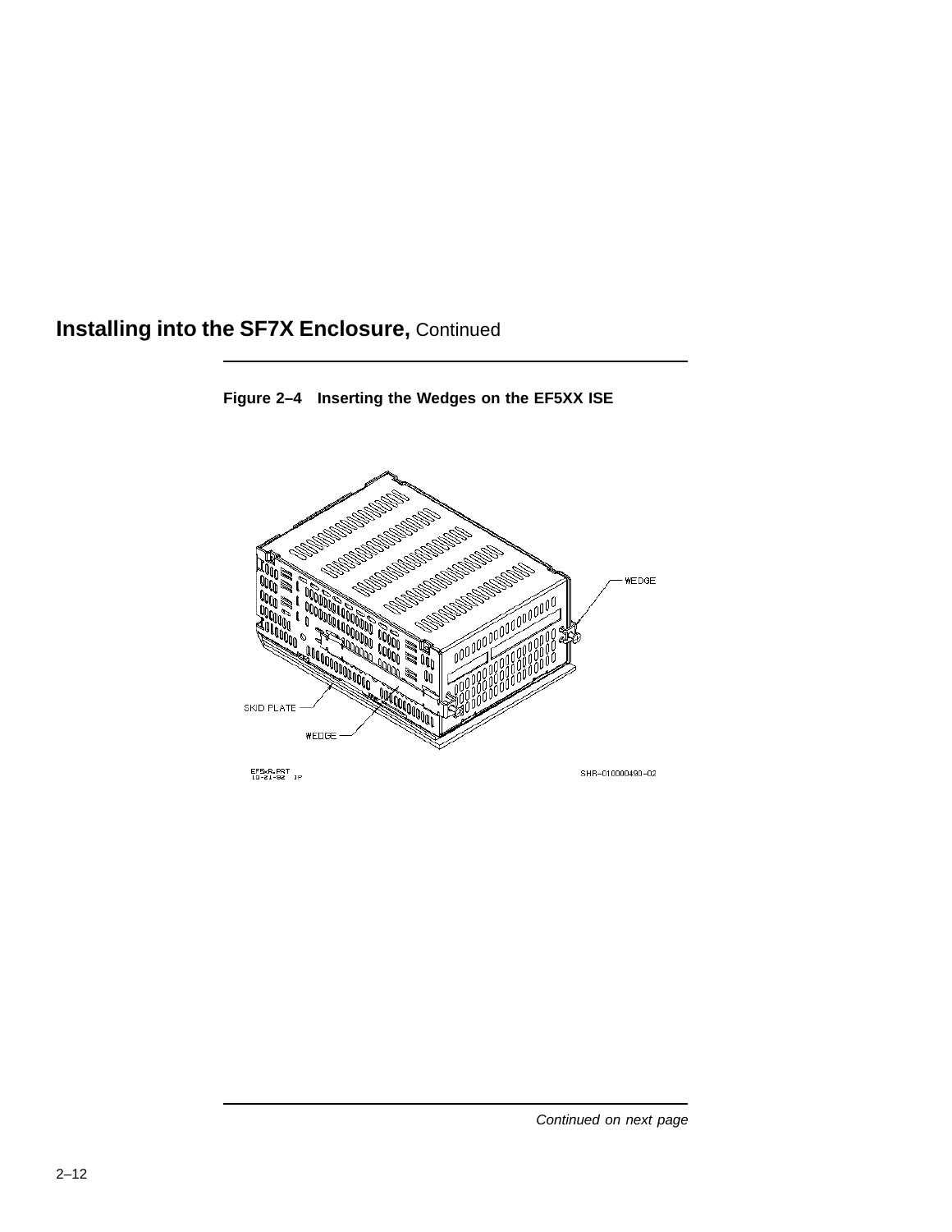## Installing into the SF7X Enclosure, Continued

**Figure 2–4 Inserting the Wedges on the EF5XX ISE**

WEDGE

SKID PLATE

WEDGE

EF5xR.PRT
10-21-92 JP

SHR-010000490-02

*Continued on next page*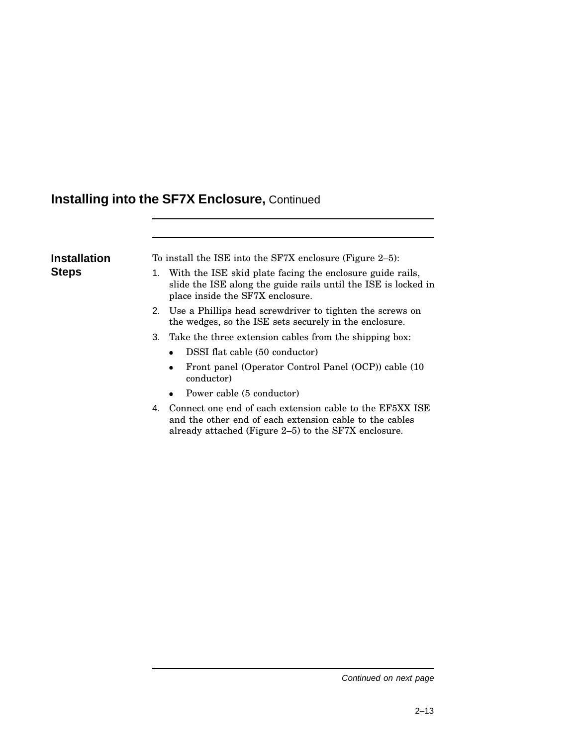## Installing into the SF7X Enclosure, Continued

### Installation Steps

To install the ISE into the SF7X enclosure (Figure 2–5):

1. With the ISE skid plate facing the enclosure guide rails, slide the ISE along the guide rails until the ISE is locked in place inside the SF7X enclosure.
2. Use a Phillips head screwdriver to tighten the screws on the wedges, so the ISE sets securely in the enclosure.
3. Take the three extension cables from the shipping box:
   - DSSI flat cable (50 conductor)
   - Front panel (Operator Control Panel (OCP)) cable (10 conductor)
   - Power cable (5 conductor)
4. Connect one end of each extension cable to the EF5XX ISE and the other end of each extension cable to the cables already attached (Figure 2–5) to the SF7X enclosure.

*Continued on next page*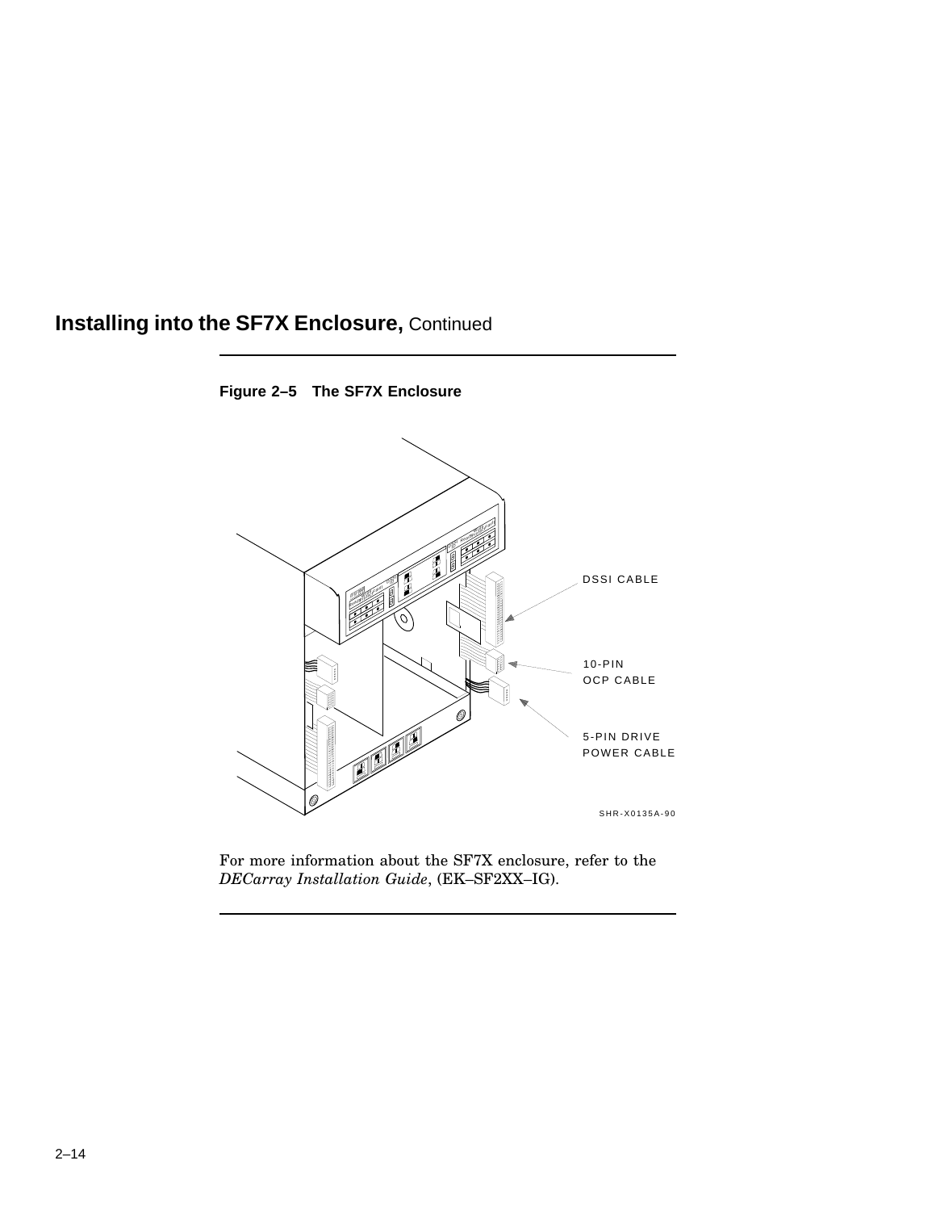## Installing into the SF7X Enclosure, Continued

**Figure 2–5 The SF7X Enclosure**

DSSI CABLE

10-PIN OCP CABLE

5-PIN DRIVE POWER CABLE

SHR-X0135A-90

For more information about the SF7X enclosure, refer to the *DECarray Installation Guide*, (EK–SF2XX–IG).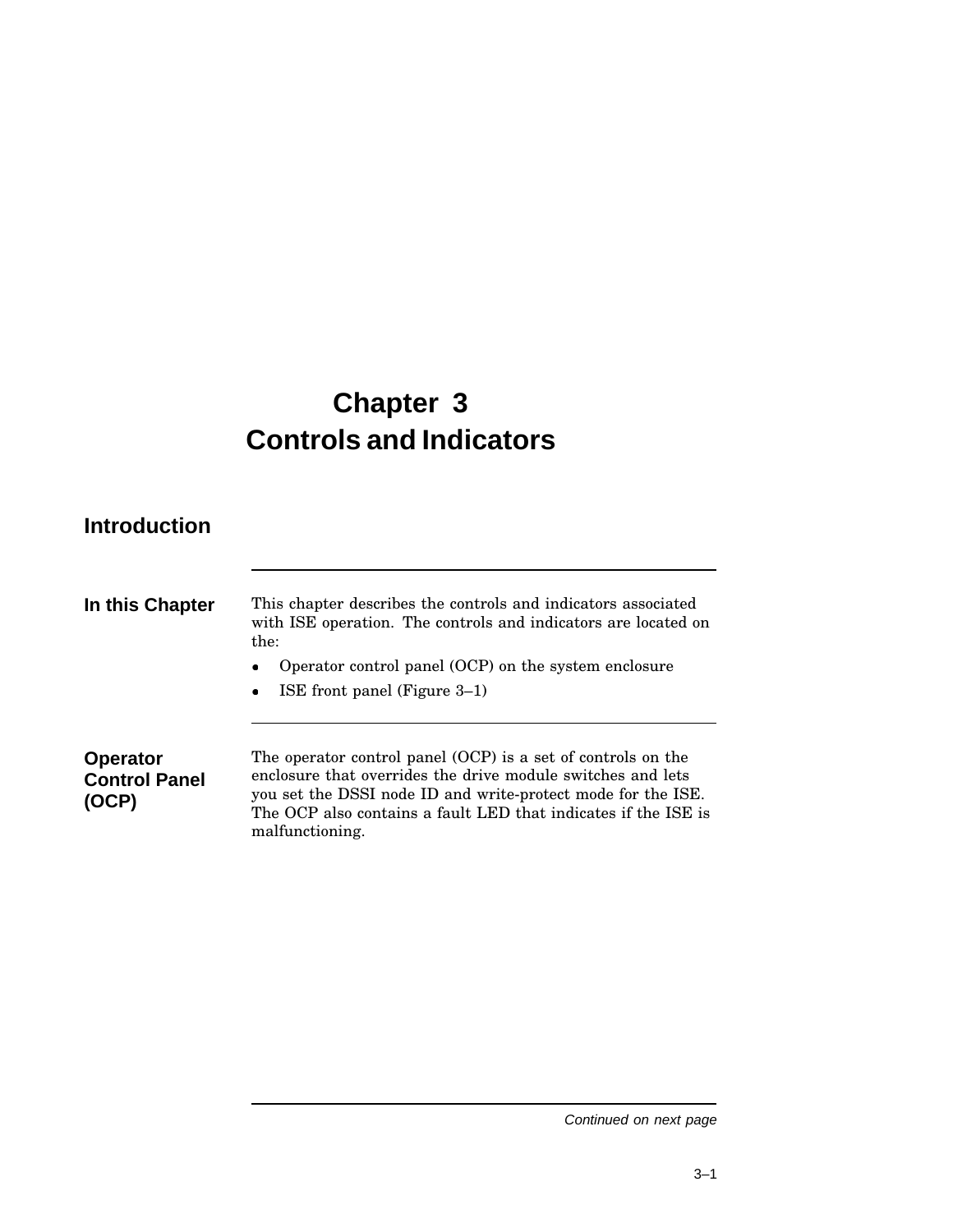# Chapter 3
# Controls and Indicators

## Introduction

### In this Chapter

This chapter describes the controls and indicators associated with ISE operation. The controls and indicators are located on the:

- Operator control panel (OCP) on the system enclosure
- ISE front panel (Figure 3–1)

### Operator Control Panel (OCP)

The operator control panel (OCP) is a set of controls on the enclosure that overrides the drive module switches and lets you set the DSSI node ID and write-protect mode for the ISE. The OCP also contains a fault LED that indicates if the ISE is malfunctioning.

*Continued on next page*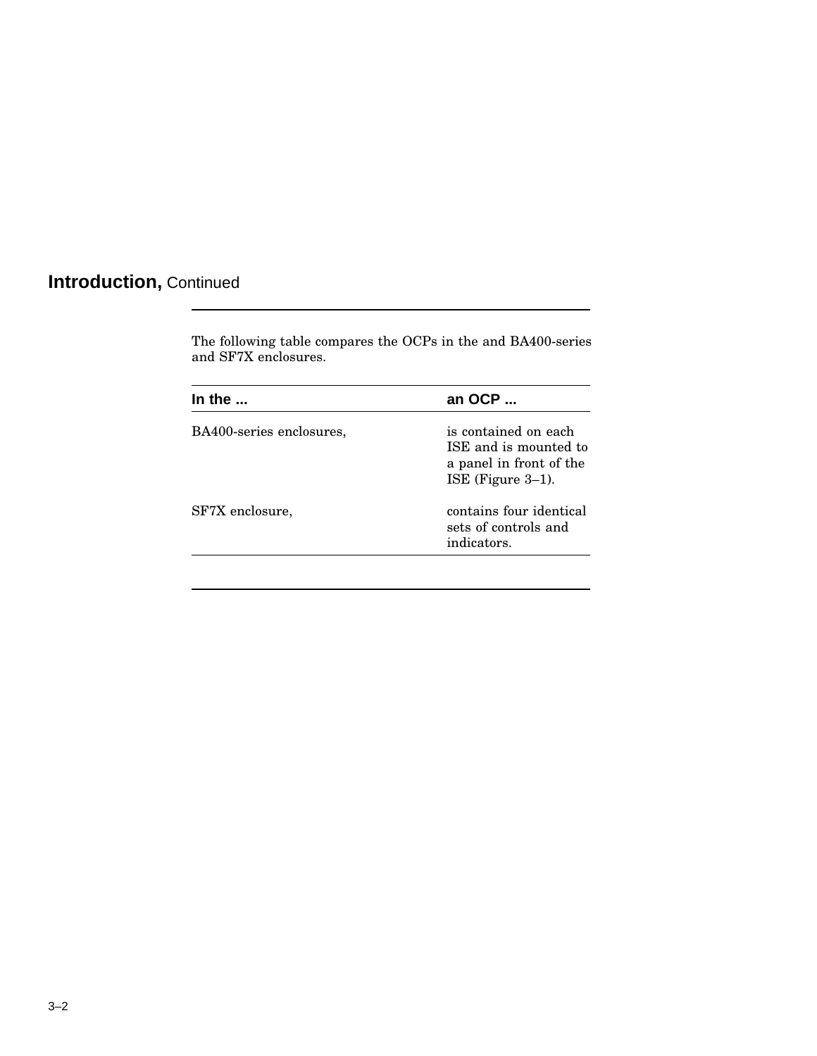## **Introduction,** Continued

The following table compares the OCPs in the and BA400-series and SF7X enclosures.

| In the ... | an OCP ... |
|---|---|
| BA400-series enclosures, | is contained on each ISE and is mounted to a panel in front of the ISE (Figure 3–1). |
| SF7X enclosure, | contains four identical sets of controls and indicators. |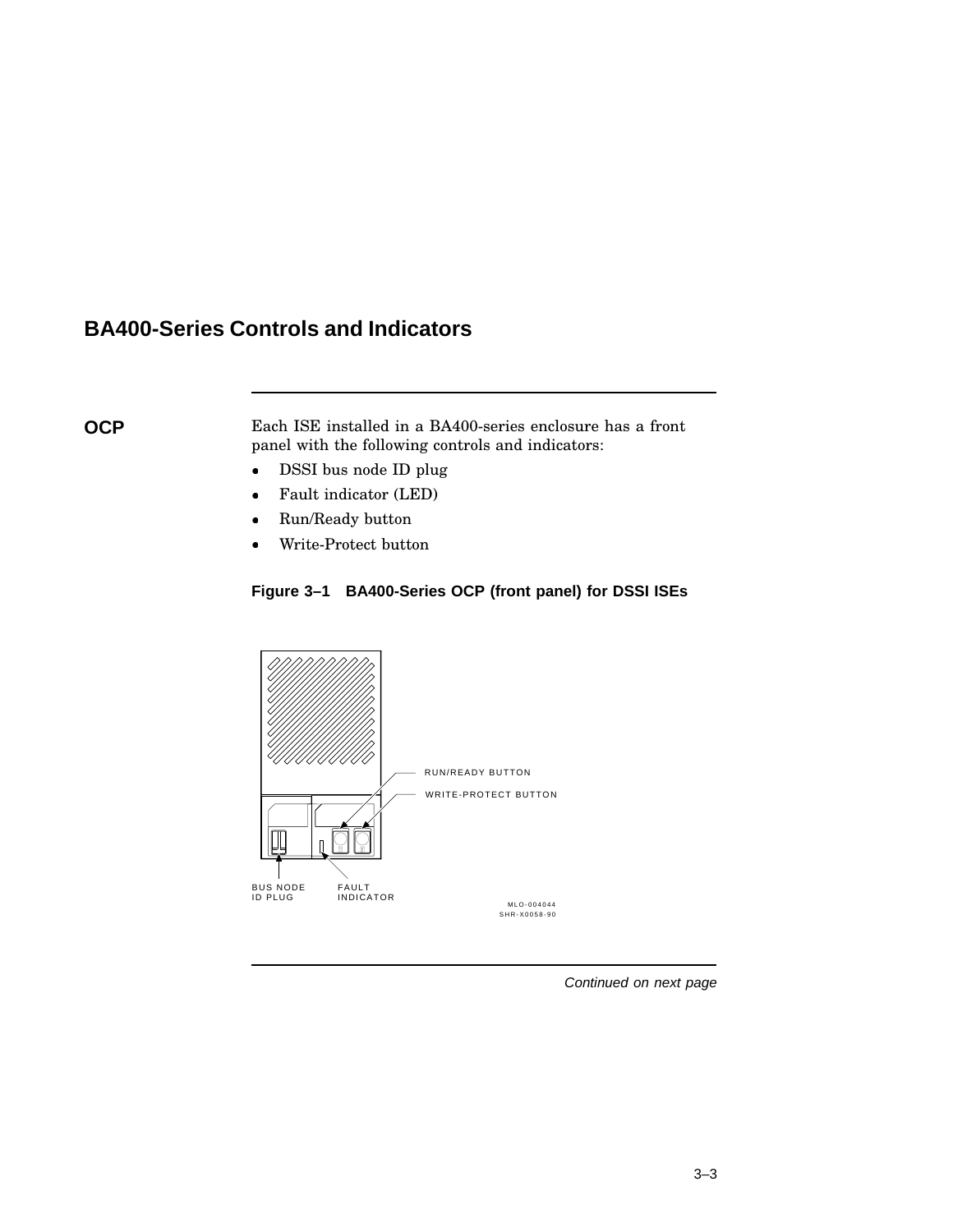# BA400-Series Controls and Indicators

## OCP

Each ISE installed in a BA400-series enclosure has a front panel with the following controls and indicators:

- DSSI bus node ID plug
- Fault indicator (LED)
- Run/Ready button
- Write-Protect button

**Figure 3–1 BA400-Series OCP (front panel) for DSSI ISEs**

RUN/READY BUTTON

WRITE-PROTECT BUTTON

BUS NODE ID PLUG

FAULT INDICATOR

MLO-004044
SHR-X0058-90

*Continued on next page*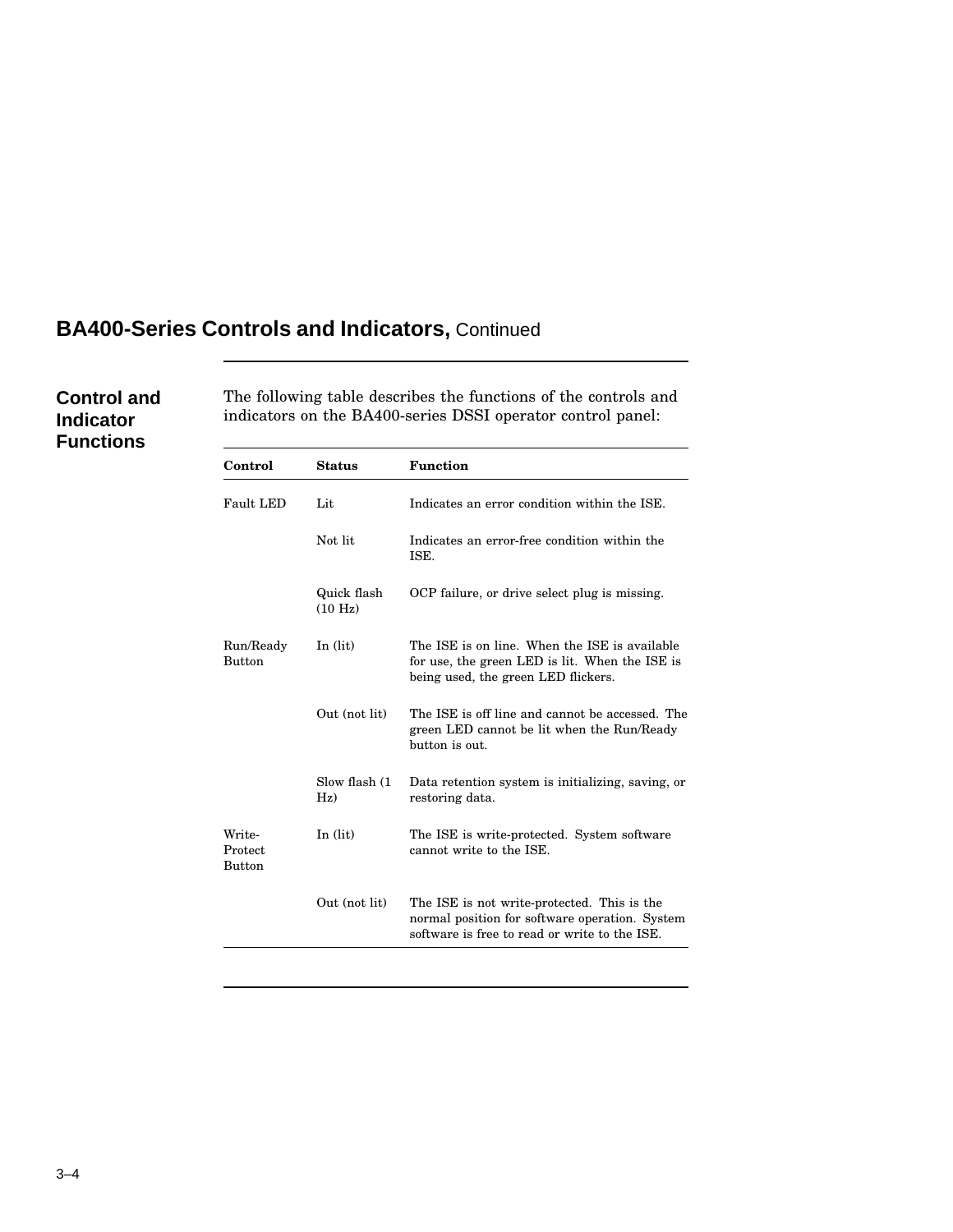## BA400-Series Controls and Indicators, Continued

### Control and Indicator Functions

The following table describes the functions of the controls and indicators on the BA400-series DSSI operator control panel:

| Control | Status | Function |
|---|---|---|
| Fault LED | Lit | Indicates an error condition within the ISE. |
| | Not lit | Indicates an error-free condition within the ISE. |
| | Quick flash (10 Hz) | OCP failure, or drive select plug is missing. |
| Run/Ready Button | In (lit) | The ISE is on line. When the ISE is available for use, the green LED is lit. When the ISE is being used, the green LED flickers. |
| | Out (not lit) | The ISE is off line and cannot be accessed. The green LED cannot be lit when the Run/Ready button is out. |
| | Slow flash (1 Hz) | Data retention system is initializing, saving, or restoring data. |
| Write-Protect Button | In (lit) | The ISE is write-protected. System software cannot write to the ISE. |
| | Out (not lit) | The ISE is not write-protected. This is the normal position for software operation. System software is free to read or write to the ISE. |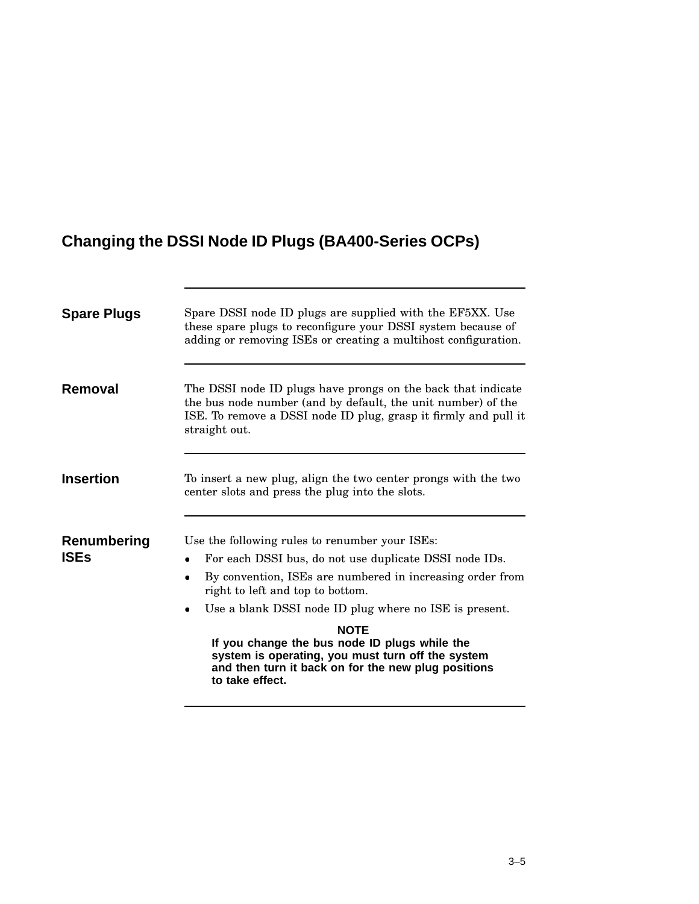## Changing the DSSI Node ID Plugs (BA400-Series OCPs)

### Spare Plugs

Spare DSSI node ID plugs are supplied with the EF5XX. Use these spare plugs to reconfigure your DSSI system because of adding or removing ISEs or creating a multihost configuration.

### Removal

The DSSI node ID plugs have prongs on the back that indicate the bus node number (and by default, the unit number) of the ISE. To remove a DSSI node ID plug, grasp it firmly and pull it straight out.

### Insertion

To insert a new plug, align the two center prongs with the two center slots and press the plug into the slots.

### Renumbering ISEs

Use the following rules to renumber your ISEs:

- For each DSSI bus, do not use duplicate DSSI node IDs.
- By convention, ISEs are numbered in increasing order from right to left and top to bottom.
- Use a blank DSSI node ID plug where no ISE is present.

**NOTE**

**If you change the bus node ID plugs while the system is operating, you must turn off the system and then turn it back on for the new plug positions to take effect.**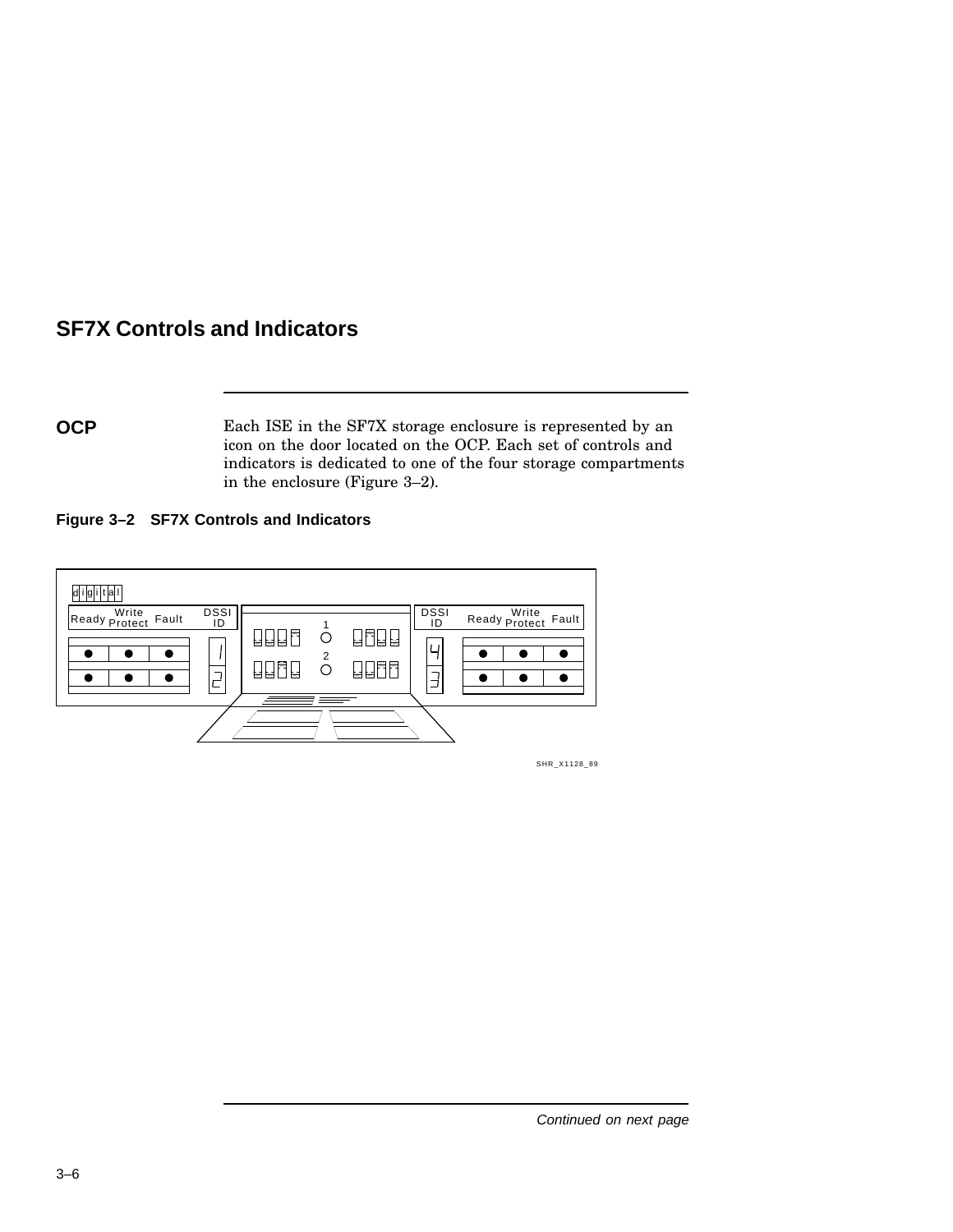## SF7X Controls and Indicators

**OCP**

Each ISE in the SF7X storage enclosure is represented by an icon on the door located on the OCP. Each set of controls and indicators is dedicated to one of the four storage compartments in the enclosure (Figure 3–2).

**Figure 3–2 SF7X Controls and Indicators**

*Continued on next page*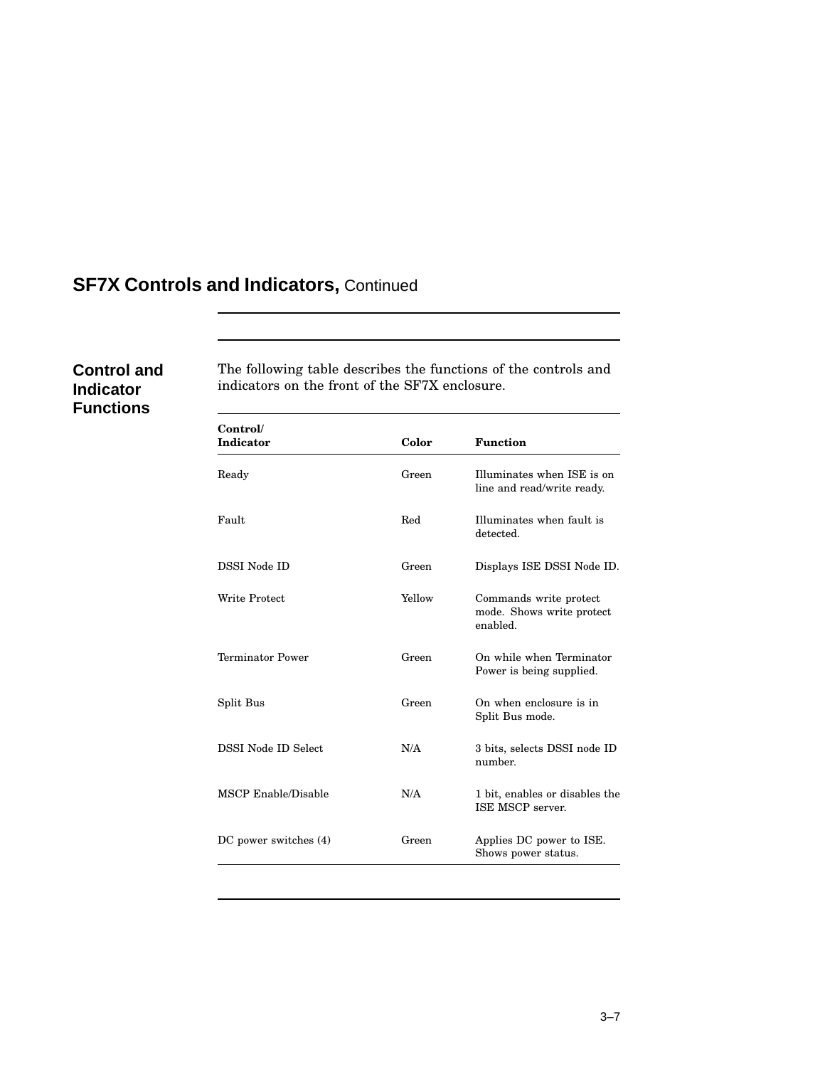## SF7X Controls and Indicators, Continued

### Control and Indicator Functions

The following table describes the functions of the controls and indicators on the front of the SF7X enclosure.

| Control/ Indicator | Color | Function |
|---|---|---|
| Ready | Green | Illuminates when ISE is on line and read/write ready. |
| Fault | Red | Illuminates when fault is detected. |
| DSSI Node ID | Green | Displays ISE DSSI Node ID. |
| Write Protect | Yellow | Commands write protect mode. Shows write protect enabled. |
| Terminator Power | Green | On while when Terminator Power is being supplied. |
| Split Bus | Green | On when enclosure is in Split Bus mode. |
| DSSI Node ID Select | N/A | 3 bits, selects DSSI node ID number. |
| MSCP Enable/Disable | N/A | 1 bit, enables or disables the ISE MSCP server. |
| DC power switches (4) | Green | Applies DC power to ISE. Shows power status. |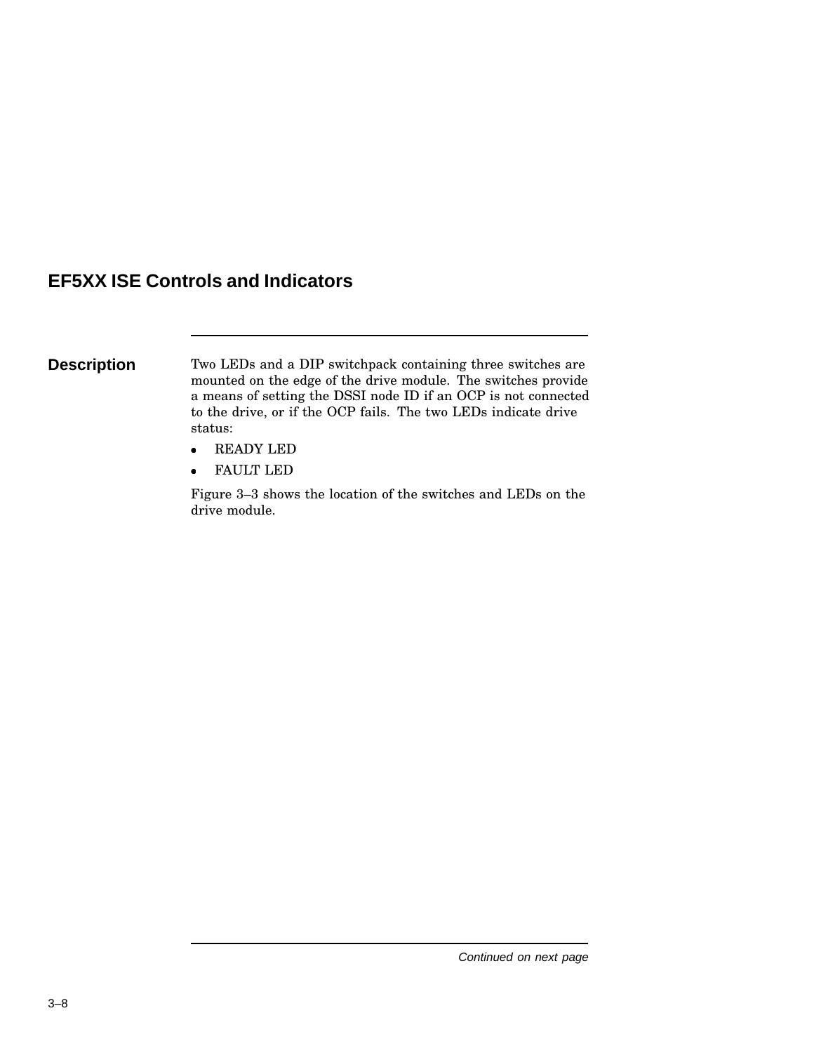## EF5XX ISE Controls and Indicators

### Description

Two LEDs and a DIP switchpack containing three switches are mounted on the edge of the drive module. The switches provide a means of setting the DSSI node ID if an OCP is not connected to the drive, or if the OCP fails. The two LEDs indicate drive status:

- READY LED
- FAULT LED

Figure 3–3 shows the location of the switches and LEDs on the drive module.

*Continued on next page*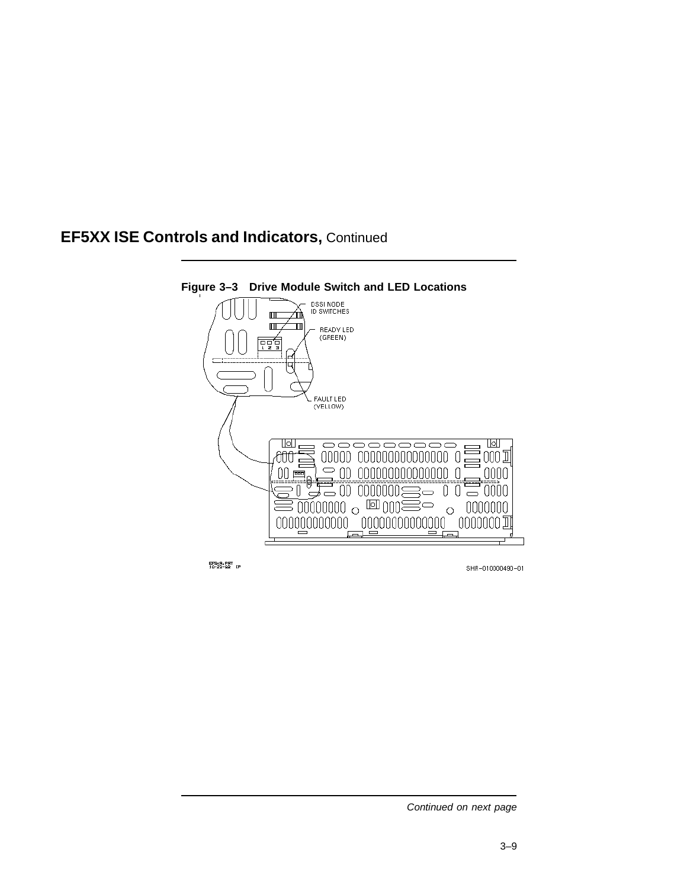## EF5XX ISE Controls and Indicators, Continued

**Figure 3–3 Drive Module Switch and LED Locations**

DSSI NODE ID SWITCHES

READY LED (GREEN)

FAULT LED (YELLOW)

SHR-010000490-01

*Continued on next page*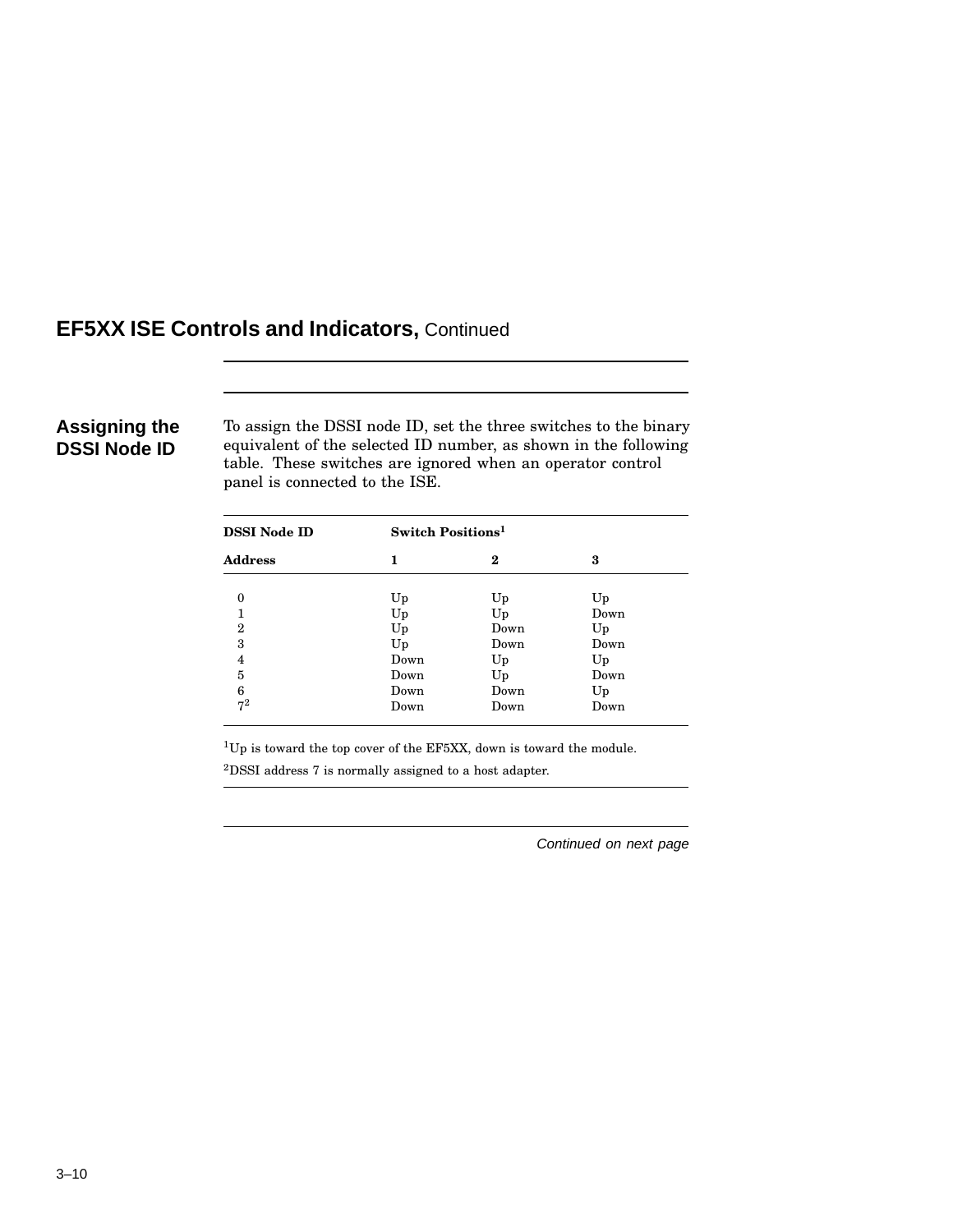## EF5XX ISE Controls and Indicators, Continued

### Assigning the DSSI Node ID

To assign the DSSI node ID, set the three switches to the binary equivalent of the selected ID number, as shown in the following table. These switches are ignored when an operator control panel is connected to the ISE.

| DSSI Node ID | Switch Positions[1] | | |
|---|---|---|---|
| **Address** | **1** | **2** | **3** |
| 0 | Up | Up | Up |
| 1 | Up | Up | Down |
| 2 | Up | Down | Up |
| 3 | Up | Down | Down |
| 4 | Down | Up | Up |
| 5 | Down | Up | Down |
| 6 | Down | Down | Up |
| 7[2] | Down | Down | Down |

[1]Up is toward the top cover of the EF5XX, down is toward the module.

[2]DSSI address 7 is normally assigned to a host adapter.

*Continued on next page*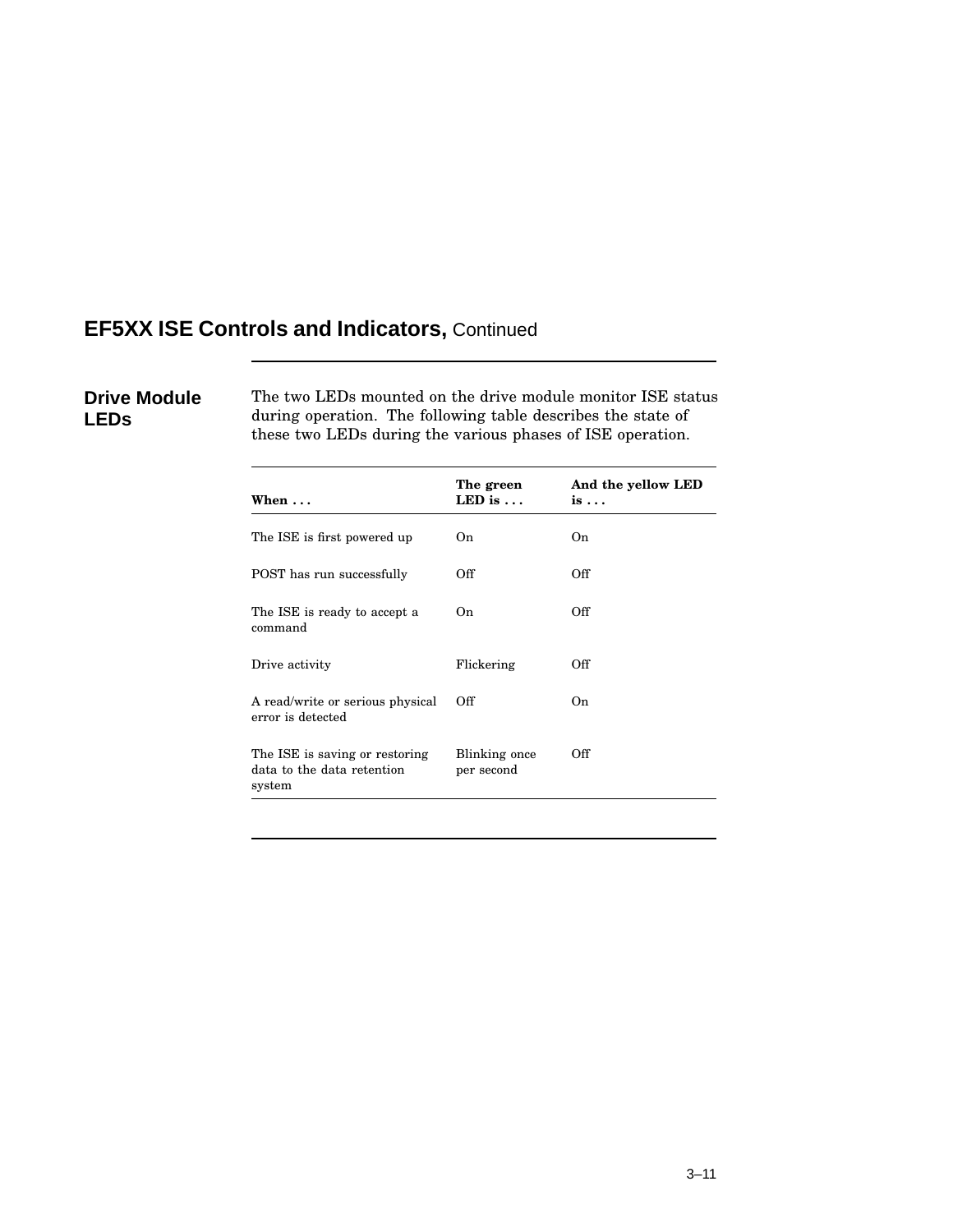## EF5XX ISE Controls and Indicators, Continued

### Drive Module LEDs

The two LEDs mounted on the drive module monitor ISE status during operation. The following table describes the state of these two LEDs during the various phases of ISE operation.

| When . . . | The green LED is . . . | And the yellow LED is . . . |
|---|---|---|
| The ISE is first powered up | On | On |
| POST has run successfully | Off | Off |
| The ISE is ready to accept a command | On | Off |
| Drive activity | Flickering | Off |
| A read/write or serious physical error is detected | Off | On |
| The ISE is saving or restoring data to the data retention system | Blinking once per second | Off |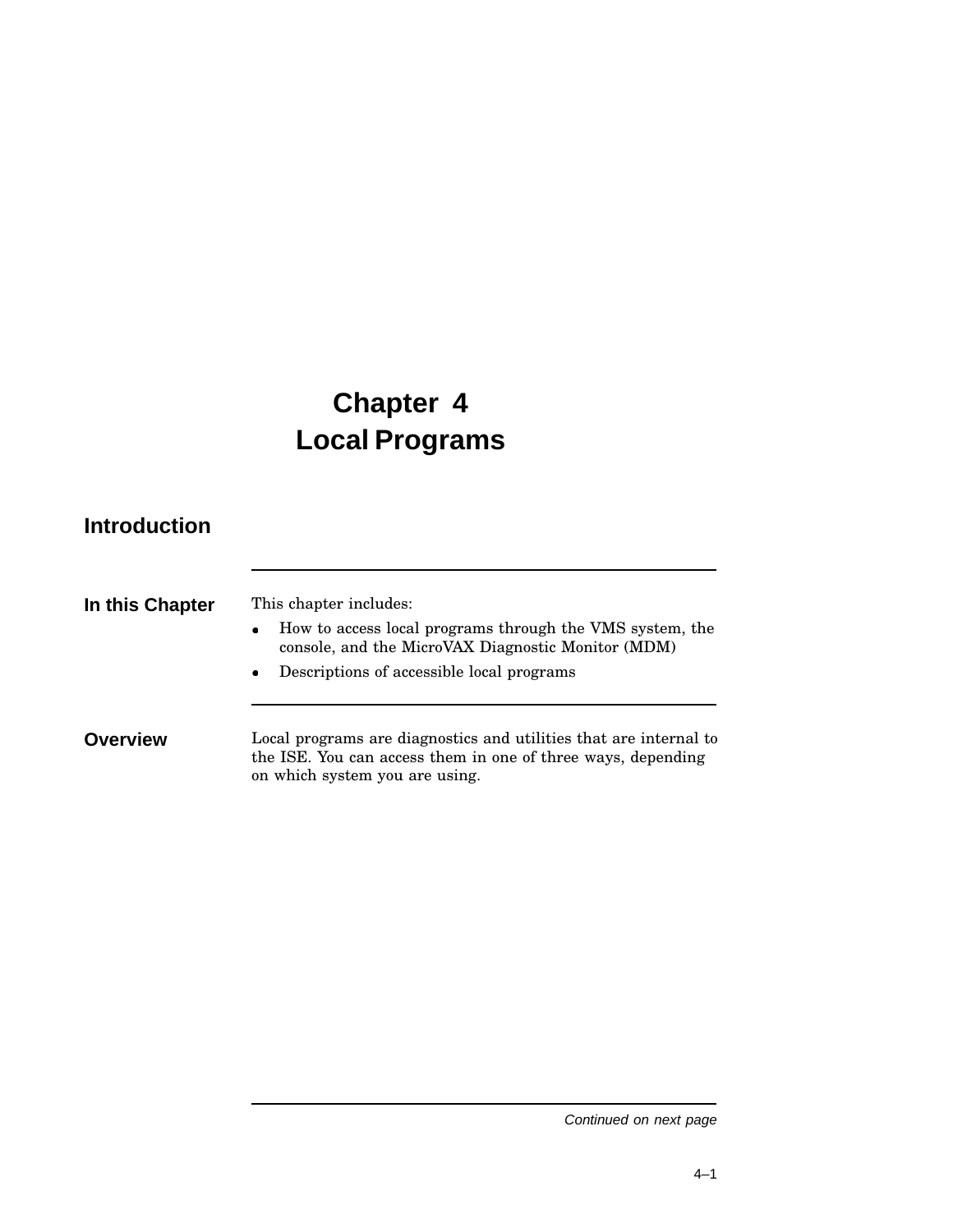# Chapter 4
# Local Programs

## Introduction

### In this Chapter

This chapter includes:

- How to access local programs through the VMS system, the console, and the MicroVAX Diagnostic Monitor (MDM)
- Descriptions of accessible local programs

### Overview

Local programs are diagnostics and utilities that are internal to the ISE. You can access them in one of three ways, depending on which system you are using.

*Continued on next page*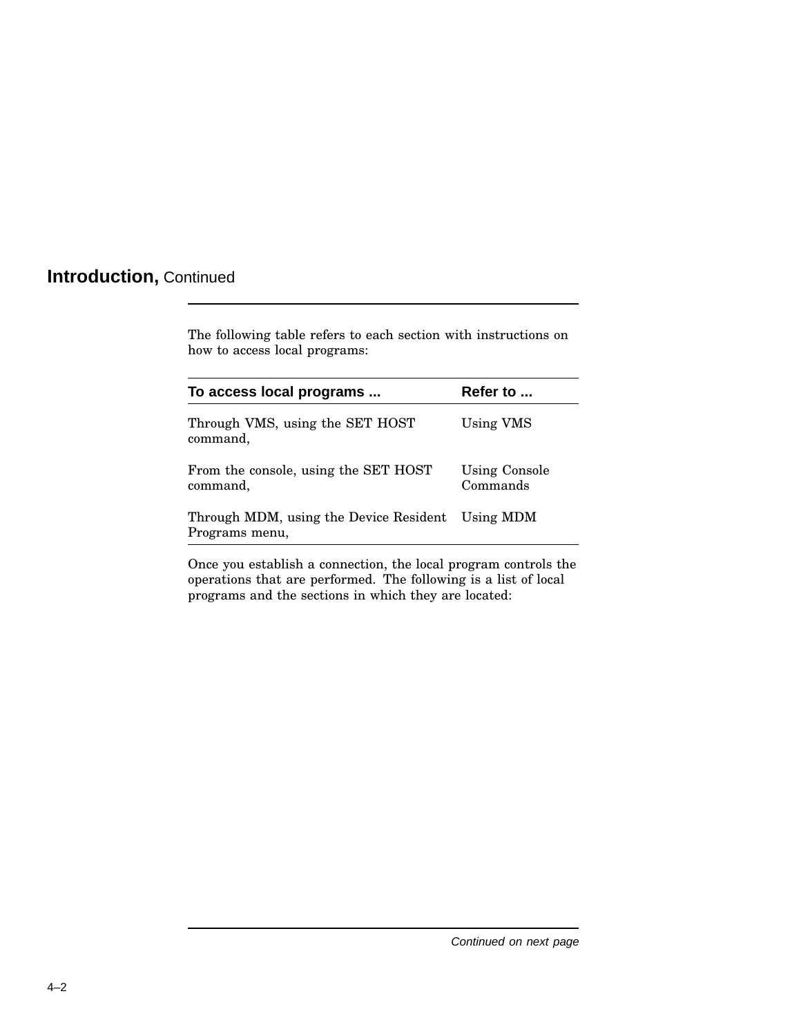## **Introduction,** Continued

The following table refers to each section with instructions on how to access local programs:

| To access local programs ... | Refer to ... |
|---|---|
| Through VMS, using the SET HOST command, | Using VMS |
| From the console, using the SET HOST command, | Using Console Commands |
| Through MDM, using the Device Resident Programs menu, | Using MDM |

Once you establish a connection, the local program controls the operations that are performed. The following is a list of local programs and the sections in which they are located:

*Continued on next page*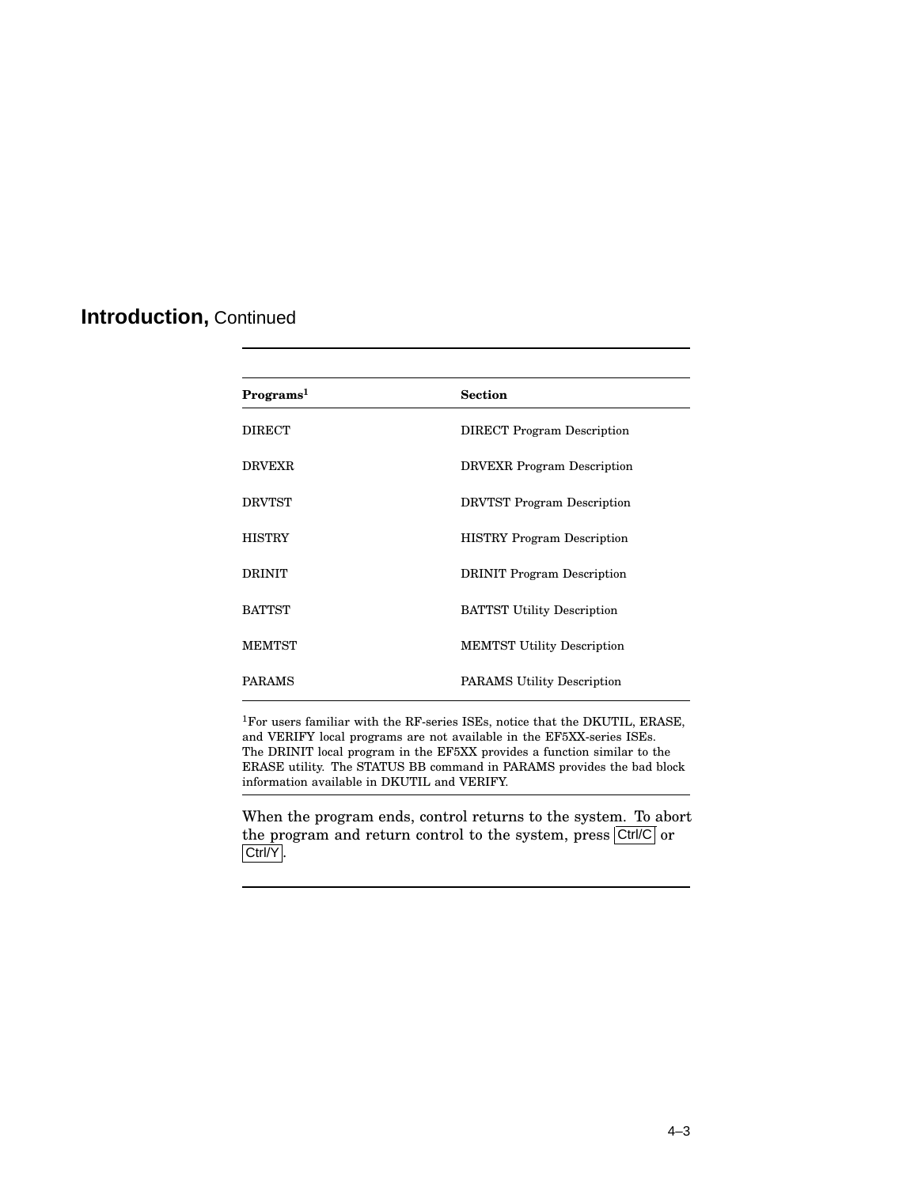## Introduction, Continued

| Programs[1] | Section |
|---|---|
| DIRECT | DIRECT Program Description |
| DRVEXR | DRVEXR Program Description |
| DRVTST | DRVTST Program Description |
| HISTRY | HISTRY Program Description |
| DRINIT | DRINIT Program Description |
| BATTST | BATTST Utility Description |
| MEMTST | MEMTST Utility Description |
| PARAMS | PARAMS Utility Description |

[1]For users familiar with the RF-series ISEs, notice that the DKUTIL, ERASE, and VERIFY local programs are not available in the EF5XX-series ISEs. The DRINIT local program in the EF5XX provides a function similar to the ERASE utility. The STATUS BB command in PARAMS provides the bad block information available in DKUTIL and VERIFY.

When the program ends, control returns to the system. To abort the program and return control to the system, press Ctrl/C or Ctrl/Y.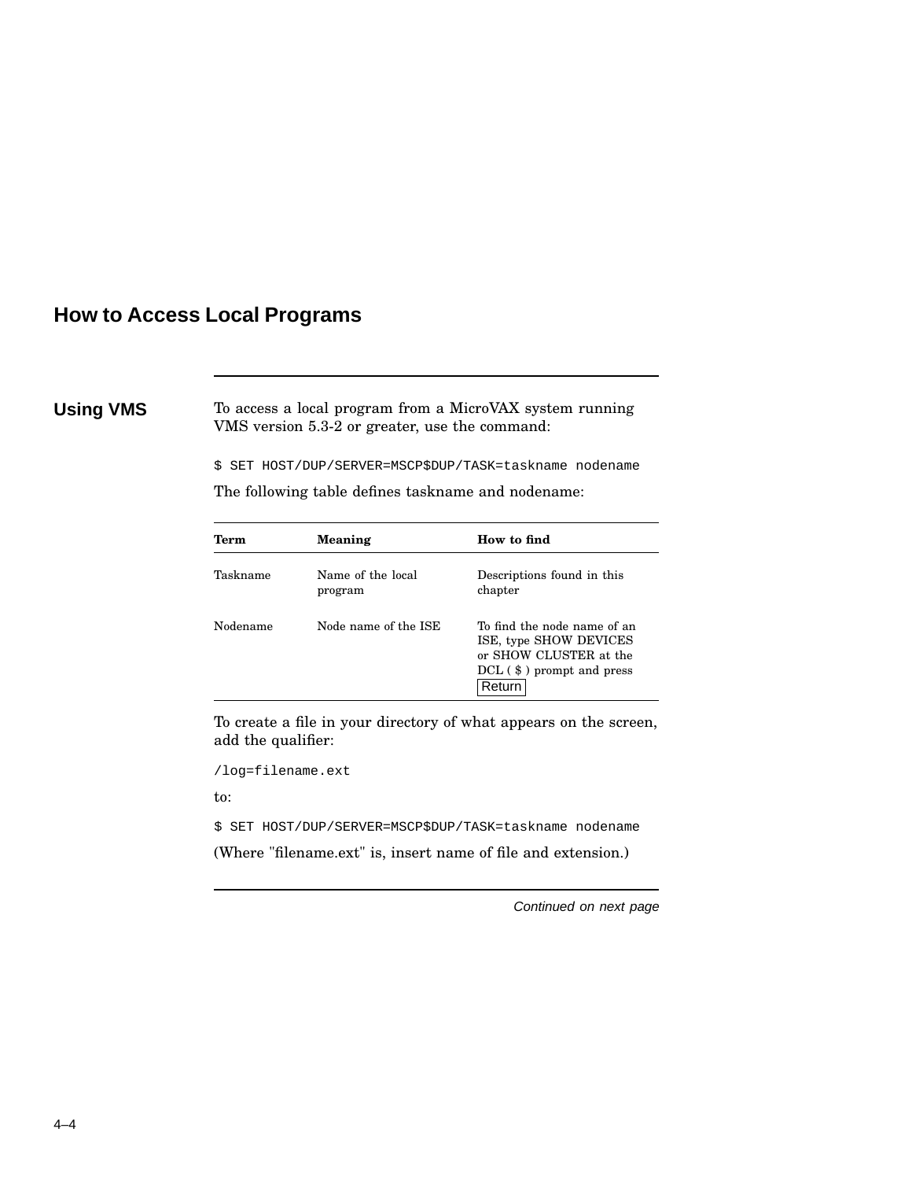# How to Access Local Programs

## Using VMS

To access a local program from a MicroVAX system running VMS version 5.3-2 or greater, use the command:

```
$ SET HOST/DUP/SERVER=MSCP$DUP/TASK=taskname nodename
```

The following table defines taskname and nodename:

| Term | Meaning | How to find |
|---|---|---|
| Taskname | Name of the local program | Descriptions found in this chapter |
| Nodename | Node name of the ISE | To find the node name of an ISE, type SHOW DEVICES or SHOW CLUSTER at the DCL ( $ ) prompt and press Return |

To create a file in your directory of what appears on the screen, add the qualifier:

```
/log=filename.ext
```

to:

```
$ SET HOST/DUP/SERVER=MSCP$DUP/TASK=taskname nodename
```

(Where "filename.ext" is, insert name of file and extension.)

*Continued on next page*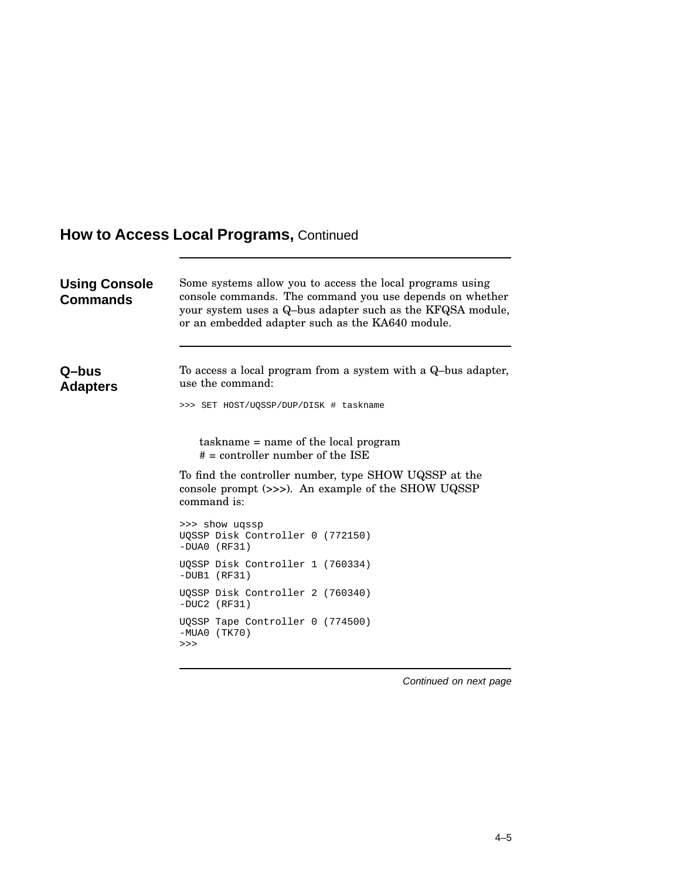## How to Access Local Programs, Continued

### Using Console Commands

Some systems allow you to access the local programs using console commands. The command you use depends on whether your system uses a Q–bus adapter such as the KFQSA module, or an embedded adapter such as the KA640 module.

### Q–bus Adapters

To access a local program from a system with a Q–bus adapter, use the command:

```
>>> SET HOST/UQSSP/DUP/DISK # taskname
```

taskname = name of the local program
# = controller number of the ISE

To find the controller number, type SHOW UQSSP at the console prompt (>>>). An example of the SHOW UQSSP command is:

```
>>> show uqssp
UQSSP Disk Controller 0 (772150)
-DUA0 (RF31)

UQSSP Disk Controller 1 (760334)
-DUB1 (RF31)

UQSSP Disk Controller 2 (760340)
-DUC2 (RF31)

UQSSP Tape Controller 0 (774500)
-MUA0 (TK70)
>>>
```

*Continued on next page*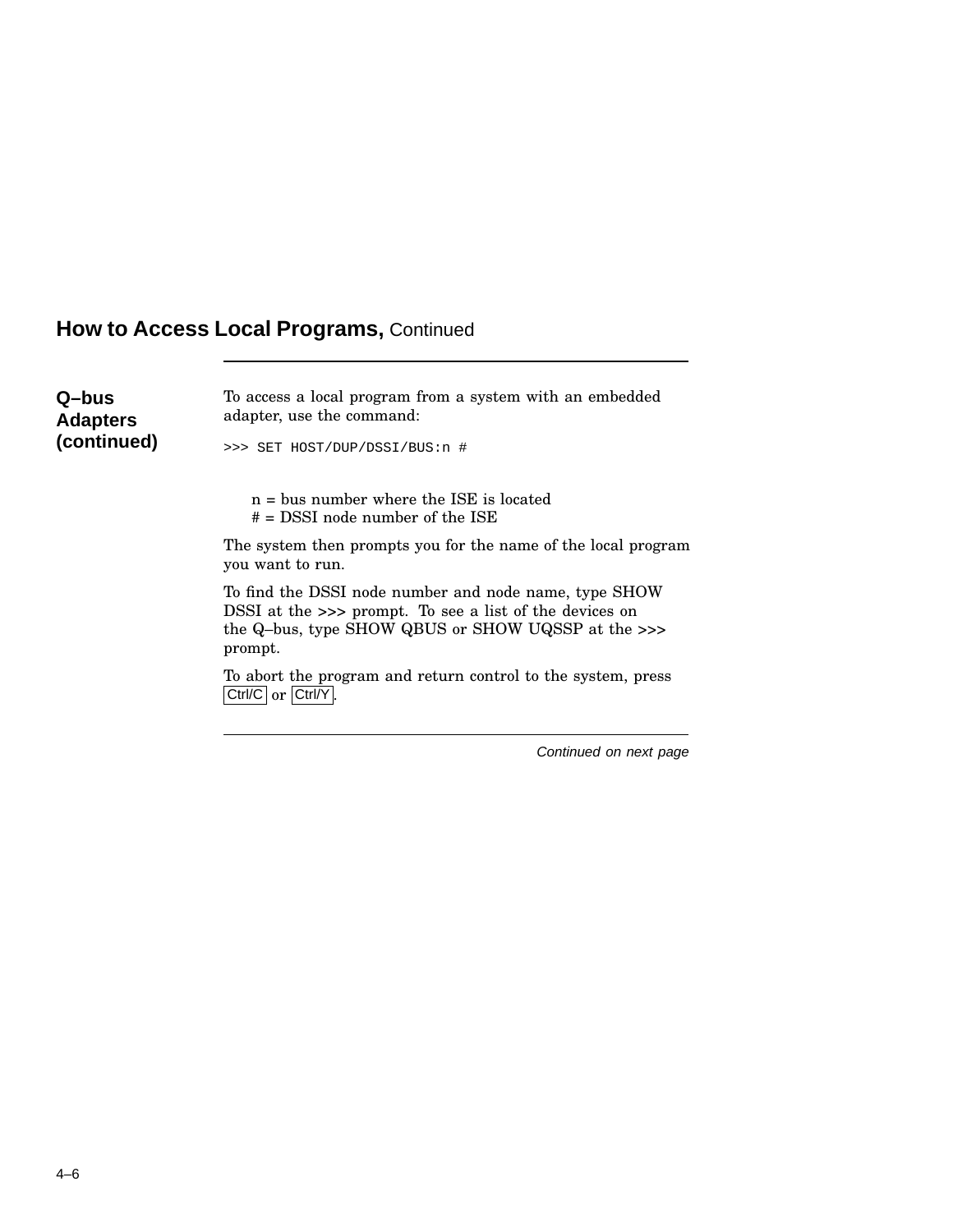## How to Access Local Programs, Continued

### Q–bus Adapters (continued)

To access a local program from a system with an embedded adapter, use the command:

```
>>> SET HOST/DUP/DSSI/BUS:n #
```

n = bus number where the ISE is located
# = DSSI node number of the ISE

The system then prompts you for the name of the local program you want to run.

To find the DSSI node number and node name, type SHOW DSSI at the >>> prompt. To see a list of the devices on the Q–bus, type SHOW QBUS or SHOW UQSSP at the >>> prompt.

To abort the program and return control to the system, press Ctrl/C or Ctrl/Y.

*Continued on next page*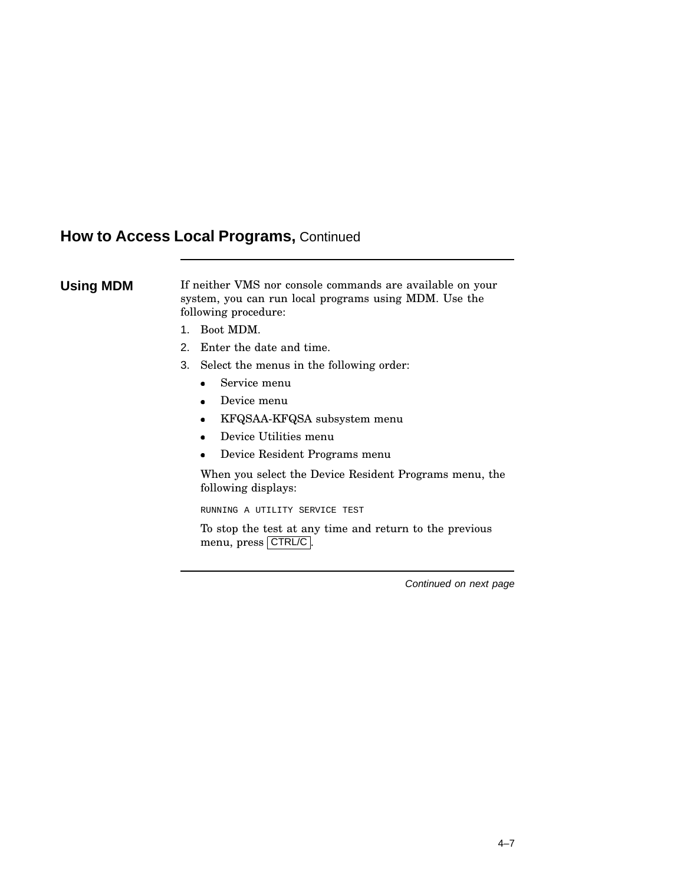# How to Access Local Programs, Continued

## Using MDM

If neither VMS nor console commands are available on your system, you can run local programs using MDM. Use the following procedure:

1. Boot MDM.
2. Enter the date and time.
3. Select the menus in the following order:
   - Service menu
   - Device menu
   - KFQSAA-KFQSA subsystem menu
   - Device Utilities menu
   - Device Resident Programs menu

   When you select the Device Resident Programs menu, the following displays:

   ```
   RUNNING A UTILITY SERVICE TEST
   ```

   To stop the test at any time and return to the previous menu, press CTRL/C.

*Continued on next page*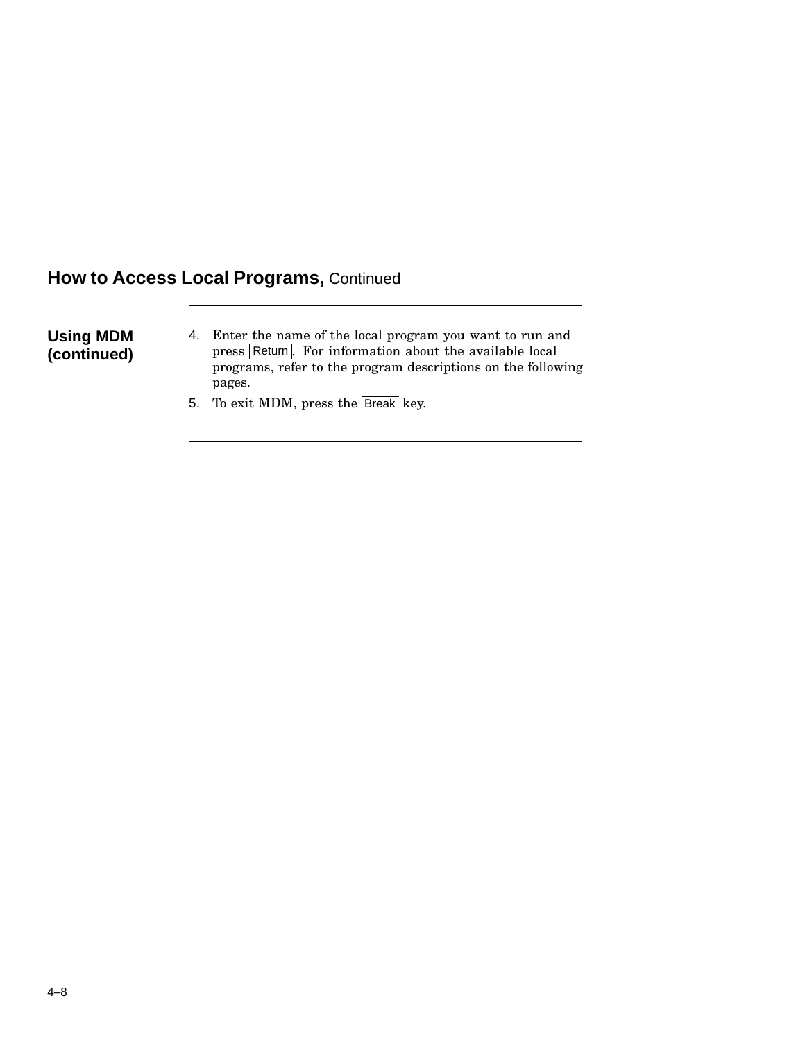## How to Access Local Programs, Continued

### Using MDM (continued)

4. Enter the name of the local program you want to run and press Return. For information about the available local programs, refer to the program descriptions on the following pages.
5. To exit MDM, press the Break key.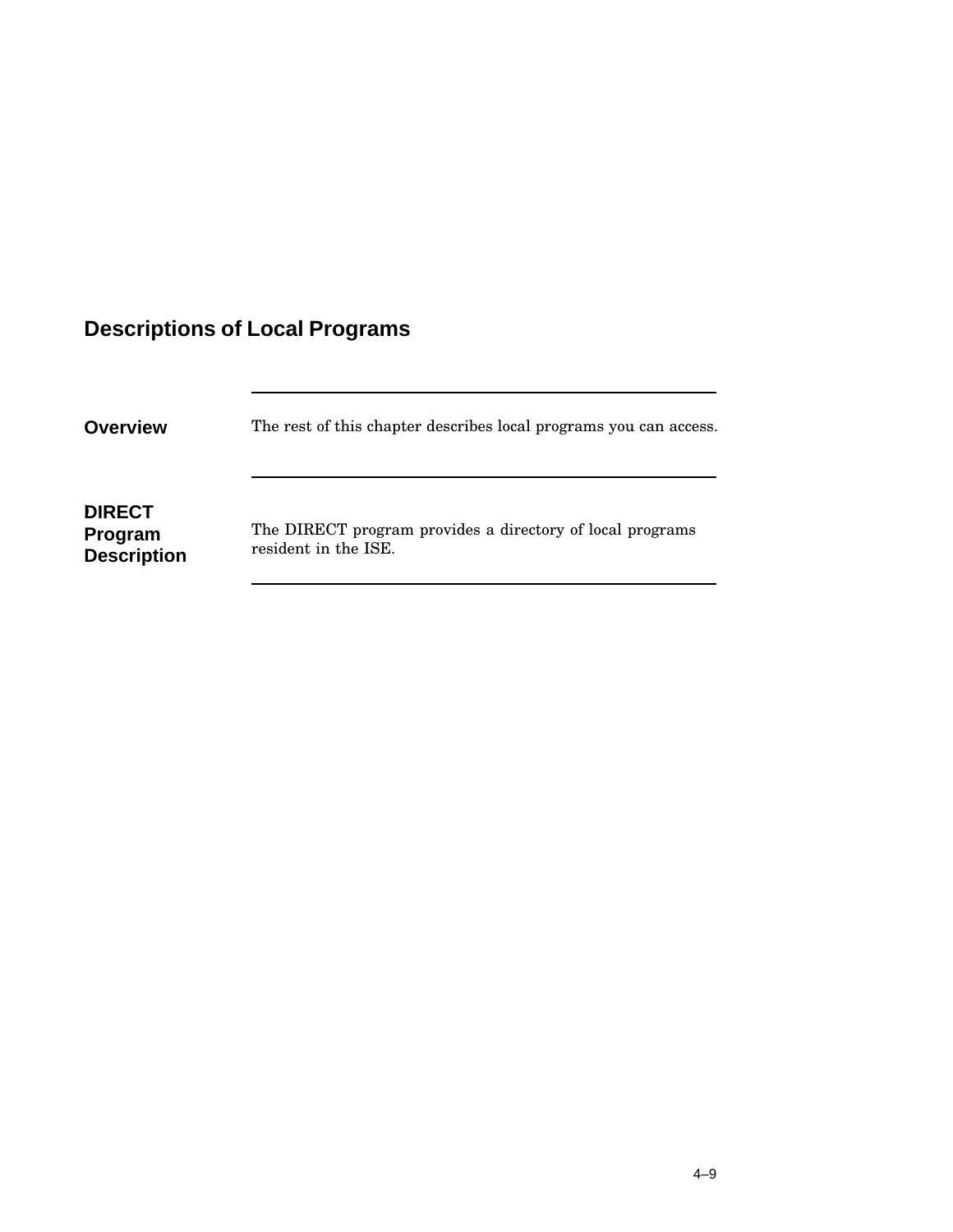## Descriptions of Local Programs

### Overview

The rest of this chapter describes local programs you can access.

### DIRECT Program Description

The DIRECT program provides a directory of local programs resident in the ISE.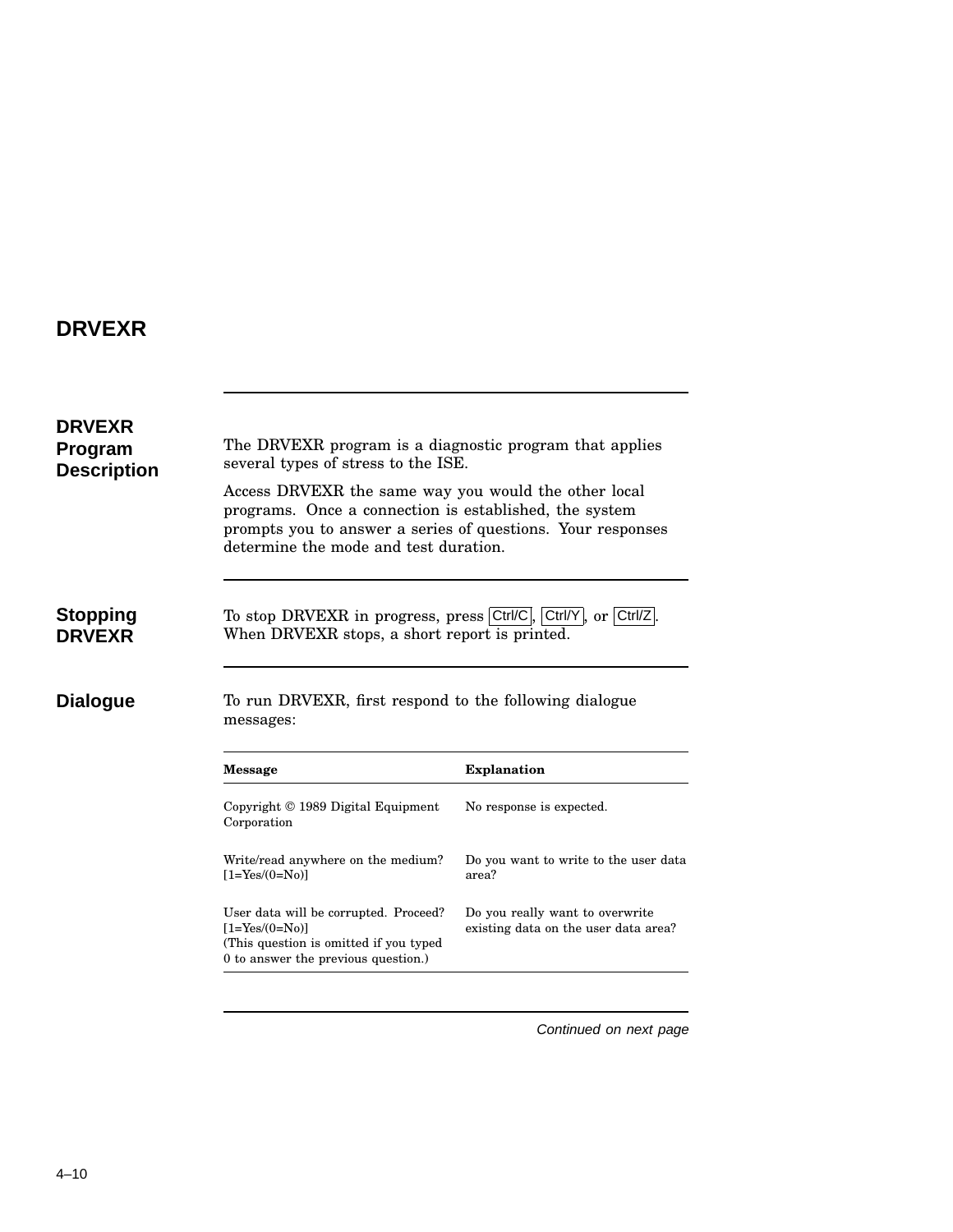# DRVEXR

## DRVEXR Program Description

The DRVEXR program is a diagnostic program that applies several types of stress to the ISE.

Access DRVEXR the same way you would the other local programs. Once a connection is established, the system prompts you to answer a series of questions. Your responses determine the mode and test duration.

## Stopping DRVEXR

To stop DRVEXR in progress, press Ctrl/C, Ctrl/Y, or Ctrl/Z. When DRVEXR stops, a short report is printed.

## Dialogue

To run DRVEXR, first respond to the following dialogue messages:

| Message | Explanation |
|---|---|
| Copyright © 1989 Digital Equipment Corporation | No response is expected. |
| Write/read anywhere on the medium? [1=Yes/(0=No)] | Do you want to write to the user data area? |
| User data will be corrupted. Proceed? [1=Yes/(0=No)] (This question is omitted if you typed 0 to answer the previous question.) | Do you really want to overwrite existing data on the user data area? |

*Continued on next page*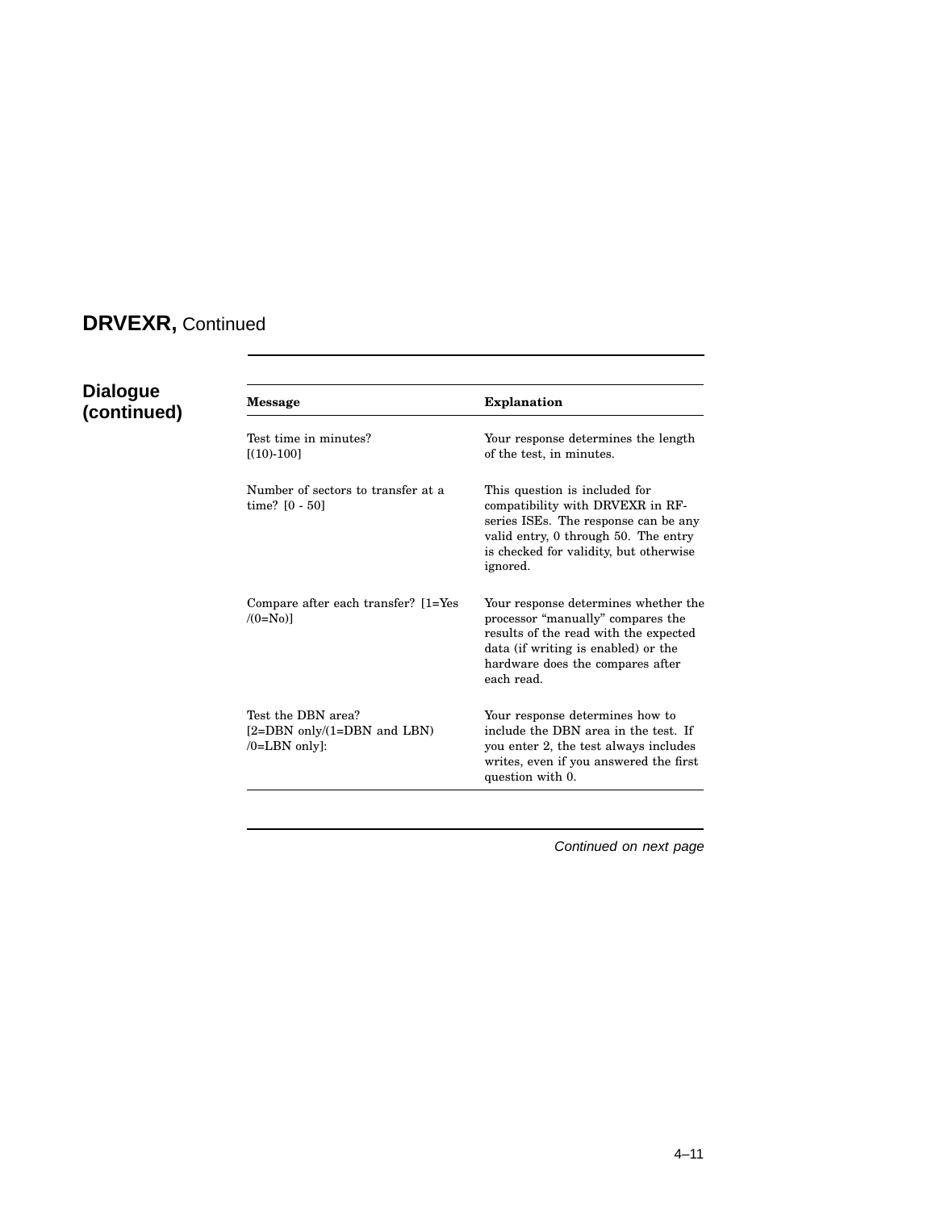## DRVEXR, Continued

### Dialogue (continued)

| Message | Explanation |
|---|---|
| Test time in minutes? [(10)-100] | Your response determines the length of the test, in minutes. |
| Number of sectors to transfer at a time? [0 - 50] | This question is included for compatibility with DRVEXR in RF-series ISEs. The response can be any valid entry, 0 through 50. The entry is checked for validity, but otherwise ignored. |
| Compare after each transfer? [1=Yes /(0=No)] | Your response determines whether the processor "manually" compares the results of the read with the expected data (if writing is enabled) or the hardware does the compares after each read. |
| Test the DBN area? [2=DBN only/(1=DBN and LBN) /0=LBN only]: | Your response determines how to include the DBN area in the test. If you enter 2, the test always includes writes, even if you answered the first question with 0. |

*Continued on next page*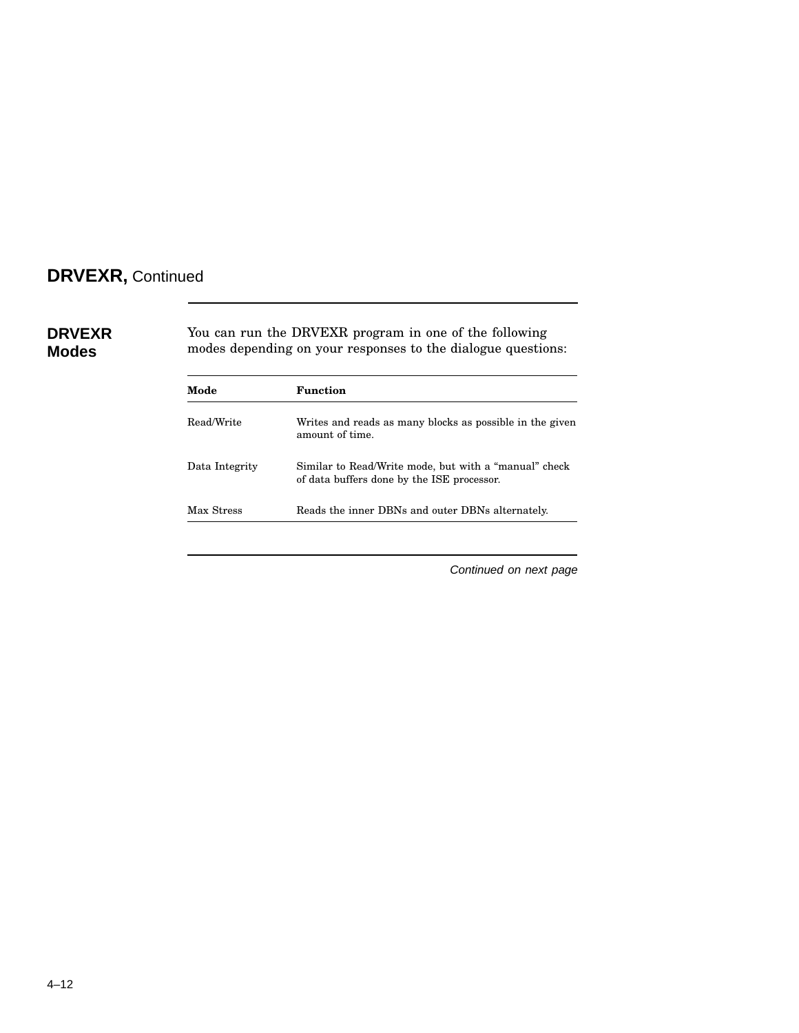## DRVEXR, Continued

### DRVEXR Modes

You can run the DRVEXR program in one of the following modes depending on your responses to the dialogue questions:

| Mode | Function |
|---|---|
| Read/Write | Writes and reads as many blocks as possible in the given amount of time. |
| Data Integrity | Similar to Read/Write mode, but with a “manual” check of data buffers done by the ISE processor. |
| Max Stress | Reads the inner DBNs and outer DBNs alternately. |

*Continued on next page*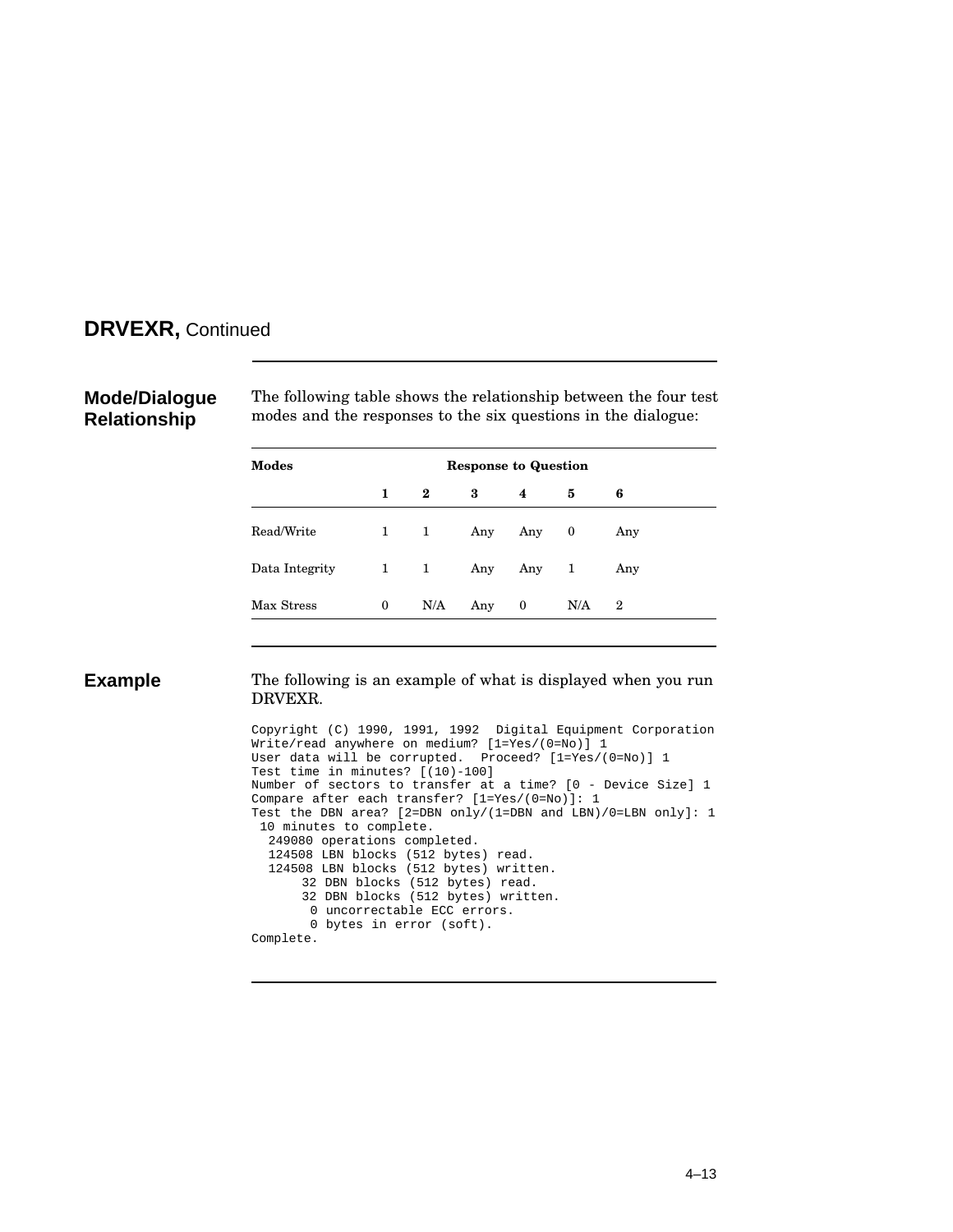## DRVEXR, Continued

### Mode/Dialogue Relationship

The following table shows the relationship between the four test modes and the responses to the six questions in the dialogue:

| Modes | Response to Question | | | | | |
|---|---|---|---|---|---|---|
| | **1** | **2** | **3** | **4** | **5** | **6** |
| Read/Write | 1 | 1 | Any | Any | 0 | Any |
| Data Integrity | 1 | 1 | Any | Any | 1 | Any |
| Max Stress | 0 | N/A | Any | 0 | N/A | 2 |

### Example

The following is an example of what is displayed when you run DRVEXR.

```
Copyright (C) 1990, 1991, 1992  Digital Equipment Corporation
Write/read anywhere on medium? [1=Yes/(0=No)] 1
User data will be corrupted.  Proceed? [1=Yes/(0=No)] 1
Test time in minutes? [(10)-100]
Number of sectors to transfer at a time? [0 - Device Size] 1
Compare after each transfer? [1=Yes/(0=No)]: 1
Test the DBN area? [2=DBN only/(1=DBN and LBN)/0=LBN only]: 1
 10 minutes to complete.
  249080 operations completed.
  124508 LBN blocks (512 bytes) read.
  124508 LBN blocks (512 bytes) written.
      32 DBN blocks (512 bytes) read.
      32 DBN blocks (512 bytes) written.
       0 uncorrectable ECC errors.
       0 bytes in error (soft).
Complete.
```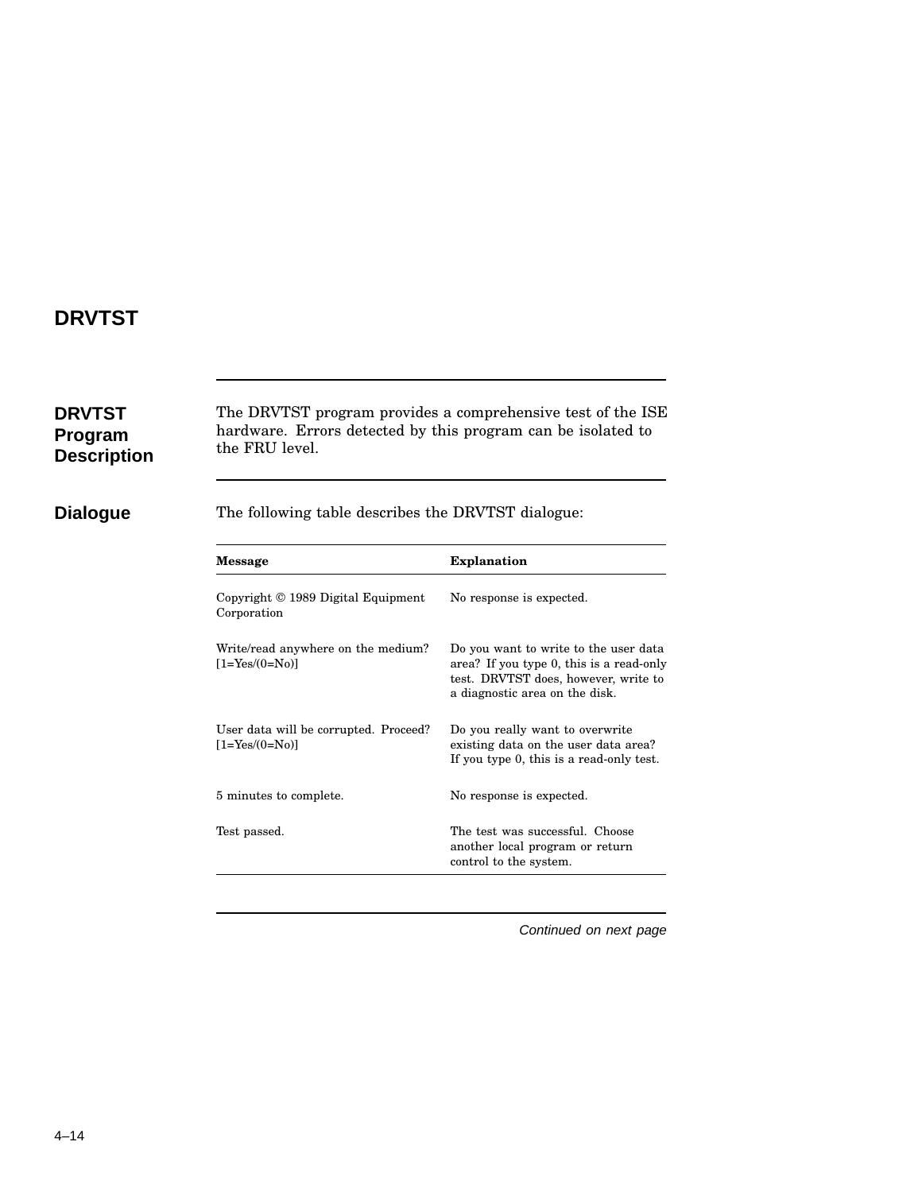# DRVTST

## DRVTST Program Description

The DRVTST program provides a comprehensive test of the ISE hardware. Errors detected by this program can be isolated to the FRU level.

## Dialogue

The following table describes the DRVTST dialogue:

| Message | Explanation |
| --- | --- |
| Copyright © 1989 Digital Equipment Corporation | No response is expected. |
| Write/read anywhere on the medium? [1=Yes/(0=No)] | Do you want to write to the user data area? If you type 0, this is a read-only test. DRVTST does, however, write to a diagnostic area on the disk. |
| User data will be corrupted. Proceed? [1=Yes/(0=No)] | Do you really want to overwrite existing data on the user data area? If you type 0, this is a read-only test. |
| 5 minutes to complete. | No response is expected. |
| Test passed. | The test was successful. Choose another local program or return control to the system. |

*Continued on next page*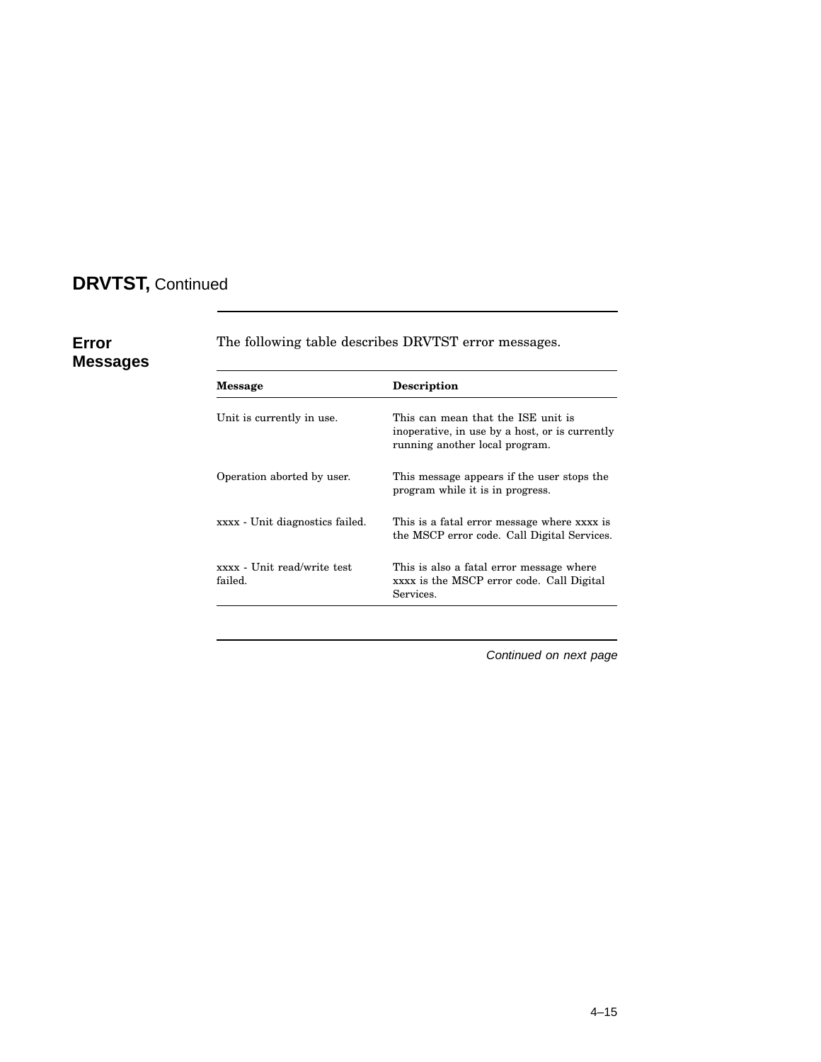## DRVTST, Continued

### Error Messages

The following table describes DRVTST error messages.

| Message | Description |
| --- | --- |
| Unit is currently in use. | This can mean that the ISE unit is inoperative, in use by a host, or is currently running another local program. |
| Operation aborted by user. | This message appears if the user stops the program while it is in progress. |
| xxxx - Unit diagnostics failed. | This is a fatal error message where xxxx is the MSCP error code. Call Digital Services. |
| xxxx - Unit read/write test failed. | This is also a fatal error message where xxxx is the MSCP error code. Call Digital Services. |

*Continued on next page*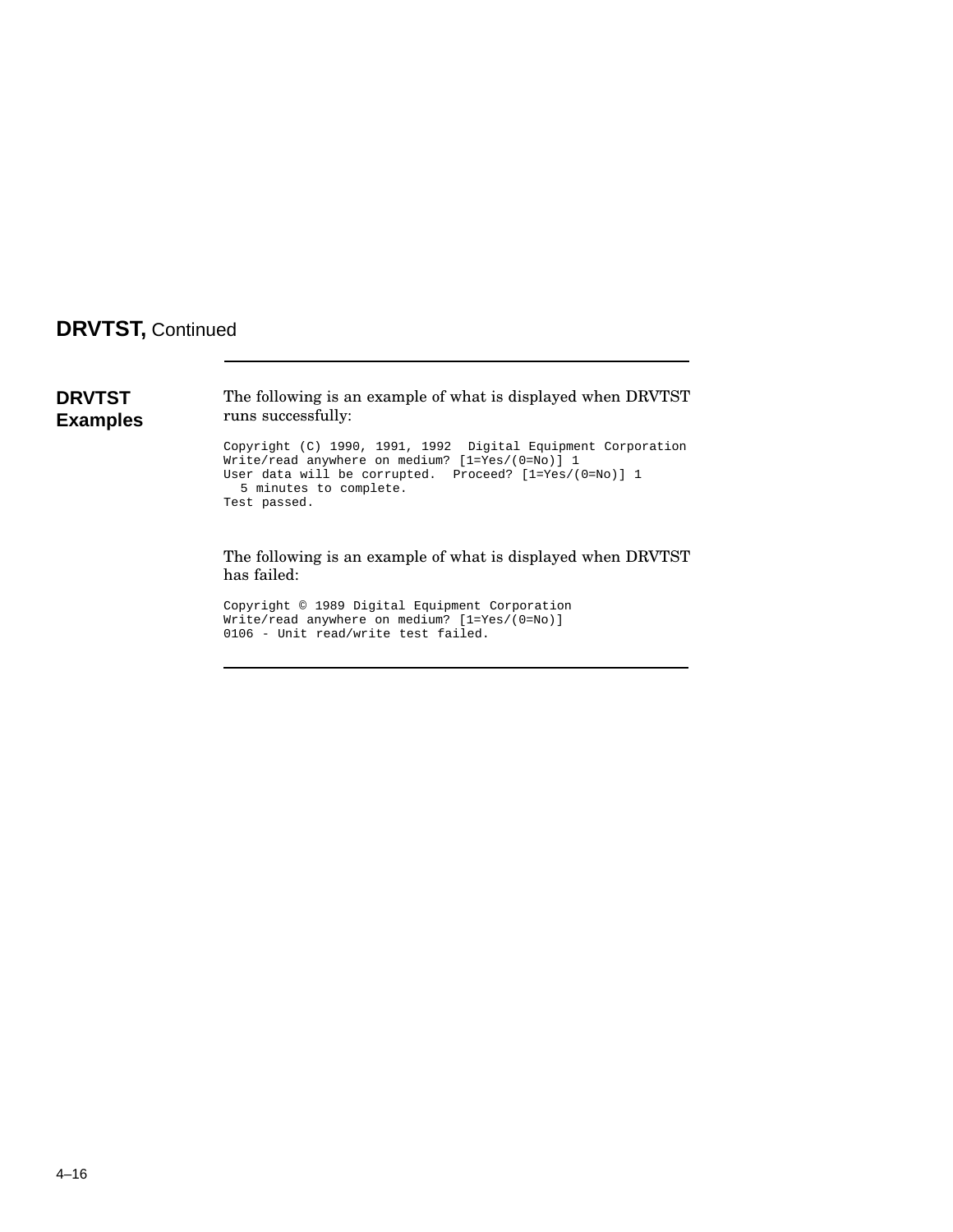## DRVTST, Continued

### DRVTST Examples

The following is an example of what is displayed when DRVTST runs successfully:

```
Copyright (C) 1990, 1991, 1992  Digital Equipment Corporation
Write/read anywhere on medium? [1=Yes/(0=No)] 1
User data will be corrupted.  Proceed? [1=Yes/(0=No)] 1
  5 minutes to complete.
Test passed.
```

The following is an example of what is displayed when DRVTST has failed:

```
Copyright © 1989 Digital Equipment Corporation
Write/read anywhere on medium? [1=Yes/(0=No)]
0106 - Unit read/write test failed.
```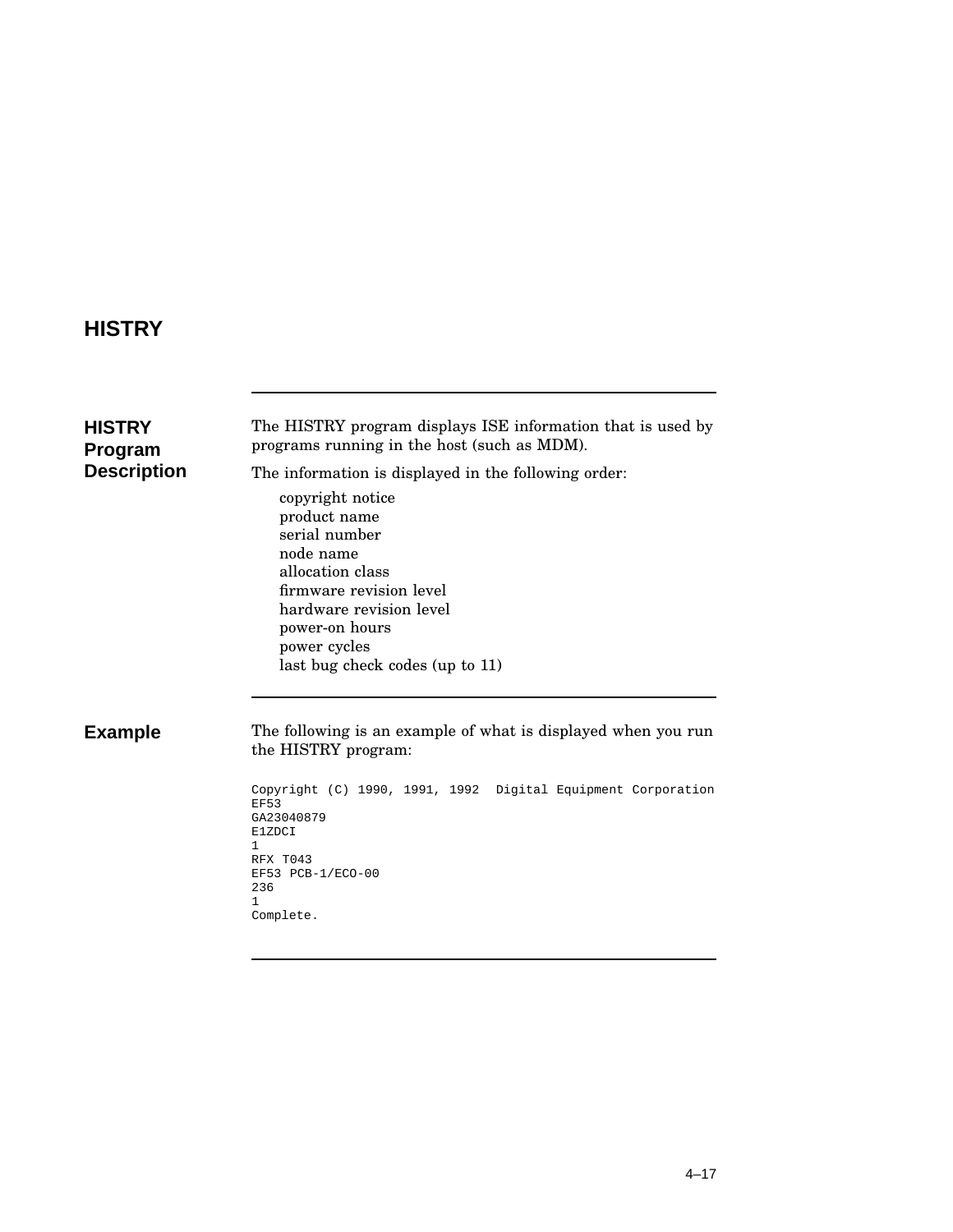## HISTRY

### HISTRY Program Description

The HISTRY program displays ISE information that is used by programs running in the host (such as MDM).

The information is displayed in the following order:

- copyright notice
- product name
- serial number
- node name
- allocation class
- firmware revision level
- hardware revision level
- power-on hours
- power cycles
- last bug check codes (up to 11)

### Example

The following is an example of what is displayed when you run the HISTRY program:

```
Copyright (C) 1990, 1991, 1992  Digital Equipment Corporation
EF53
GA23040879
E1ZDCI
1
RFX T043
EF53 PCB-1/ECO-00
236
1
Complete.
```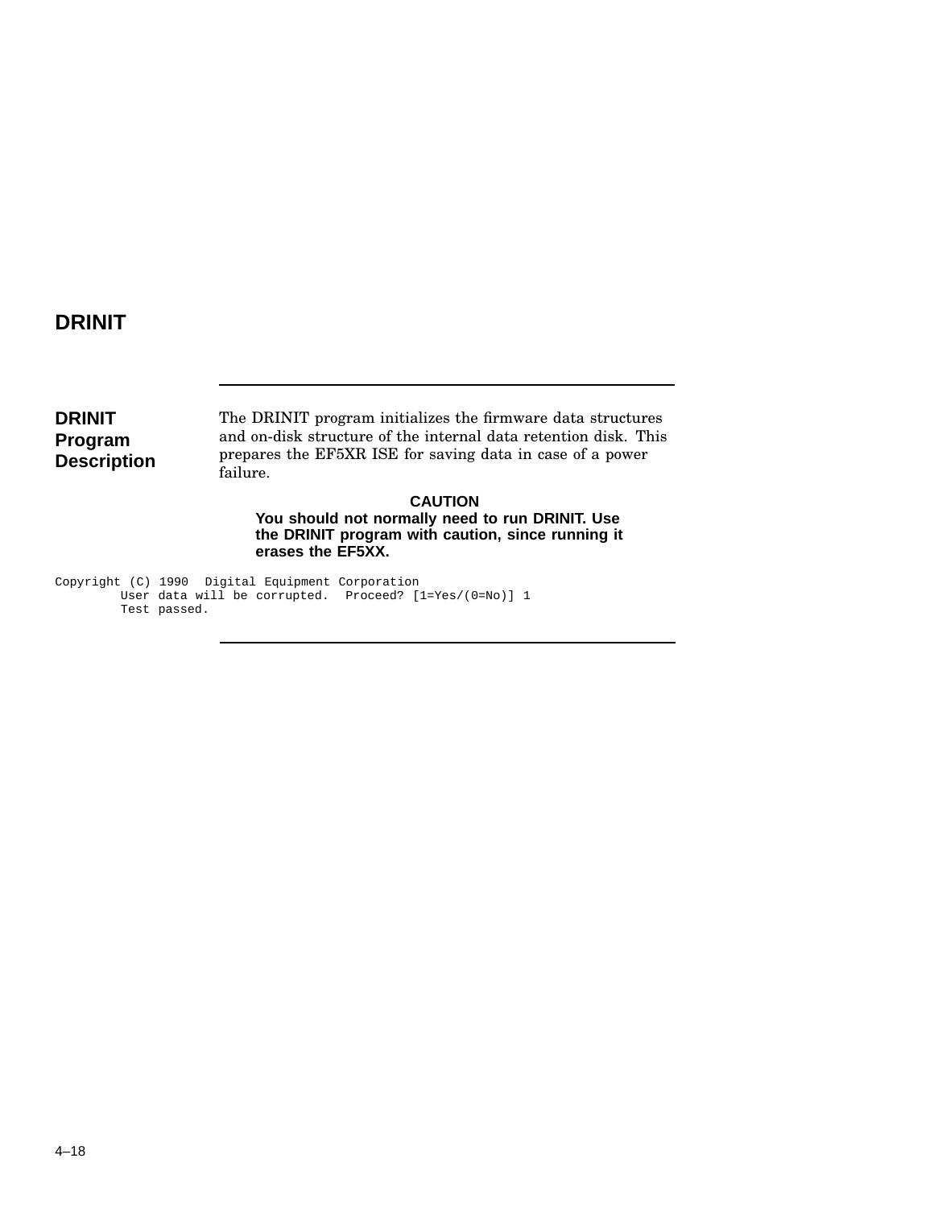# DRINIT

## DRINIT Program Description

The DRINIT program initializes the firmware data structures and on-disk structure of the internal data retention disk. This prepares the EF5XR ISE for saving data in case of a power failure.

**CAUTION**

**You should not normally need to run DRINIT. Use the DRINIT program with caution, since running it erases the EF5XX.**

```
Copyright (C) 1990  Digital Equipment Corporation
         User data will be corrupted.  Proceed? [1=Yes/(0=No)] 1
         Test passed.
```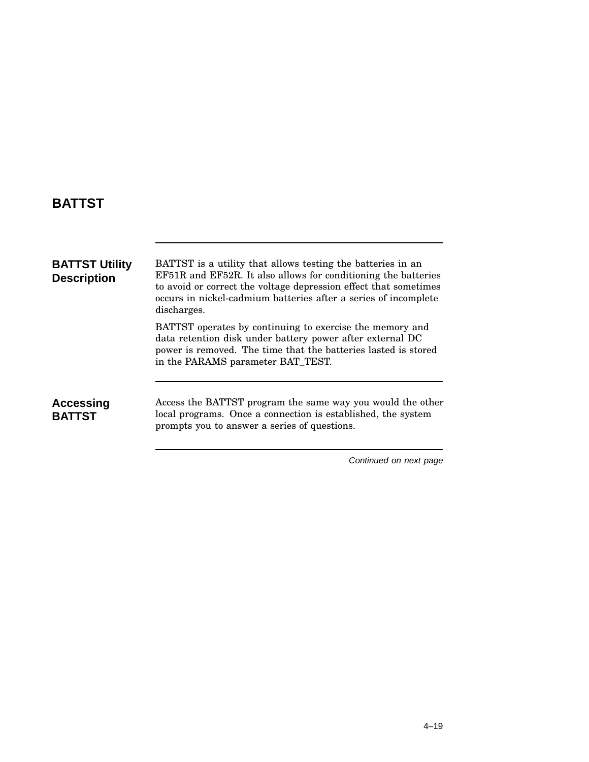# BATTST

## BATTST Utility Description

BATTST is a utility that allows testing the batteries in an EF51R and EF52R. It also allows for conditioning the batteries to avoid or correct the voltage depression effect that sometimes occurs in nickel-cadmium batteries after a series of incomplete discharges.

BATTST operates by continuing to exercise the memory and data retention disk under battery power after external DC power is removed. The time that the batteries lasted is stored in the PARAMS parameter BAT_TEST.

## Accessing BATTST

Access the BATTST program the same way you would the other local programs. Once a connection is established, the system prompts you to answer a series of questions.

*Continued on next page*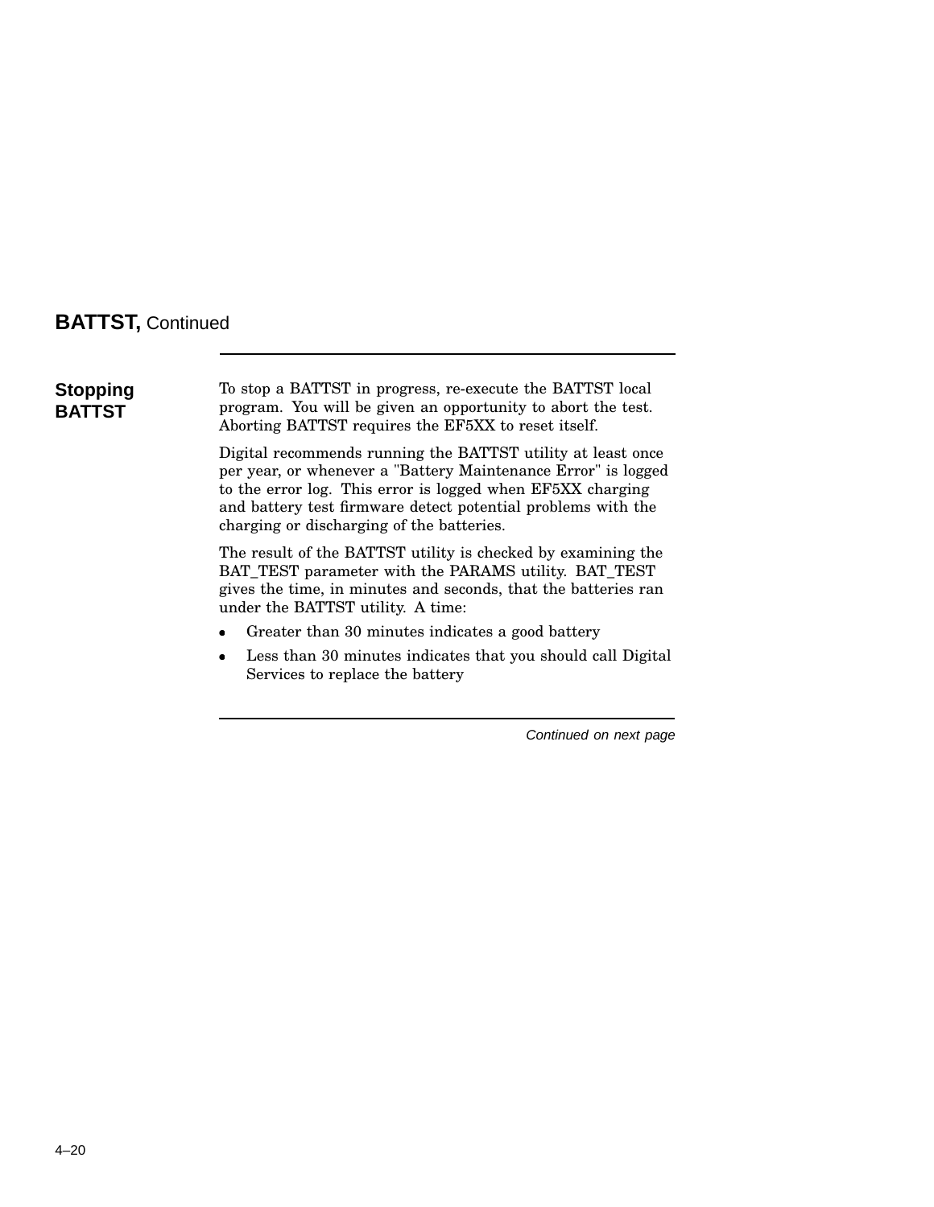## BATTST, Continued

### Stopping BATTST

To stop a BATTST in progress, re-execute the BATTST local program. You will be given an opportunity to abort the test. Aborting BATTST requires the EF5XX to reset itself.

Digital recommends running the BATTST utility at least once per year, or whenever a "Battery Maintenance Error" is logged to the error log. This error is logged when EF5XX charging and battery test firmware detect potential problems with the charging or discharging of the batteries.

The result of the BATTST utility is checked by examining the BAT_TEST parameter with the PARAMS utility. BAT_TEST gives the time, in minutes and seconds, that the batteries ran under the BATTST utility. A time:

- Greater than 30 minutes indicates a good battery
- Less than 30 minutes indicates that you should call Digital Services to replace the battery

*Continued on next page*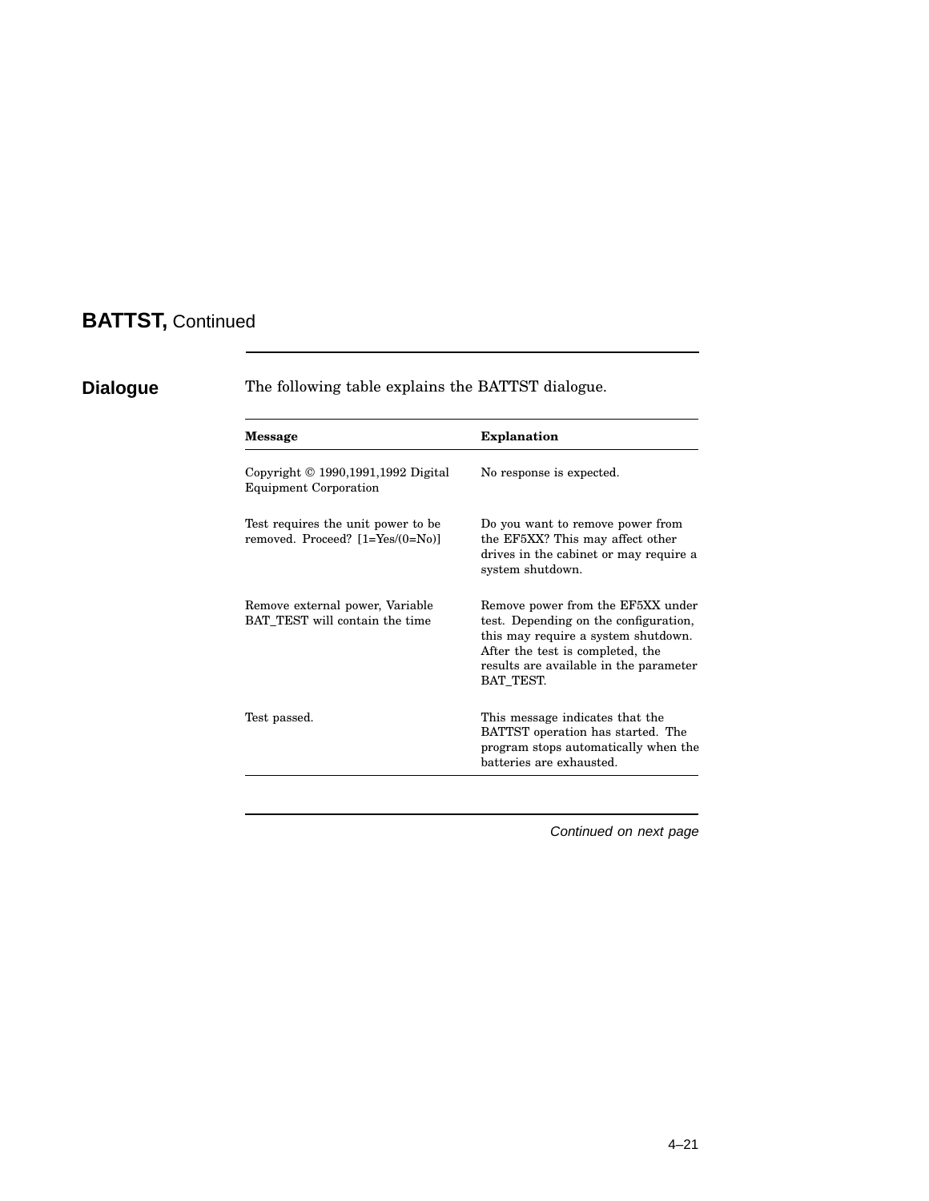## BATTST, Continued

### Dialogue

The following table explains the BATTST dialogue.

| Message | Explanation |
|---|---|
| Copyright © 1990,1991,1992 Digital Equipment Corporation | No response is expected. |
| Test requires the unit power to be removed. Proceed? [1=Yes/(0=No)] | Do you want to remove power from the EF5XX? This may affect other drives in the cabinet or may require a system shutdown. |
| Remove external power, Variable BAT_TEST will contain the time | Remove power from the EF5XX under test. Depending on the configuration, this may require a system shutdown. After the test is completed, the results are available in the parameter BAT_TEST. |
| Test passed. | This message indicates that the BATTST operation has started. The program stops automatically when the batteries are exhausted. |

*Continued on next page*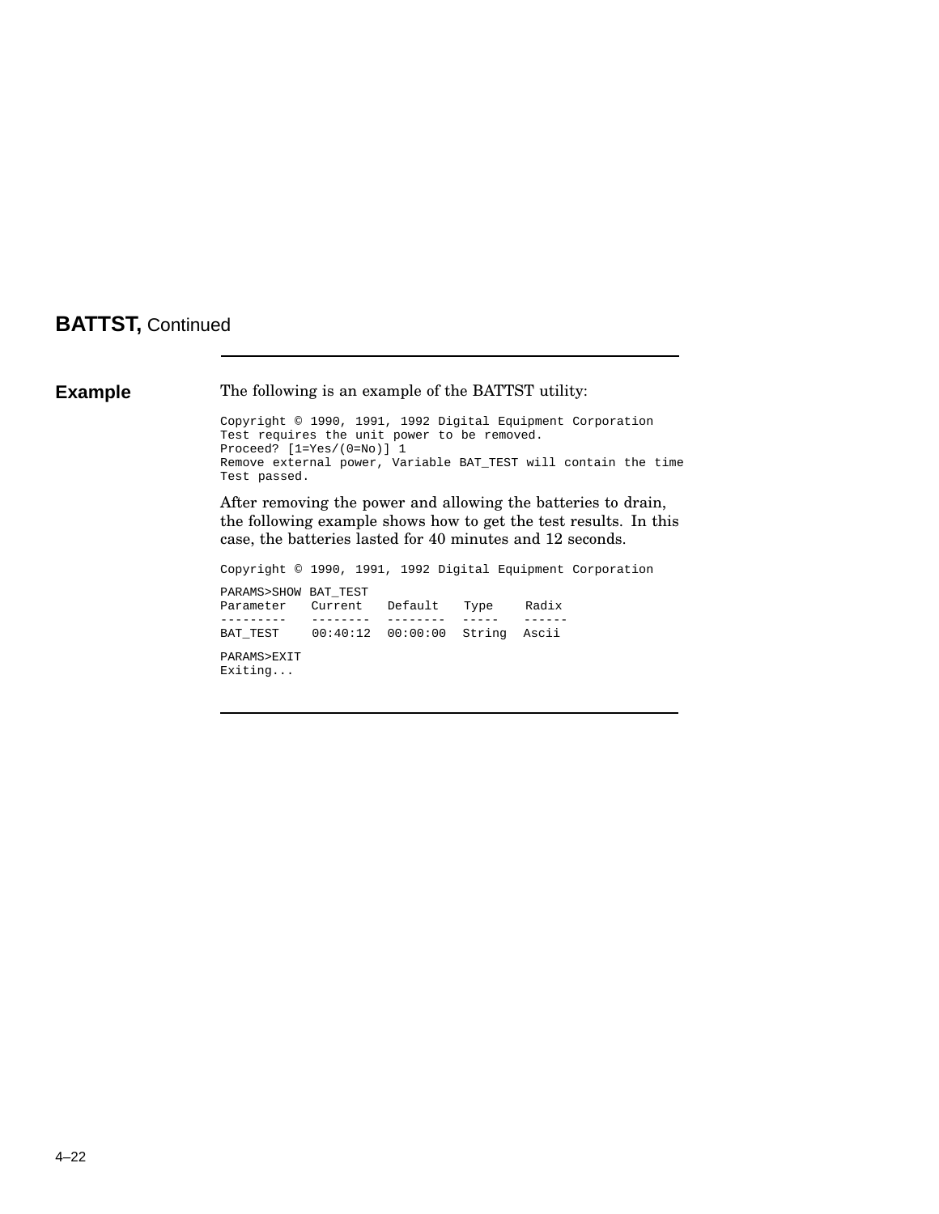## **BATTST,** Continued

### Example

The following is an example of the BATTST utility:

```
Copyright © 1990, 1991, 1992 Digital Equipment Corporation
Test requires the unit power to be removed.
Proceed? [1=Yes/(0=No)] 1
Remove external power, Variable BAT_TEST will contain the time
Test passed.
```

After removing the power and allowing the batteries to drain, the following example shows how to get the test results. In this case, the batteries lasted for 40 minutes and 12 seconds.

```
Copyright © 1990, 1991, 1992 Digital Equipment Corporation

PARAMS>SHOW BAT_TEST
Parameter   Current   Default   Type    Radix
---------   --------  --------  -----   ------
BAT_TEST    00:40:12  00:00:00  String  Ascii

PARAMS>EXIT
Exiting...
```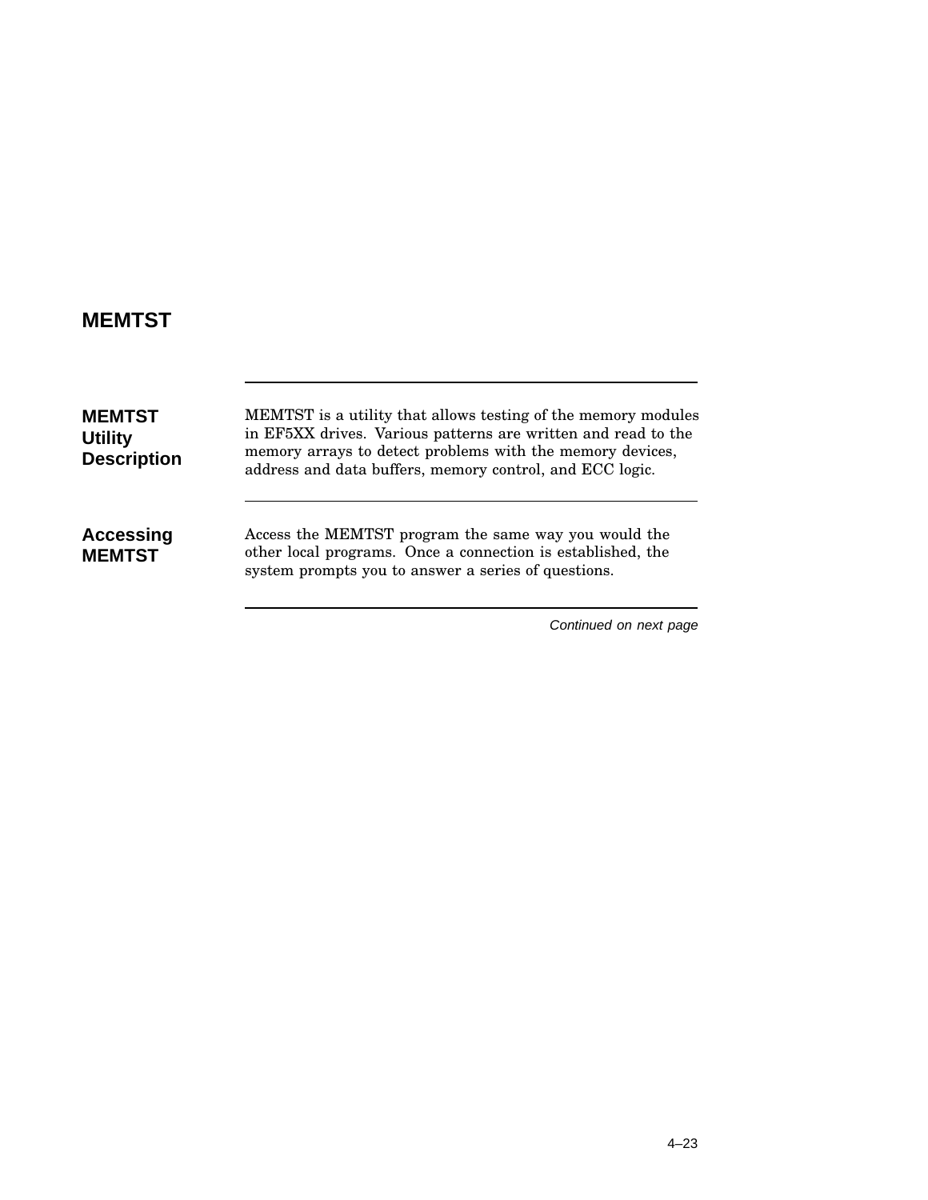# MEMTST

## MEMTST Utility Description

MEMTST is a utility that allows testing of the memory modules in EF5XX drives. Various patterns are written and read to the memory arrays to detect problems with the memory devices, address and data buffers, memory control, and ECC logic.

## Accessing MEMTST

Access the MEMTST program the same way you would the other local programs. Once a connection is established, the system prompts you to answer a series of questions.

*Continued on next page*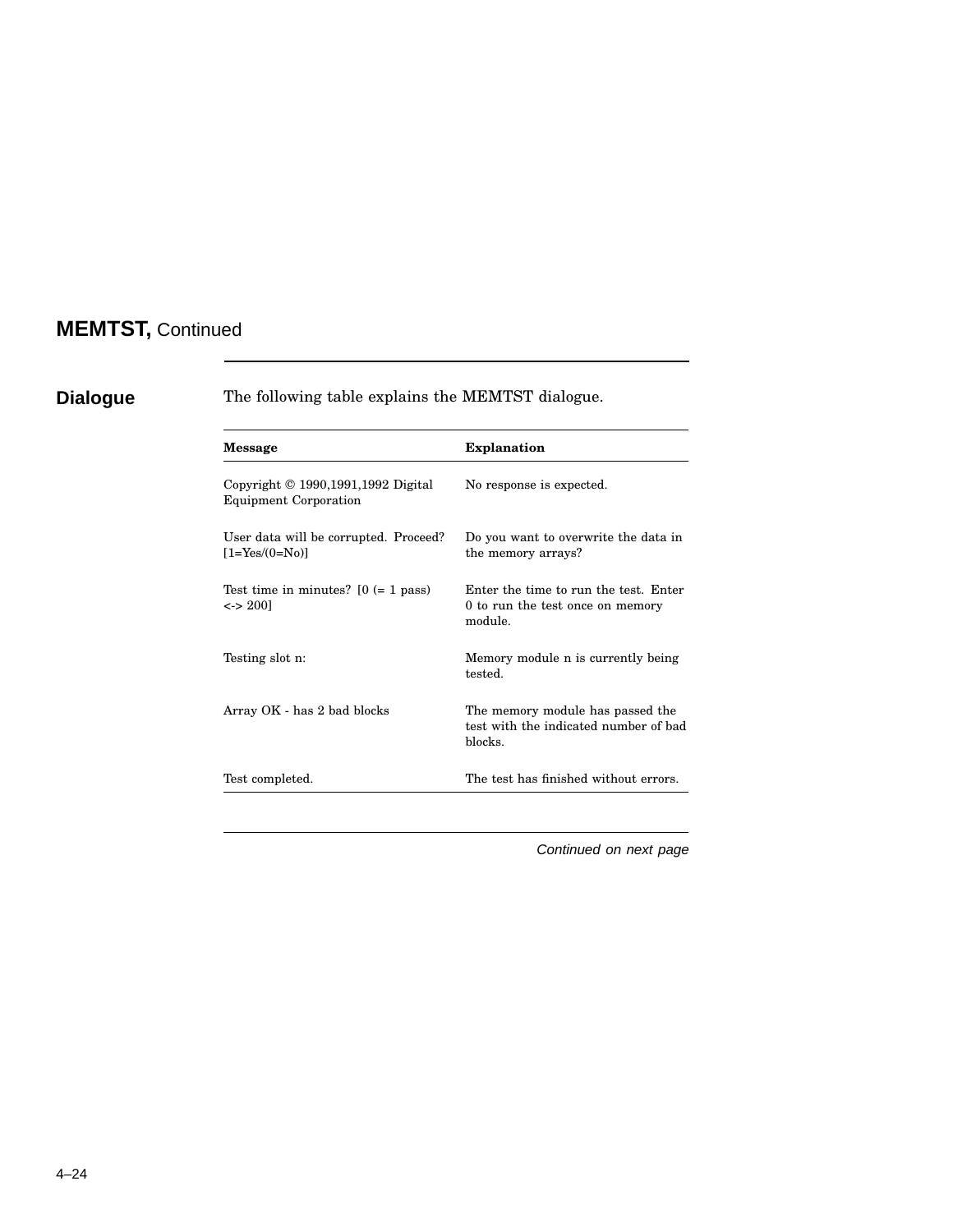## MEMTST, Continued

### Dialogue

The following table explains the MEMTST dialogue.

| Message | Explanation |
|---|---|
| Copyright © 1990,1991,1992 Digital Equipment Corporation | No response is expected. |
| User data will be corrupted. Proceed? [1=Yes/(0=No)] | Do you want to overwrite the data in the memory arrays? |
| Test time in minutes? [0 (= 1 pass) <-> 200] | Enter the time to run the test. Enter 0 to run the test once on memory module. |
| Testing slot n: | Memory module n is currently being tested. |
| Array OK - has 2 bad blocks | The memory module has passed the test with the indicated number of bad blocks. |
| Test completed. | The test has finished without errors. |

*Continued on next page*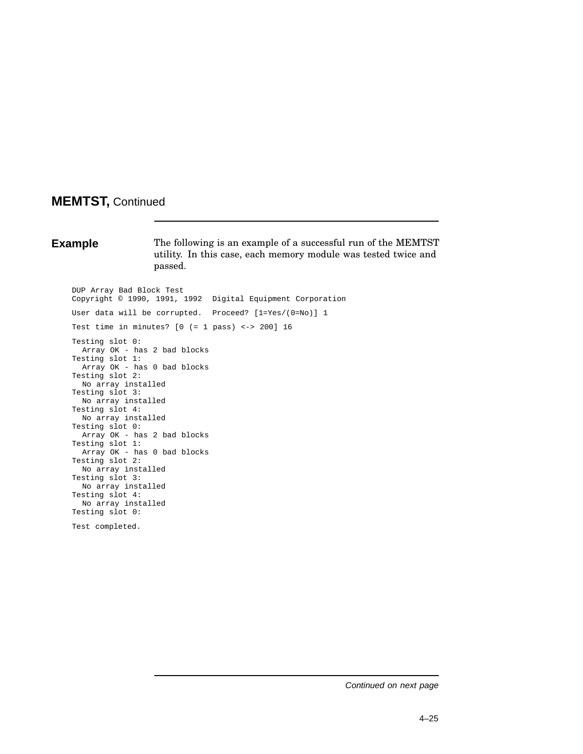## MEMTST, Continued

### Example

The following is an example of a successful run of the MEMTST utility. In this case, each memory module was tested twice and passed.

```
DUP Array Bad Block Test
Copyright © 1990, 1991, 1992  Digital Equipment Corporation

User data will be corrupted.  Proceed? [1=Yes/(0=No)] 1

Test time in minutes? [0 (= 1 pass) <-> 200] 16

Testing slot 0:
  Array OK - has 2 bad blocks
Testing slot 1:
  Array OK - has 0 bad blocks
Testing slot 2:
  No array installed
Testing slot 3:
  No array installed
Testing slot 4:
  No array installed
Testing slot 0:
  Array OK - has 2 bad blocks
Testing slot 1:
  Array OK - has 0 bad blocks
Testing slot 2:
  No array installed
Testing slot 3:
  No array installed
Testing slot 4:
  No array installed
Testing slot 0:

Test completed.
```

*Continued on next page*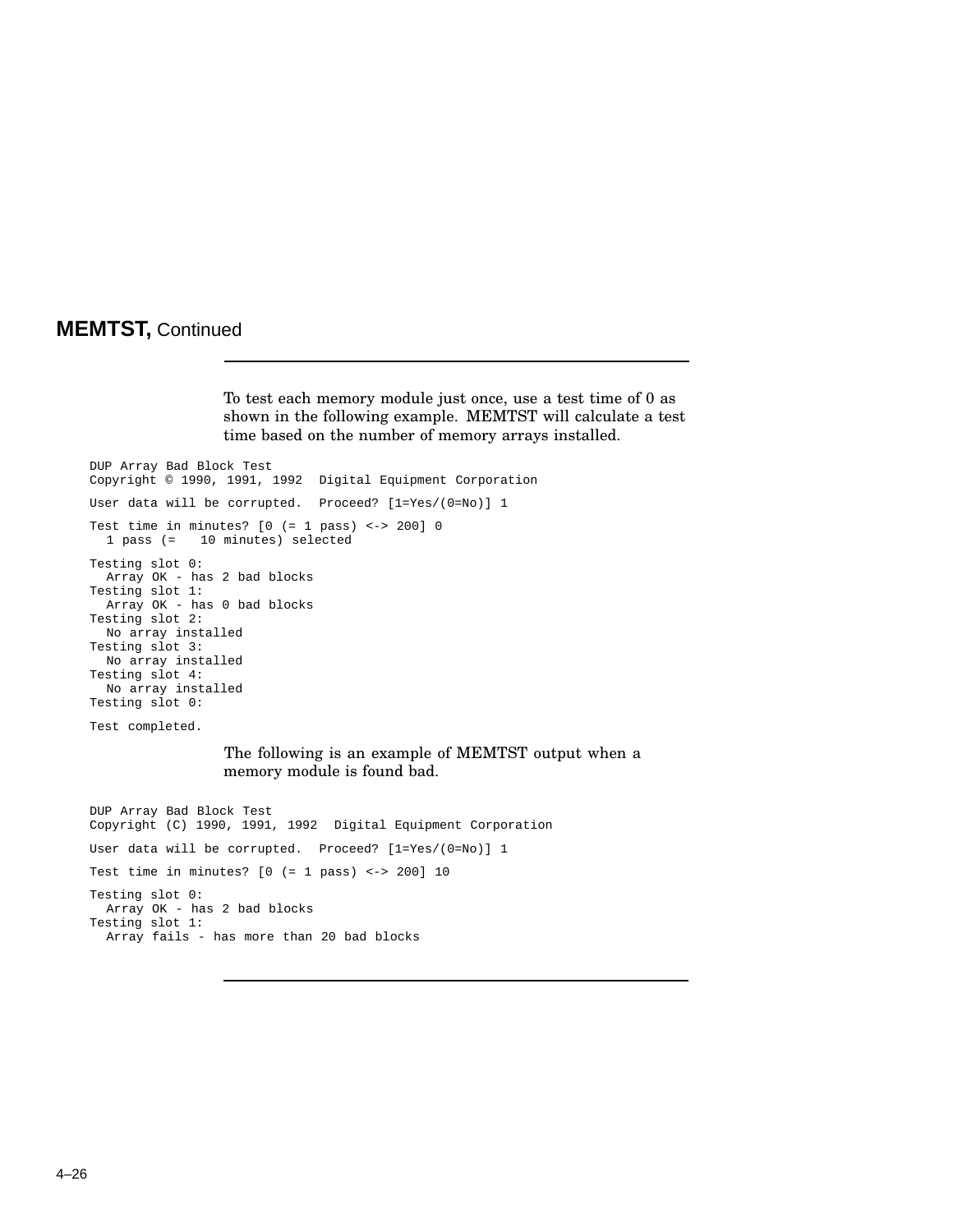## MEMTST, Continued

To test each memory module just once, use a test time of 0 as shown in the following example. MEMTST will calculate a test time based on the number of memory arrays installed.

```
DUP Array Bad Block Test
Copyright © 1990, 1991, 1992  Digital Equipment Corporation

User data will be corrupted.  Proceed? [1=Yes/(0=No)] 1

Test time in minutes? [0 (= 1 pass) <-> 200] 0
  1 pass (=   10 minutes) selected

Testing slot 0:
  Array OK - has 2 bad blocks
Testing slot 1:
  Array OK - has 0 bad blocks
Testing slot 2:
  No array installed
Testing slot 3:
  No array installed
Testing slot 4:
  No array installed
Testing slot 0:

Test completed.
```

The following is an example of MEMTST output when a memory module is found bad.

```
DUP Array Bad Block Test
Copyright (C) 1990, 1991, 1992  Digital Equipment Corporation

User data will be corrupted.  Proceed? [1=Yes/(0=No)] 1

Test time in minutes? [0 (= 1 pass) <-> 200] 10

Testing slot 0:
  Array OK - has 2 bad blocks
Testing slot 1:
  Array fails - has more than 20 bad blocks
```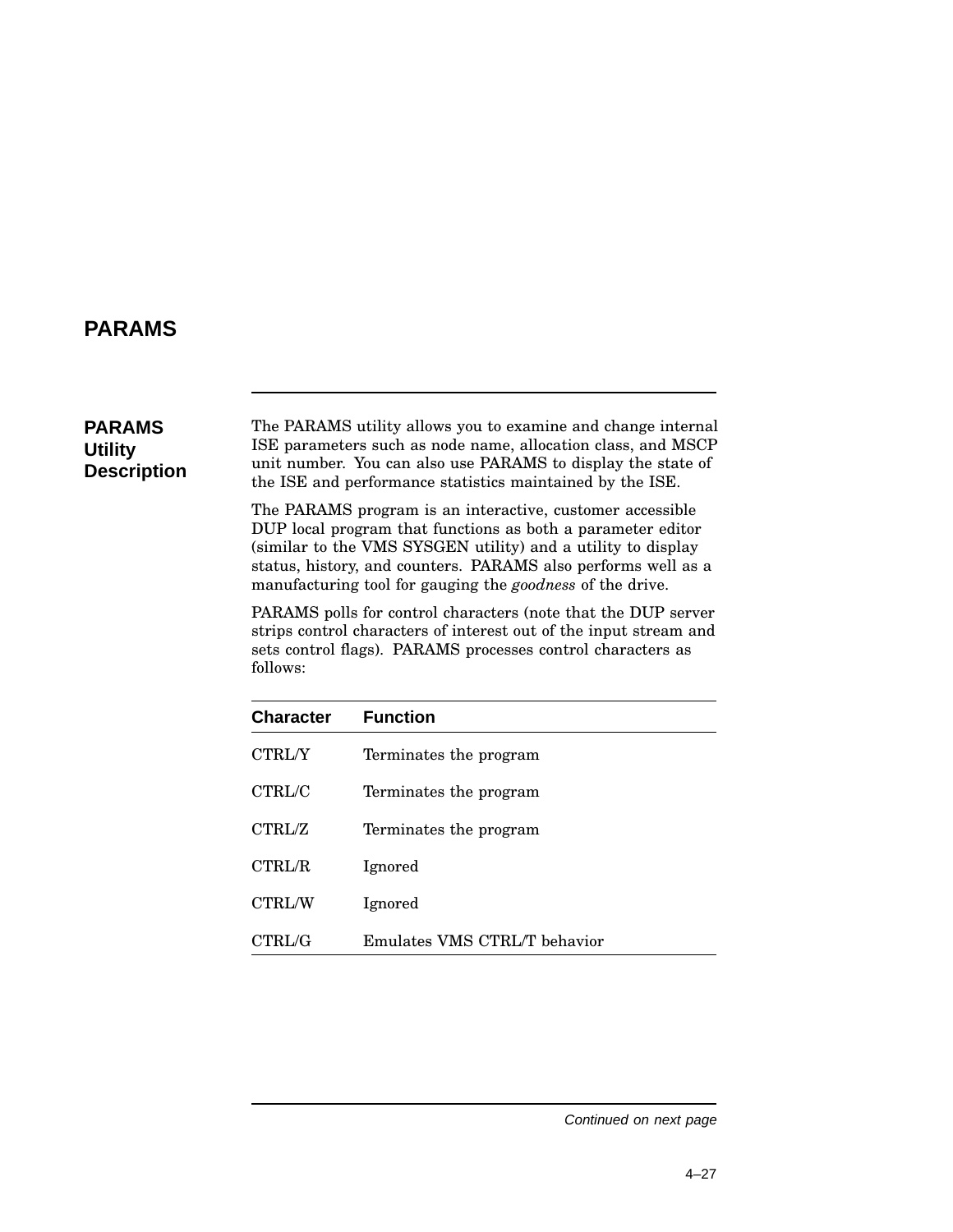# PARAMS

## PARAMS Utility Description

The PARAMS utility allows you to examine and change internal ISE parameters such as node name, allocation class, and MSCP unit number. You can also use PARAMS to display the state of the ISE and performance statistics maintained by the ISE.

The PARAMS program is an interactive, customer accessible DUP local program that functions as both a parameter editor (similar to the VMS SYSGEN utility) and a utility to display status, history, and counters. PARAMS also performs well as a manufacturing tool for gauging the *goodness* of the drive.

PARAMS polls for control characters (note that the DUP server strips control characters of interest out of the input stream and sets control flags). PARAMS processes control characters as follows:

| Character | Function |
|---|---|
| CTRL/Y | Terminates the program |
| CTRL/C | Terminates the program |
| CTRL/Z | Terminates the program |
| CTRL/R | Ignored |
| CTRL/W | Ignored |
| CTRL/G | Emulates VMS CTRL/T behavior |

*Continued on next page*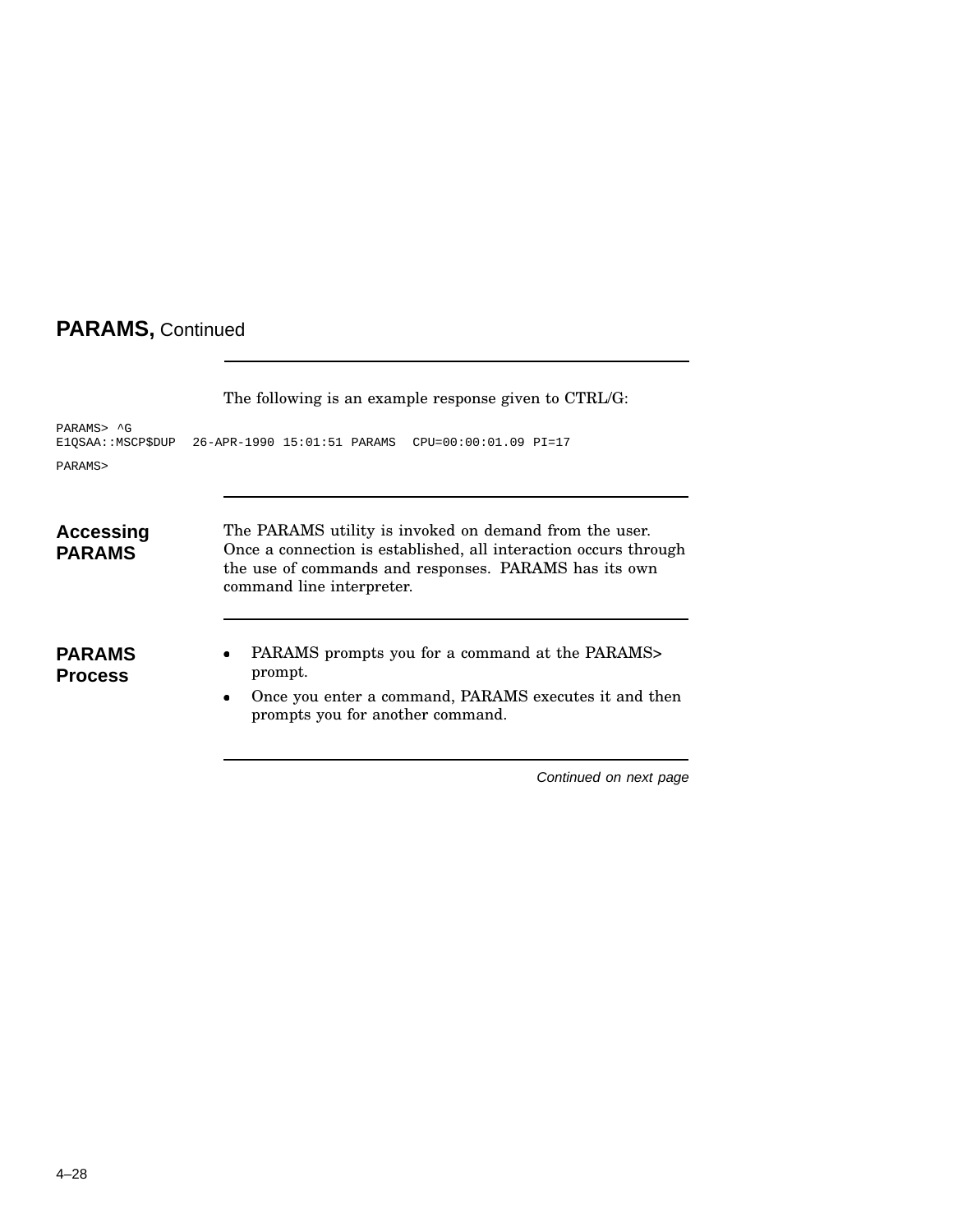## PARAMS, Continued

The following is an example response given to CTRL/G:

```
PARAMS> ^G
E1QSAA::MSCP$DUP  26-APR-1990 15:01:51 PARAMS  CPU=00:00:01.09 PI=17

PARAMS>
```

### Accessing PARAMS

The PARAMS utility is invoked on demand from the user. Once a connection is established, all interaction occurs through the use of commands and responses. PARAMS has its own command line interpreter.

### PARAMS Process

- PARAMS prompts you for a command at the PARAMS> prompt.
- Once you enter a command, PARAMS executes it and then prompts you for another command.

*Continued on next page*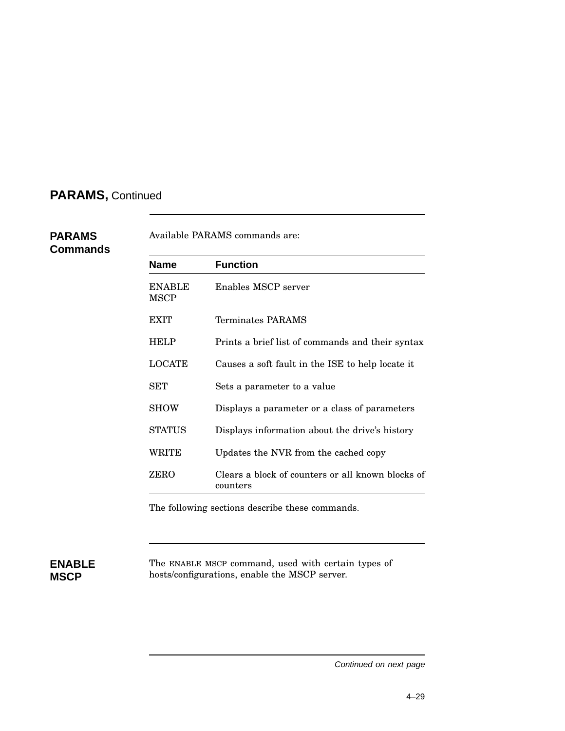## PARAMS, Continued

### PARAMS Commands

Available PARAMS commands are:

| Name | Function |
|---|---|
| ENABLE MSCP | Enables MSCP server |
| EXIT | Terminates PARAMS |
| HELP | Prints a brief list of commands and their syntax |
| LOCATE | Causes a soft fault in the ISE to help locate it |
| SET | Sets a parameter to a value |
| SHOW | Displays a parameter or a class of parameters |
| STATUS | Displays information about the drive's history |
| WRITE | Updates the NVR from the cached copy |
| ZERO | Clears a block of counters or all known blocks of counters |

The following sections describe these commands.

### ENABLE MSCP

The ENABLE MSCP command, used with certain types of hosts/configurations, enable the MSCP server.

*Continued on next page*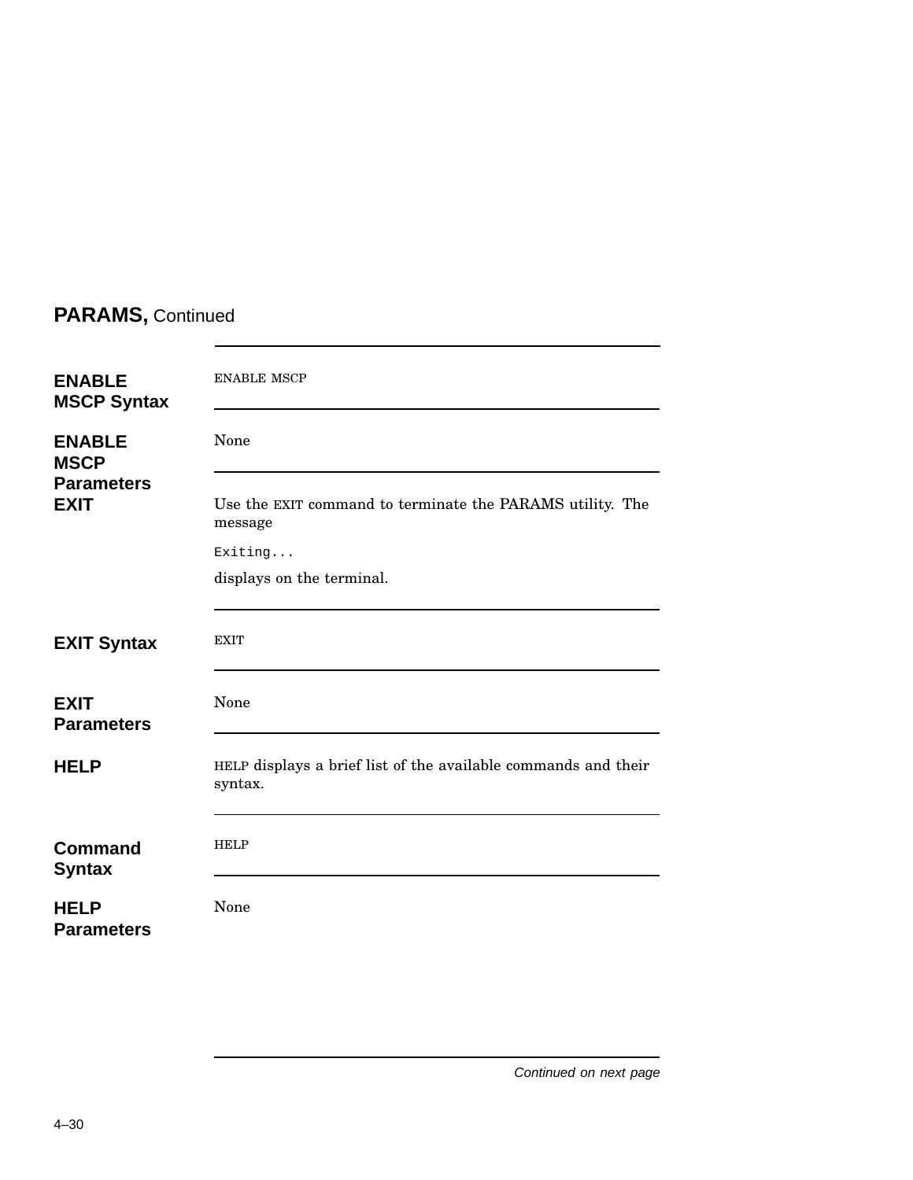## PARAMS, Continued

**ENABLE MSCP Syntax**

ENABLE MSCP

**ENABLE MSCP Parameters**

None

**EXIT**

Use the EXIT command to terminate the PARAMS utility. The message

```
Exiting...
```

displays on the terminal.

**EXIT Syntax**

EXIT

**EXIT Parameters**

None

**HELP**

HELP displays a brief list of the available commands and their syntax.

**Command Syntax**

HELP

**HELP Parameters**

None

*Continued on next page*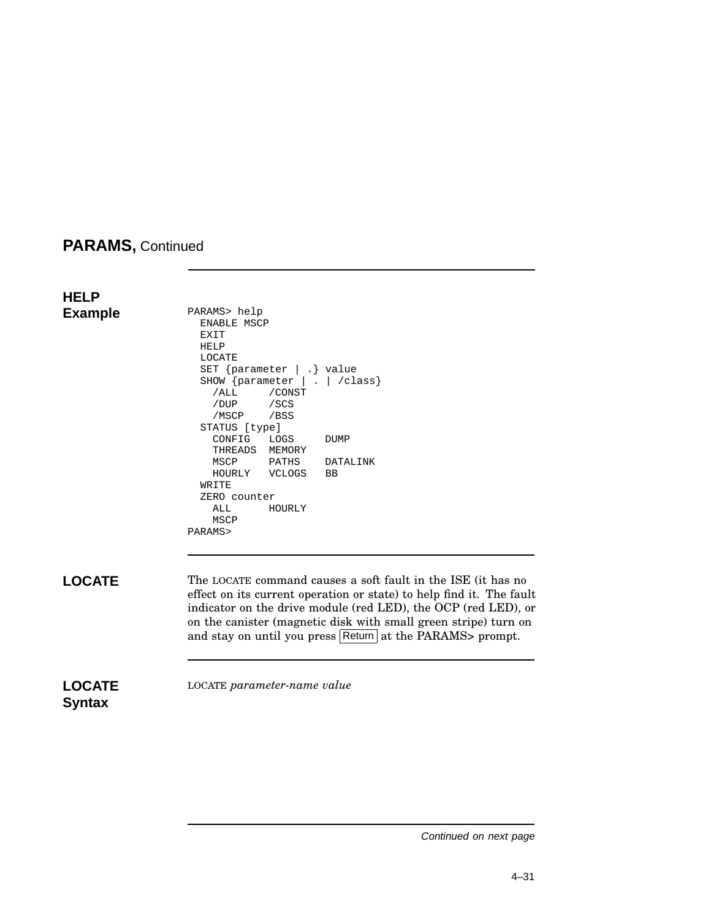## PARAMS, Continued

### HELP Example

```
PARAMS> help
  ENABLE MSCP
  EXIT
  HELP
  LOCATE
  SET {parameter | .} value
  SHOW {parameter | . | /class}
    /ALL     /CONST
    /DUP     /SCS
    /MSCP    /BSS
  STATUS [type]
    CONFIG   LOGS     DUMP
    THREADS  MEMORY
    MSCP     PATHS    DATALINK
    HOURLY   VCLOGS   BB
  WRITE
  ZERO counter
    ALL      HOURLY
    MSCP
PARAMS>
```

### LOCATE

The LOCATE command causes a soft fault in the ISE (it has no effect on its current operation or state) to help find it. The fault indicator on the drive module (red LED), the OCP (red LED), or on the canister (magnetic disk with small green stripe) turn on and stay on until you press Return at the PARAMS> prompt.

### LOCATE Syntax

LOCATE *parameter-name value*

*Continued on next page*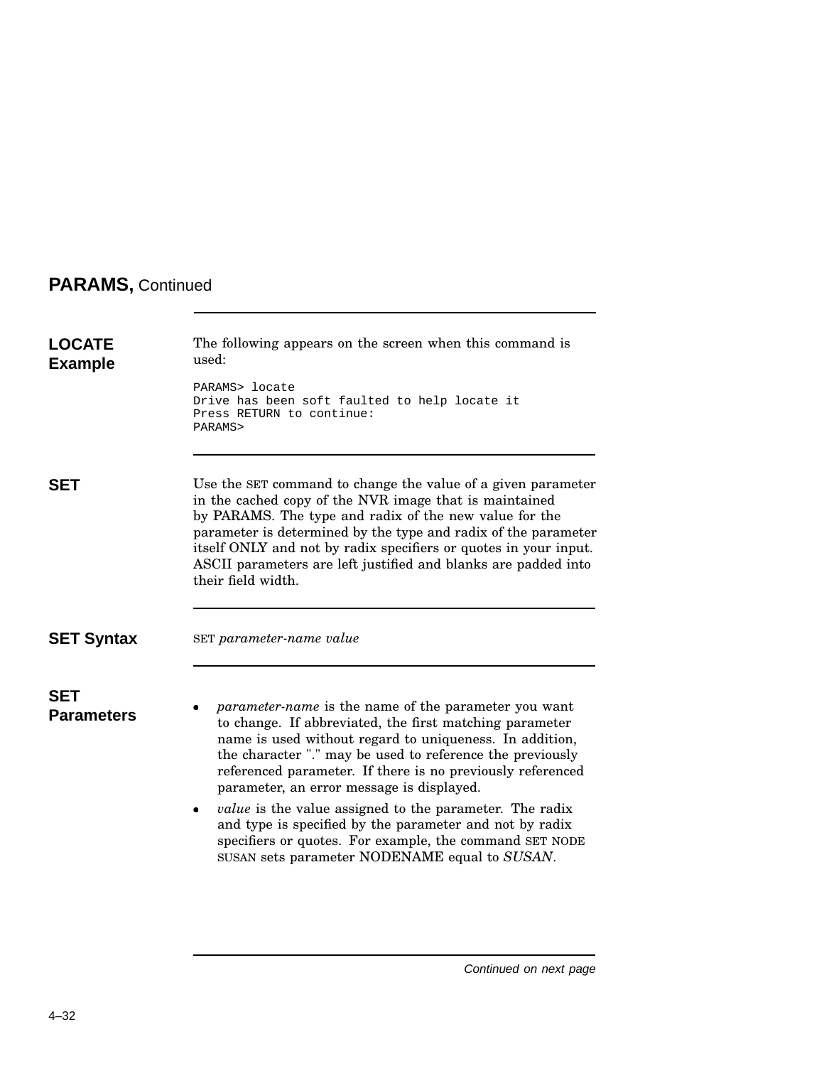## PARAMS, Continued

### LOCATE Example

The following appears on the screen when this command is used:

```
PARAMS> locate
Drive has been soft faulted to help locate it
Press RETURN to continue:
PARAMS>
```

### SET

Use the SET command to change the value of a given parameter in the cached copy of the NVR image that is maintained by PARAMS. The type and radix of the new value for the parameter is determined by the type and radix of the parameter itself ONLY and not by radix specifiers or quotes in your input. ASCII parameters are left justified and blanks are padded into their field width.

### SET Syntax

SET *parameter-name value*

### SET Parameters

- *parameter-name* is the name of the parameter you want to change. If abbreviated, the first matching parameter name is used without regard to uniqueness. In addition, the character "." may be used to reference the previously referenced parameter. If there is no previously referenced parameter, an error message is displayed.
- *value* is the value assigned to the parameter. The radix and type is specified by the parameter and not by radix specifiers or quotes. For example, the command SET NODE SUSAN sets parameter NODENAME equal to *SUSAN*.

*Continued on next page*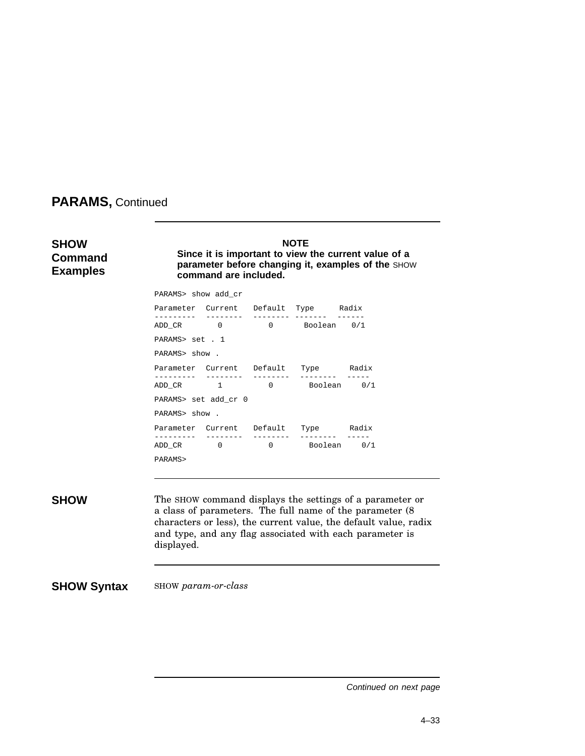## PARAMS, Continued

### SHOW Command Examples

**NOTE**
**Since it is important to view the current value of a parameter before changing it, examples of the SHOW command are included.**

```
PARAMS> show add_cr

Parameter  Current   Default  Type     Radix
---------  --------  -------- -------  ------
ADD_CR       0         0       Boolean   0/1

PARAMS> set . 1

PARAMS> show .

Parameter  Current   Default   Type      Radix
---------  --------  --------  --------  -----
ADD_CR       1         0        Boolean    0/1

PARAMS> set add_cr 0

PARAMS> show .

Parameter  Current   Default   Type      Radix
---------  --------  --------  --------  -----
ADD_CR       0         0        Boolean    0/1

PARAMS>
```

### SHOW

The SHOW command displays the settings of a parameter or a class of parameters. The full name of the parameter (8 characters or less), the current value, the default value, radix and type, and any flag associated with each parameter is displayed.

### SHOW Syntax

SHOW *param-or-class*

*Continued on next page*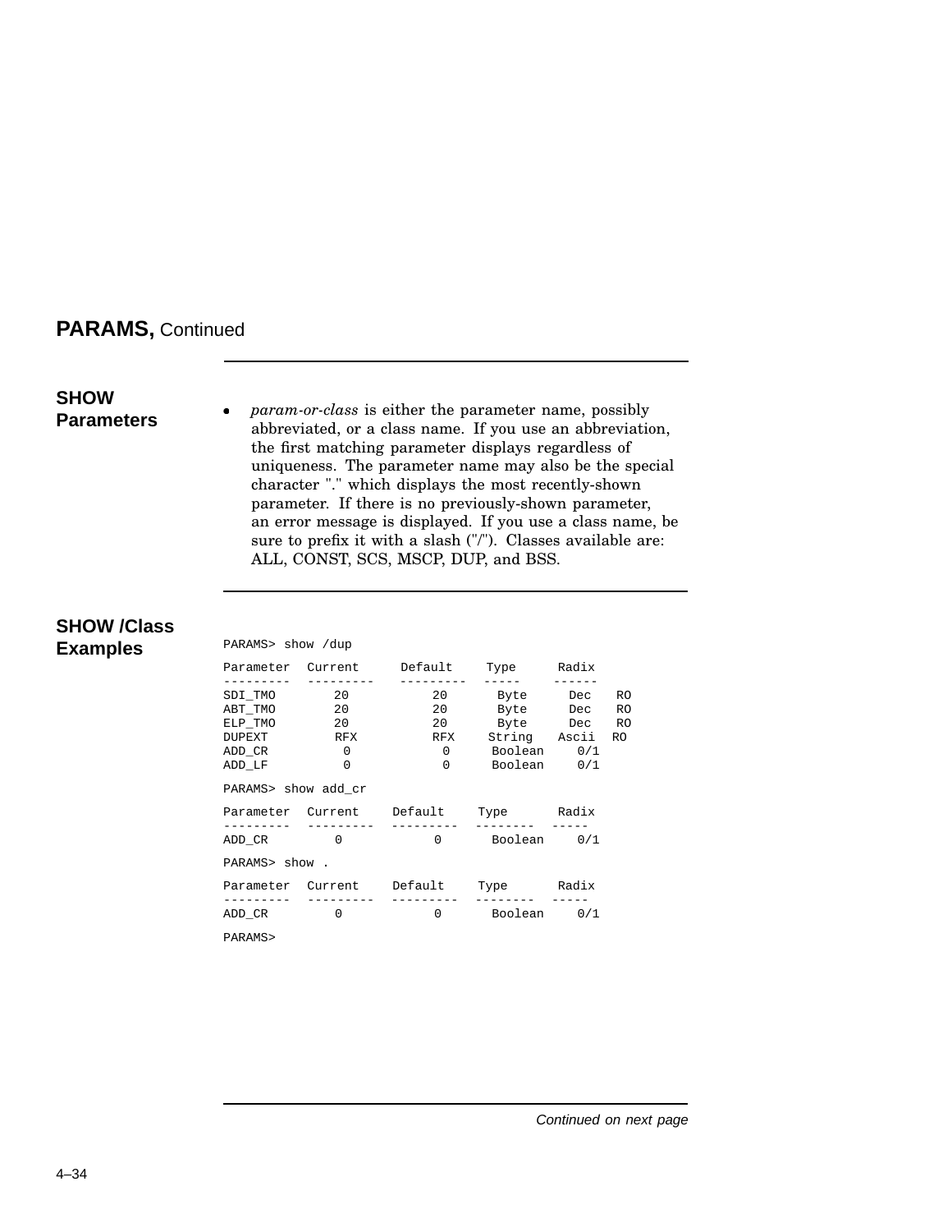## PARAMS, Continued

### SHOW Parameters

- *param-or-class* is either the parameter name, possibly abbreviated, or a class name. If you use an abbreviation, the first matching parameter displays regardless of uniqueness. The parameter name may also be the special character "." which displays the most recently-shown parameter. If there is no previously-shown parameter, an error message is displayed. If you use a class name, be sure to prefix it with a slash ("/"). Classes available are: ALL, CONST, SCS, MSCP, DUP, and BSS.

### SHOW /Class Examples

```
PARAMS> show /dup

Parameter  Current     Default    Type      Radix
---------  ---------   ---------  -----     ------
SDI_TMO       20          20       Byte      Dec   RO
ABT_TMO       20          20       Byte      Dec   RO
ELP_TMO       20          20       Byte      Dec   RO
DUPEXT        RFX         RFX     String    Ascii  RO
ADD_CR         0           0      Boolean     0/1
ADD_LF         0           0      Boolean     0/1

PARAMS> show add_cr

Parameter  Current    Default    Type      Radix
---------  ---------  ---------  --------  -----
ADD_CR        0           0      Boolean     0/1

PARAMS> show .

Parameter  Current    Default    Type      Radix
---------  ---------  ---------  --------  -----
ADD_CR        0           0      Boolean     0/1

PARAMS>
```

*Continued on next page*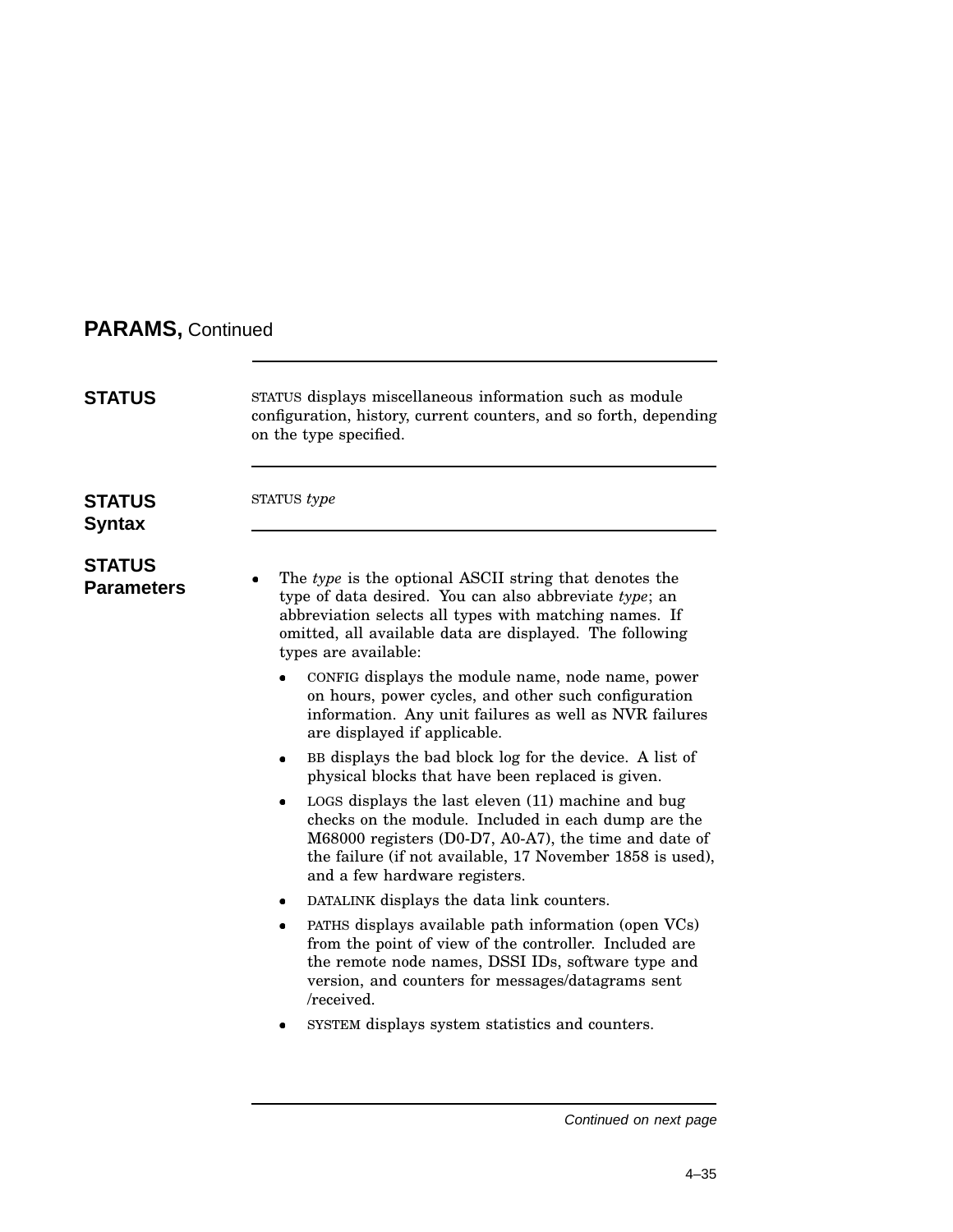## PARAMS, Continued

### STATUS

STATUS displays miscellaneous information such as module configuration, history, current counters, and so forth, depending on the type specified.

### STATUS Syntax

STATUS *type*

### STATUS Parameters

- The *type* is the optional ASCII string that denotes the type of data desired. You can also abbreviate *type*; an abbreviation selects all types with matching names. If omitted, all available data are displayed. The following types are available:
  - CONFIG displays the module name, node name, power on hours, power cycles, and other such configuration information. Any unit failures as well as NVR failures are displayed if applicable.
  - BB displays the bad block log for the device. A list of physical blocks that have been replaced is given.
  - LOGS displays the last eleven (11) machine and bug checks on the module. Included in each dump are the M68000 registers (D0-D7, A0-A7), the time and date of the failure (if not available, 17 November 1858 is used), and a few hardware registers.
  - DATALINK displays the data link counters.
  - PATHS displays available path information (open VCs) from the point of view of the controller. Included are the remote node names, DSSI IDs, software type and version, and counters for messages/datagrams sent /received.
  - SYSTEM displays system statistics and counters.

*Continued on next page*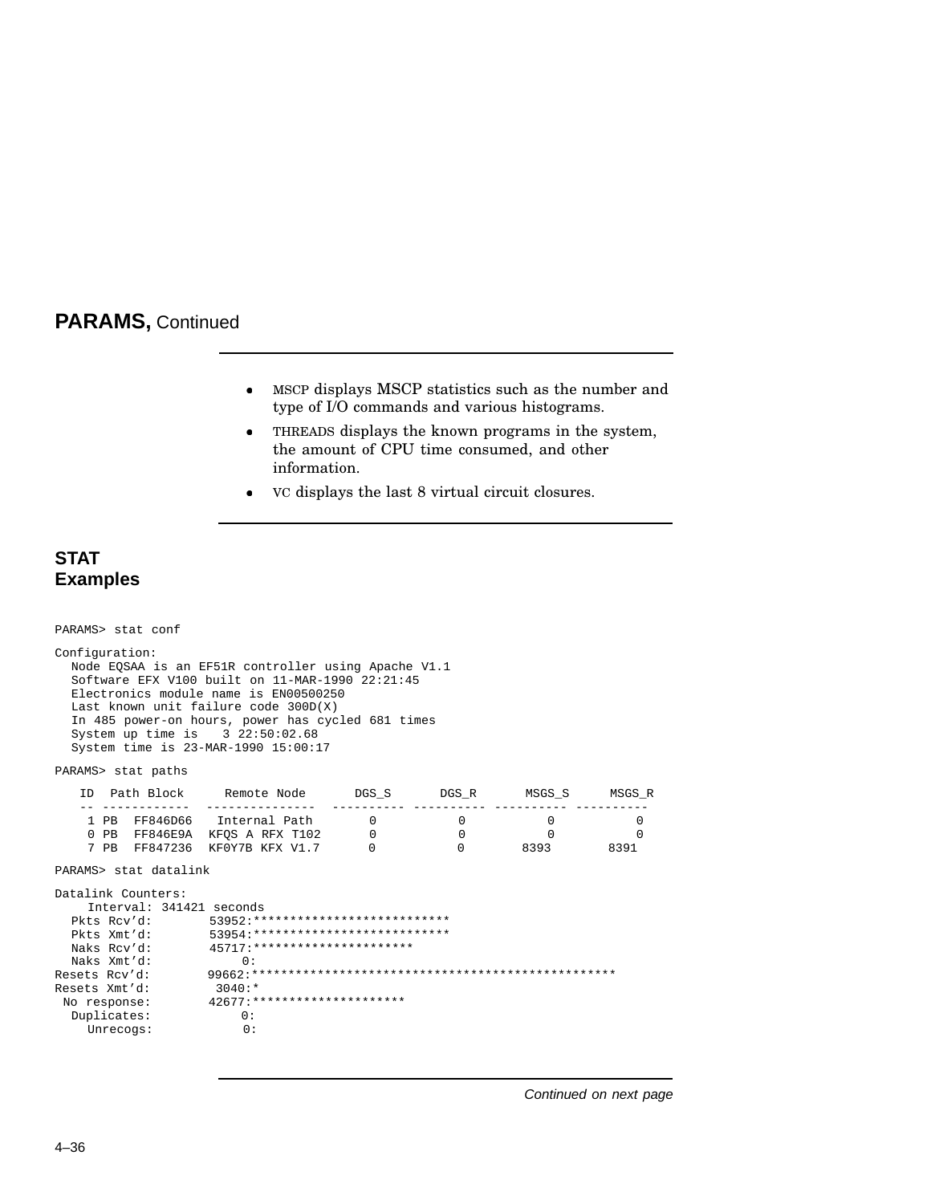## PARAMS, Continued

- MSCP displays MSCP statistics such as the number and type of I/O commands and various histograms.
- THREADS displays the known programs in the system, the amount of CPU time consumed, and other information.
- VC displays the last 8 virtual circuit closures.

## STAT Examples

```
PARAMS> stat conf

Configuration:
  Node EQSAA is an EF51R controller using Apache V1.1
  Software EFX V100 built on 11-MAR-1990 22:21:45
  Electronics module name is EN00500250
  Last known unit failure code 300D(X)
  In 485 power-on hours, power has cycled 681 times
  System up time is   3 22:50:02.68
  System time is 23-MAR-1990 15:00:17

PARAMS> stat paths

   ID  Path Block      Remote Node       DGS_S       DGS_R       MSGS_S      MSGS_R
   -- ------------  ---------------  ---------- ---------- ---------- ----------
    1 PB  FF846D66   Internal Path       0           0           0           0
    0 PB  FF846E9A  KFQS A RFX T102      0           0           0           0
    7 PB  FF847236  KF0Y7B KFX V1.7      0           0        8393        8391

PARAMS> stat datalink

Datalink Counters:
     Interval: 341421 seconds
  Pkts Rcv'd:        53952:***************************
  Pkts Xmt'd:        53954:***************************
  Naks Rcv'd:        45717:**********************
  Naks Xmt'd:            0:
Resets Rcv'd:        99662:**************************************************
Resets Xmt'd:         3040:*
 No response:        42677:*********************
  Duplicates:            0:
    Unrecogs:            0:
```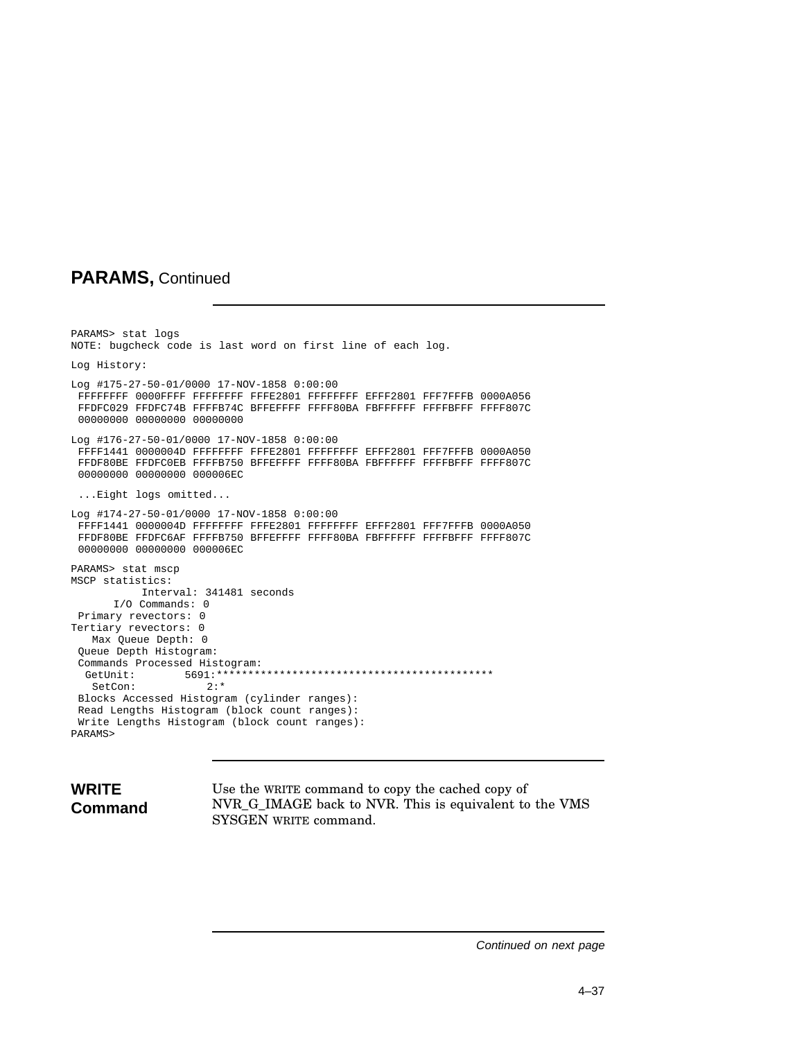## PARAMS, Continued

```
PARAMS> stat logs
NOTE: bugcheck code is last word on first line of each log.

Log History:

Log #175-27-50-01/0000 17-NOV-1858 0:00:00
 FFFFFFFF 0000FFFF FFFFFFFF FFFE2801 FFFFFFFF EFFF2801 FFF7FFFB 0000A056
 FFDFC029 FFDFC74B FFFFB74C BFFEFFFF FFFF80BA FBFFFFFF FFFFBFFF FFFF807C
 00000000 00000000 00000000

Log #176-27-50-01/0000 17-NOV-1858 0:00:00
 FFFF1441 0000004D FFFFFFFF FFFE2801 FFFFFFFF EFFF2801 FFF7FFFB 0000A050
 FFDF80BE FFDFC0EB FFFFB750 BFFEFFFF FFFF80BA FBFFFFFF FFFFBFFF FFFF807C
 00000000 00000000 000006EC

 ...Eight logs omitted...

Log #174-27-50-01/0000 17-NOV-1858 0:00:00
 FFFF1441 0000004D FFFFFFFF FFFE2801 FFFFFFFF EFFF2801 FFF7FFFB 0000A050
 FFDF80BE FFDFC6AF FFFFB750 BFFEFFFF FFFF80BA FBFFFFFF FFFFBFFF FFFF807C
 00000000 00000000 000006EC

PARAMS> stat mscp
MSCP statistics:
          Interval: 341481 seconds
      I/O Commands: 0
 Primary revectors: 0
Tertiary revectors: 0
   Max Queue Depth: 0
 Queue Depth Histogram:
 Commands Processed Histogram:
  GetUnit:        5691:********************************************
   SetCon:           2:*
 Blocks Accessed Histogram (cylinder ranges):
 Read Lengths Histogram (block count ranges):
 Write Lengths Histogram (block count ranges):
PARAMS>
```

### WRITE Command

Use the WRITE command to copy the cached copy of NVR_G_IMAGE back to NVR. This is equivalent to the VMS SYSGEN WRITE command.

*Continued on next page*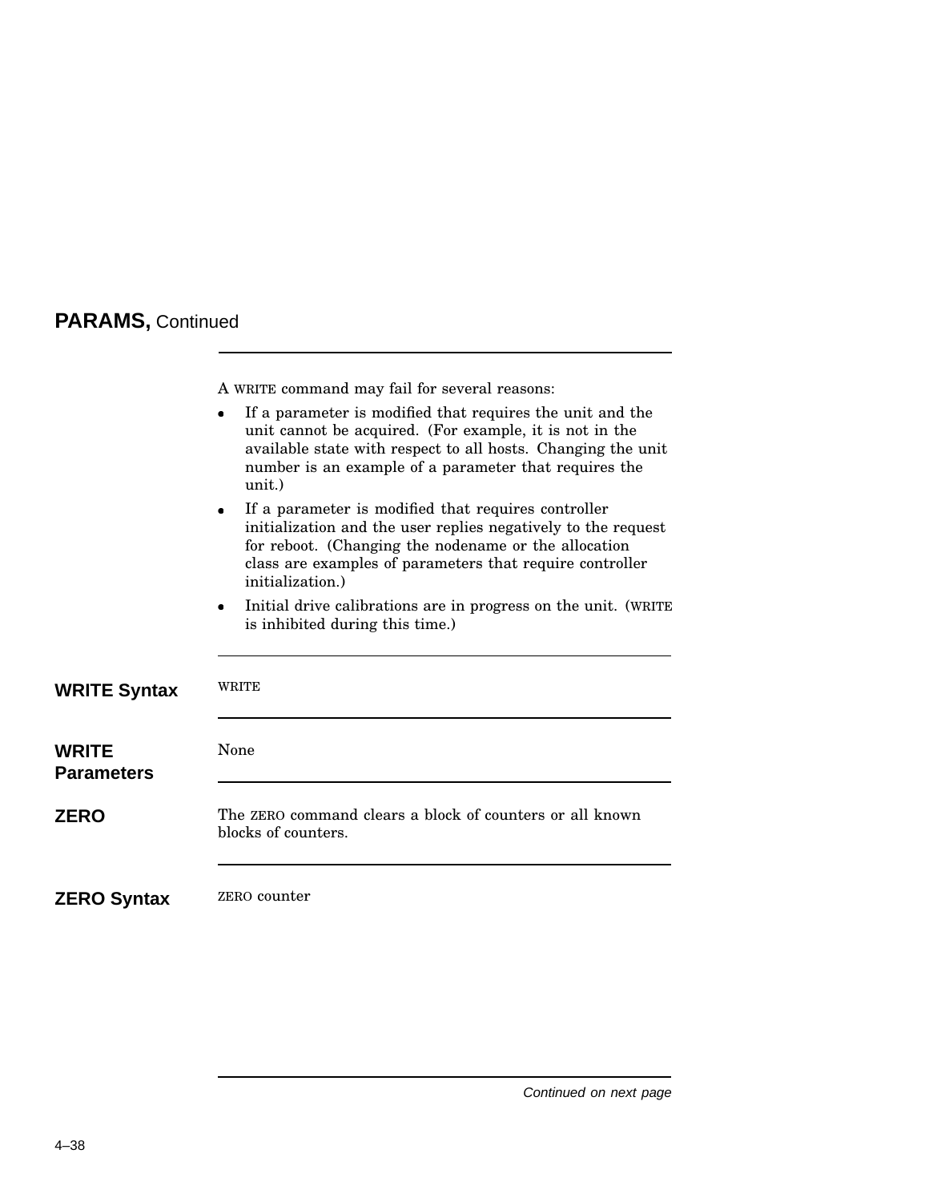## PARAMS, Continued

A WRITE command may fail for several reasons:

- If a parameter is modified that requires the unit and the unit cannot be acquired. (For example, it is not in the available state with respect to all hosts. Changing the unit number is an example of a parameter that requires the unit.)
- If a parameter is modified that requires controller initialization and the user replies negatively to the request for reboot. (Changing the nodename or the allocation class are examples of parameters that require controller initialization.)
- Initial drive calibrations are in progress on the unit. (WRITE is inhibited during this time.)

### WRITE Syntax

WRITE

### WRITE Parameters

None

### ZERO

The ZERO command clears a block of counters or all known blocks of counters.

### ZERO Syntax

ZERO counter

*Continued on next page*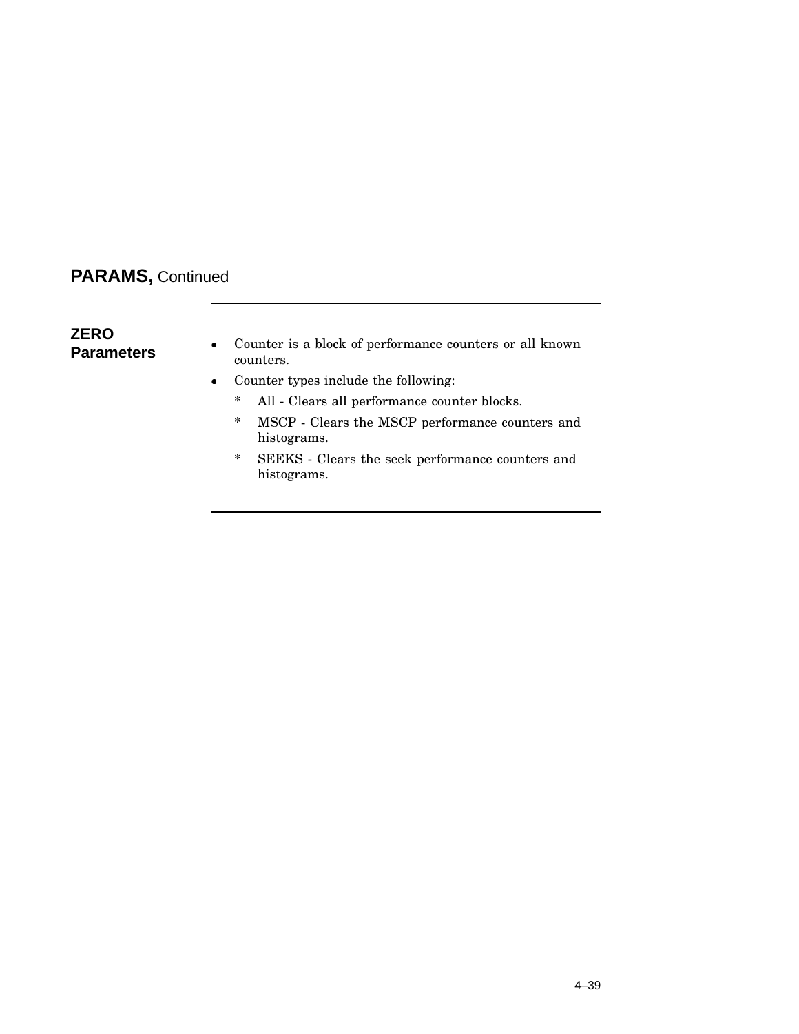## PARAMS, Continued

### ZERO Parameters

- Counter is a block of performance counters or all known counters.
- Counter types include the following:
  - All - Clears all performance counter blocks.
  - MSCP - Clears the MSCP performance counters and histograms.
  - SEEKS - Clears the seek performance counters and histograms.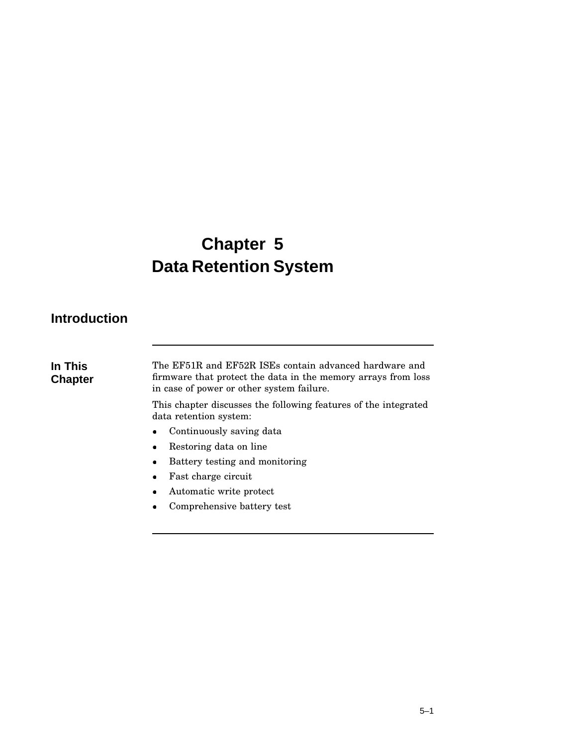# Chapter 5
# Data Retention System

## Introduction

### In This Chapter

The EF51R and EF52R ISEs contain advanced hardware and firmware that protect the data in the memory arrays from loss in case of power or other system failure.

This chapter discusses the following features of the integrated data retention system:

- Continuously saving data
- Restoring data on line
- Battery testing and monitoring
- Fast charge circuit
- Automatic write protect
- Comprehensive battery test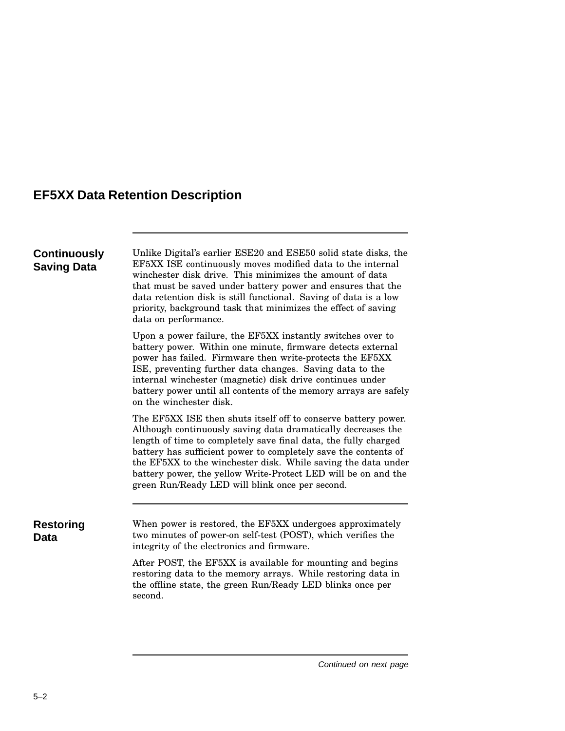## EF5XX Data Retention Description

### Continuously Saving Data

Unlike Digital's earlier ESE20 and ESE50 solid state disks, the EF5XX ISE continuously moves modified data to the internal winchester disk drive. This minimizes the amount of data that must be saved under battery power and ensures that the data retention disk is still functional. Saving of data is a low priority, background task that minimizes the effect of saving data on performance.

Upon a power failure, the EF5XX instantly switches over to battery power. Within one minute, firmware detects external power has failed. Firmware then write-protects the EF5XX ISE, preventing further data changes. Saving data to the internal winchester (magnetic) disk drive continues under battery power until all contents of the memory arrays are safely on the winchester disk.

The EF5XX ISE then shuts itself off to conserve battery power. Although continuously saving data dramatically decreases the length of time to completely save final data, the fully charged battery has sufficient power to completely save the contents of the EF5XX to the winchester disk. While saving the data under battery power, the yellow Write-Protect LED will be on and the green Run/Ready LED will blink once per second.

### Restoring Data

When power is restored, the EF5XX undergoes approximately two minutes of power-on self-test (POST), which verifies the integrity of the electronics and firmware.

After POST, the EF5XX is available for mounting and begins restoring data to the memory arrays. While restoring data in the offline state, the green Run/Ready LED blinks once per second.

*Continued on next page*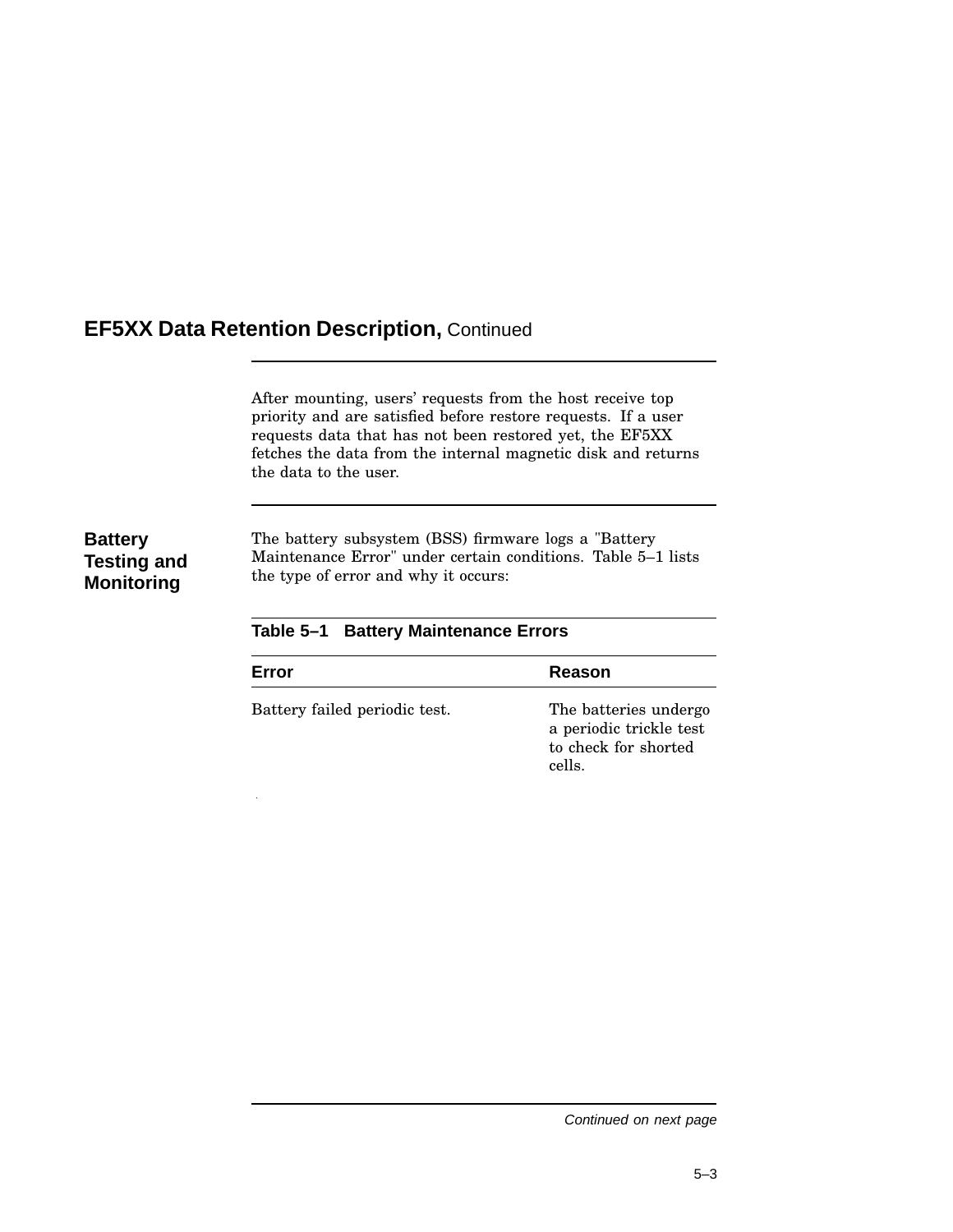## EF5XX Data Retention Description, Continued

After mounting, users' requests from the host receive top priority and are satisfied before restore requests. If a user requests data that has not been restored yet, the EF5XX fetches the data from the internal magnetic disk and returns the data to the user.

### Battery Testing and Monitoring

The battery subsystem (BSS) firmware logs a "Battery Maintenance Error" under certain conditions. Table 5–1 lists the type of error and why it occurs:

**Table 5–1 Battery Maintenance Errors**

| Error | Reason |
|---|---|
| Battery failed periodic test. | The batteries undergo a periodic trickle test to check for shorted cells. |

*Continued on next page*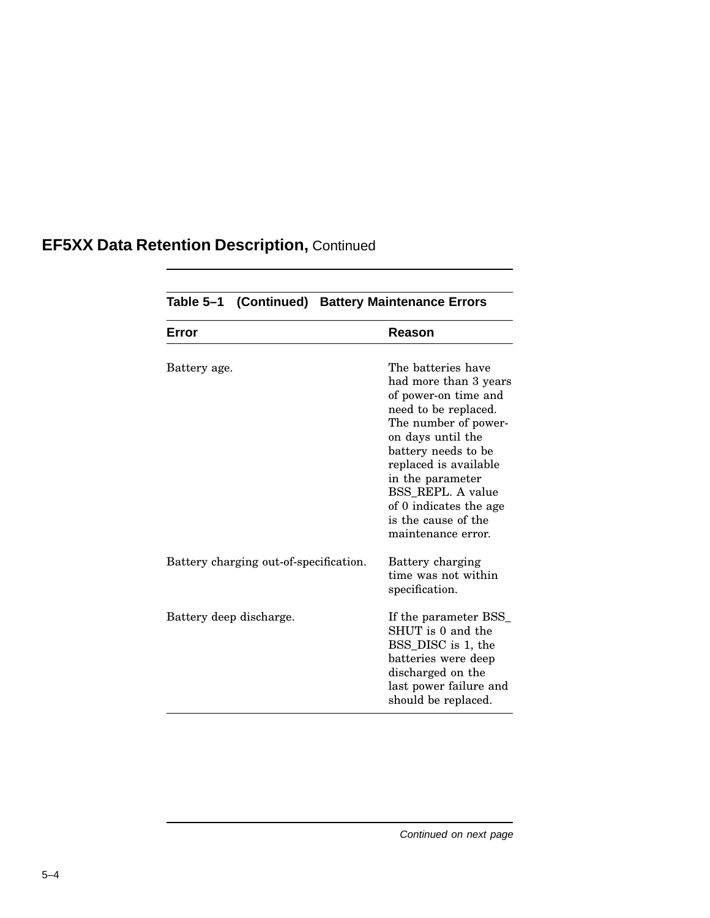## EF5XX Data Retention Description, Continued

**Table 5–1 (Continued) Battery Maintenance Errors**

| Error | Reason |
| --- | --- |
| Battery age. | The batteries have had more than 3 years of power-on time and need to be replaced. The number of power-on days until the battery needs to be replaced is available in the parameter BSS_REPL. A value of 0 indicates the age is the cause of the maintenance error. |
| Battery charging out-of-specification. | Battery charging time was not within specification. |
| Battery deep discharge. | If the parameter BSS_SHUT is 0 and the BSS_DISC is 1, the batteries were deep discharged on the last power failure and should be replaced. |

*Continued on next page*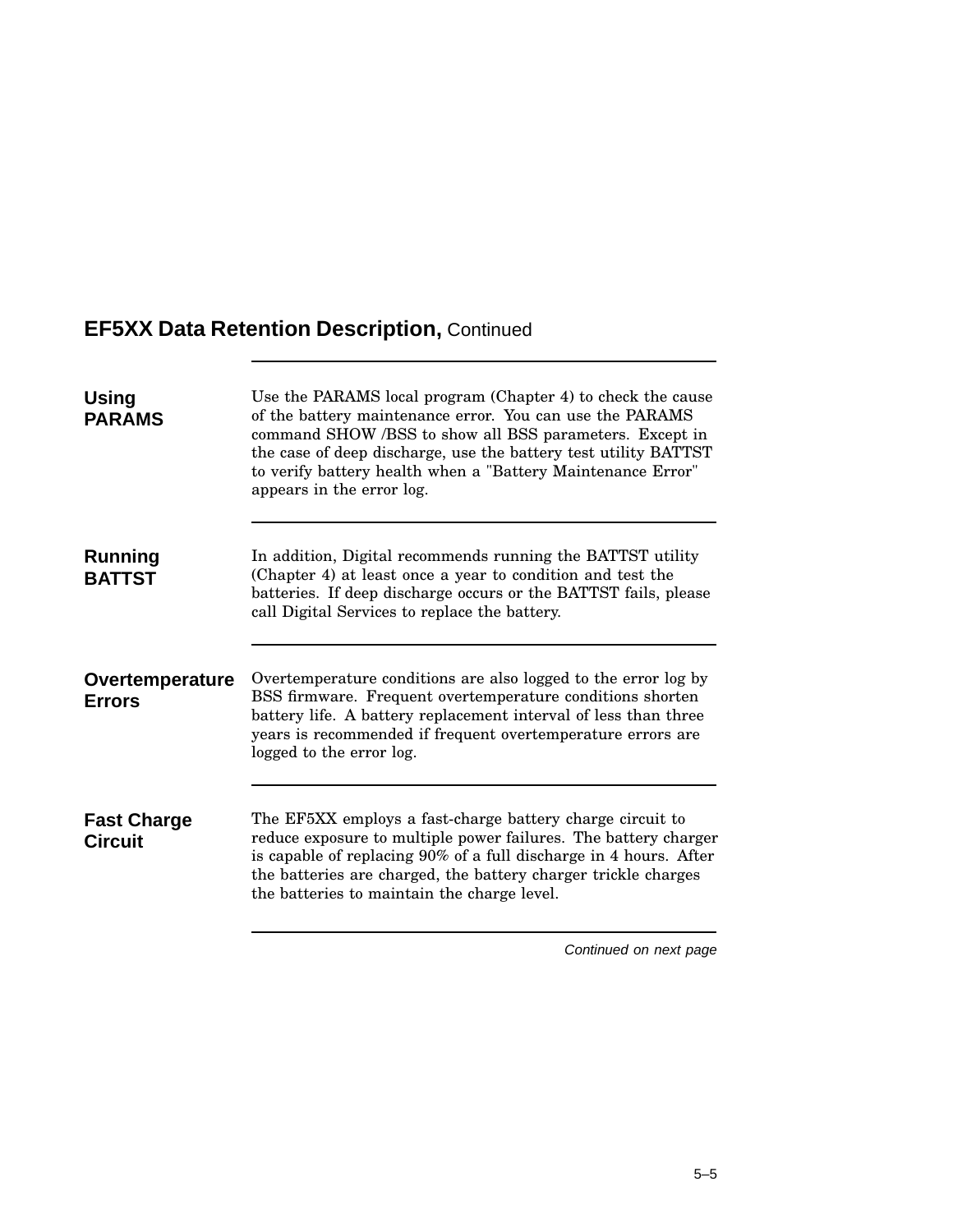## EF5XX Data Retention Description, Continued

### Using PARAMS

Use the PARAMS local program (Chapter 4) to check the cause of the battery maintenance error. You can use the PARAMS command SHOW /BSS to show all BSS parameters. Except in the case of deep discharge, use the battery test utility BATTST to verify battery health when a "Battery Maintenance Error" appears in the error log.

### Running BATTST

In addition, Digital recommends running the BATTST utility (Chapter 4) at least once a year to condition and test the batteries. If deep discharge occurs or the BATTST fails, please call Digital Services to replace the battery.

### Overtemperature Errors

Overtemperature conditions are also logged to the error log by BSS firmware. Frequent overtemperature conditions shorten battery life. A battery replacement interval of less than three years is recommended if frequent overtemperature errors are logged to the error log.

### Fast Charge Circuit

The EF5XX employs a fast-charge battery charge circuit to reduce exposure to multiple power failures. The battery charger is capable of replacing 90% of a full discharge in 4 hours. After the batteries are charged, the battery charger trickle charges the batteries to maintain the charge level.

*Continued on next page*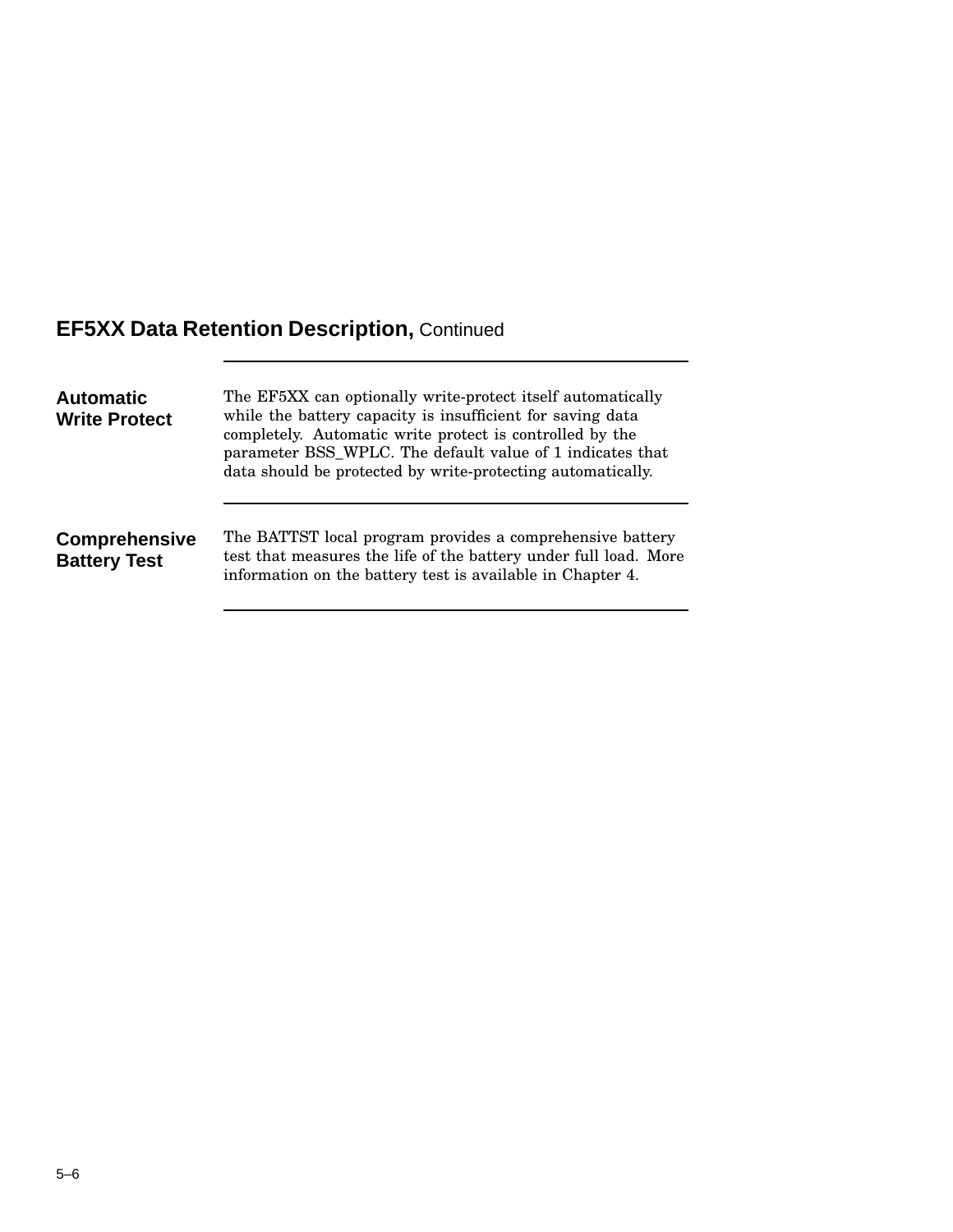## EF5XX Data Retention Description, Continued

### Automatic Write Protect

The EF5XX can optionally write-protect itself automatically while the battery capacity is insufficient for saving data completely. Automatic write protect is controlled by the parameter BSS_WPLC. The default value of 1 indicates that data should be protected by write-protecting automatically.

### Comprehensive Battery Test

The BATTST local program provides a comprehensive battery test that measures the life of the battery under full load. More information on the battery test is available in Chapter 4.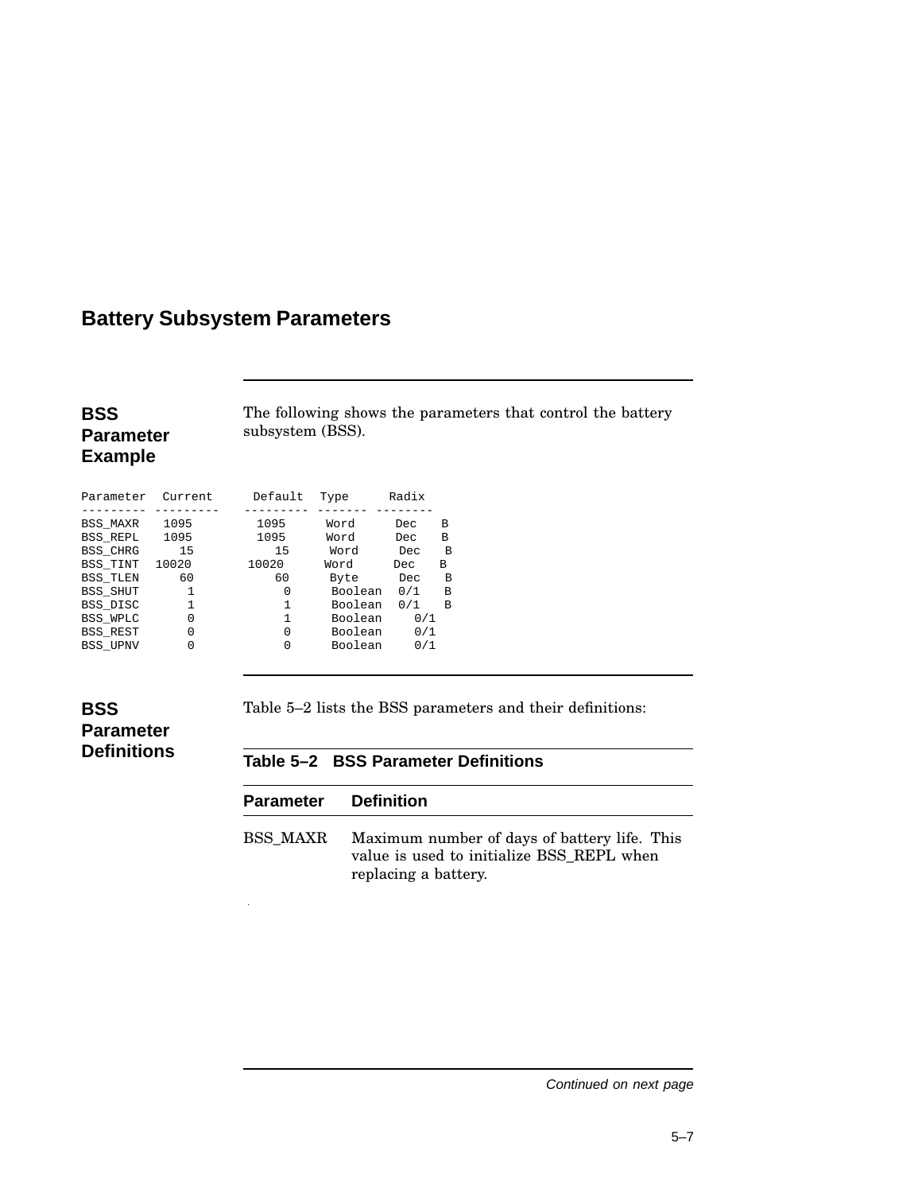## Battery Subsystem Parameters

### BSS Parameter Example

The following shows the parameters that control the battery subsystem (BSS).

```
Parameter  Current      Default  Type      Radix
--------- ---------    --------- ------- --------
BSS_MAXR   1095         1095      Word      Dec    B
BSS_REPL   1095         1095      Word      Dec    B
BSS_CHRG     15           15      Word      Dec    B
BSS_TINT  10020        10020      Word      Dec    B
BSS_TLEN     60           60      Byte      Dec    B
BSS_SHUT      1            0      Boolean  0/1    B
BSS_DISC      1            1      Boolean  0/1    B
BSS_WPLC      0            1      Boolean    0/1
BSS_REST      0            0      Boolean    0/1
BSS_UPNV      0            0      Boolean    0/1
```

### BSS Parameter Definitions

Table 5–2 lists the BSS parameters and their definitions:

**Table 5–2 BSS Parameter Definitions**

| Parameter | Definition |
|---|---|
| BSS_MAXR | Maximum number of days of battery life. This value is used to initialize BSS_REPL when replacing a battery. |

*Continued on next page*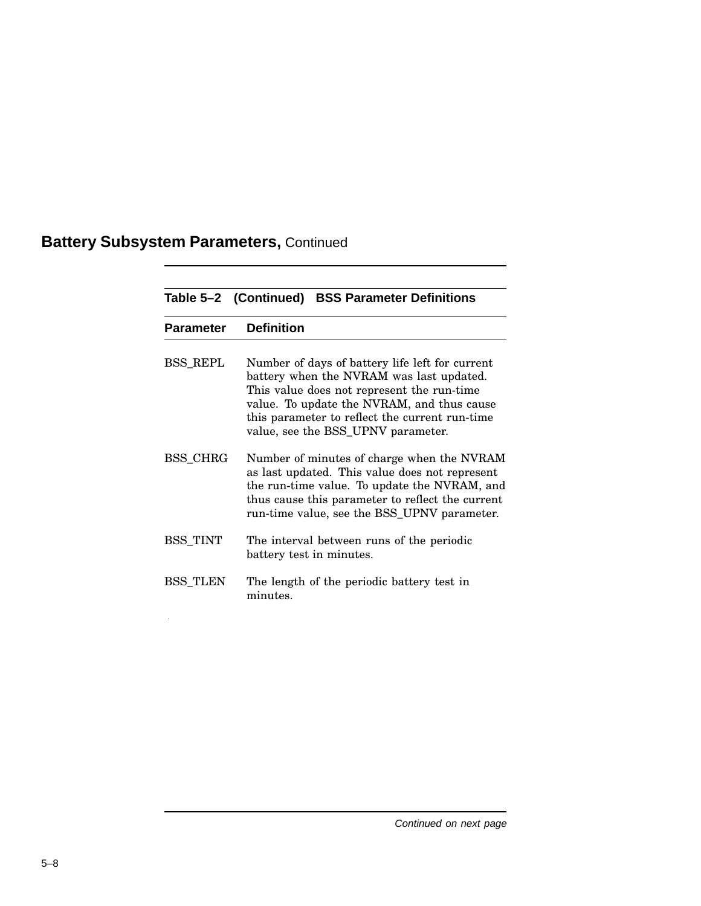## Battery Subsystem Parameters, Continued

**Table 5–2 (Continued) BSS Parameter Definitions**

| Parameter | Definition |
|---|---|
| BSS_REPL | Number of days of battery life left for current battery when the NVRAM was last updated. This value does not represent the run-time value. To update the NVRAM, and thus cause this parameter to reflect the current run-time value, see the BSS_UPNV parameter. |
| BSS_CHRG | Number of minutes of charge when the NVRAM as last updated. This value does not represent the run-time value. To update the NVRAM, and thus cause this parameter to reflect the current run-time value, see the BSS_UPNV parameter. |
| BSS_TINT | The interval between runs of the periodic battery test in minutes. |
| BSS_TLEN | The length of the periodic battery test in minutes. |

*Continued on next page*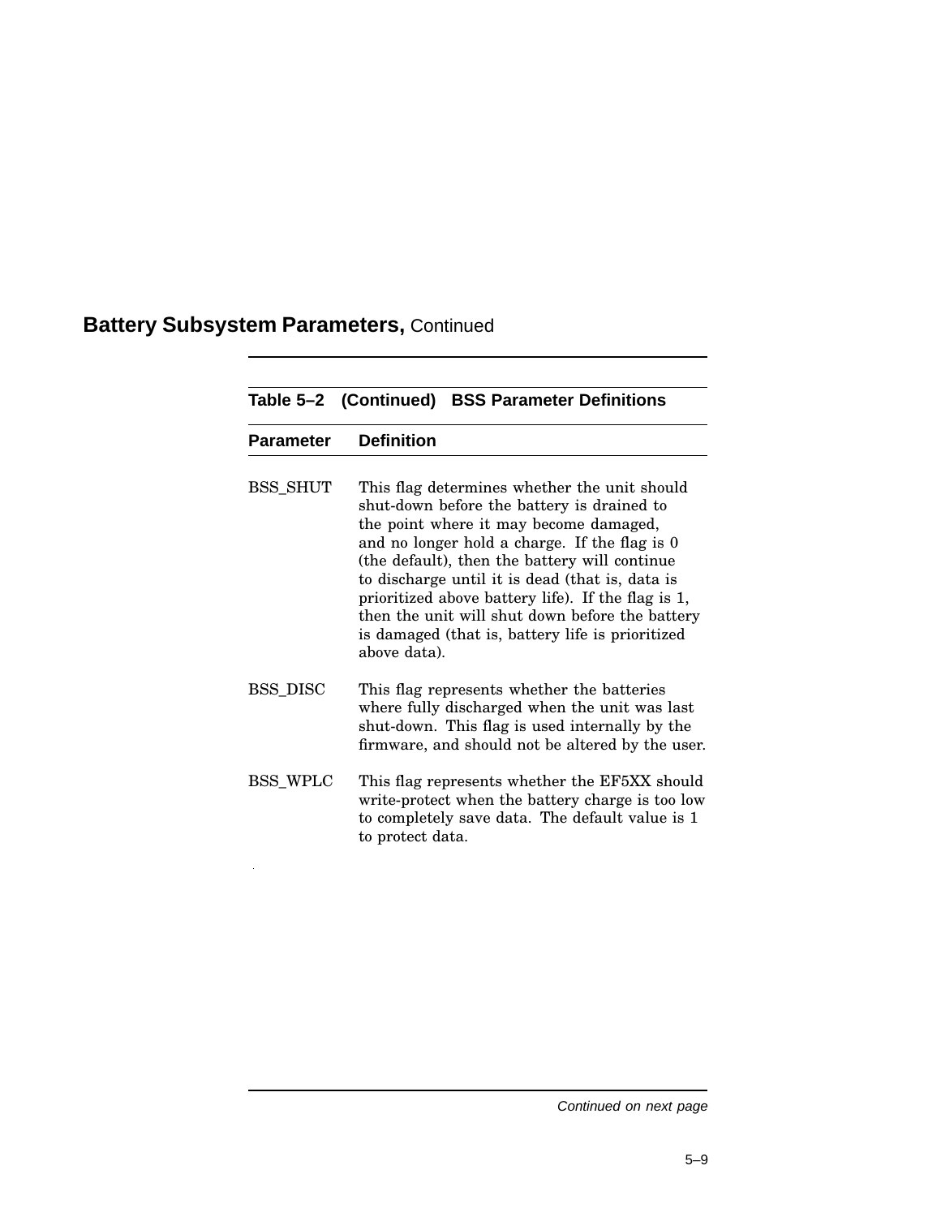## Battery Subsystem Parameters, Continued

**Table 5–2 (Continued) BSS Parameter Definitions**

| Parameter | Definition |
|---|---|
| BSS_SHUT | This flag determines whether the unit should shut-down before the battery is drained to the point where it may become damaged, and no longer hold a charge. If the flag is 0 (the default), then the battery will continue to discharge until it is dead (that is, data is prioritized above battery life). If the flag is 1, then the unit will shut down before the battery is damaged (that is, battery life is prioritized above data). |
| BSS_DISC | This flag represents whether the batteries where fully discharged when the unit was last shut-down. This flag is used internally by the firmware, and should not be altered by the user. |
| BSS_WPLC | This flag represents whether the EF5XX should write-protect when the battery charge is too low to completely save data. The default value is 1 to protect data. |

*Continued on next page*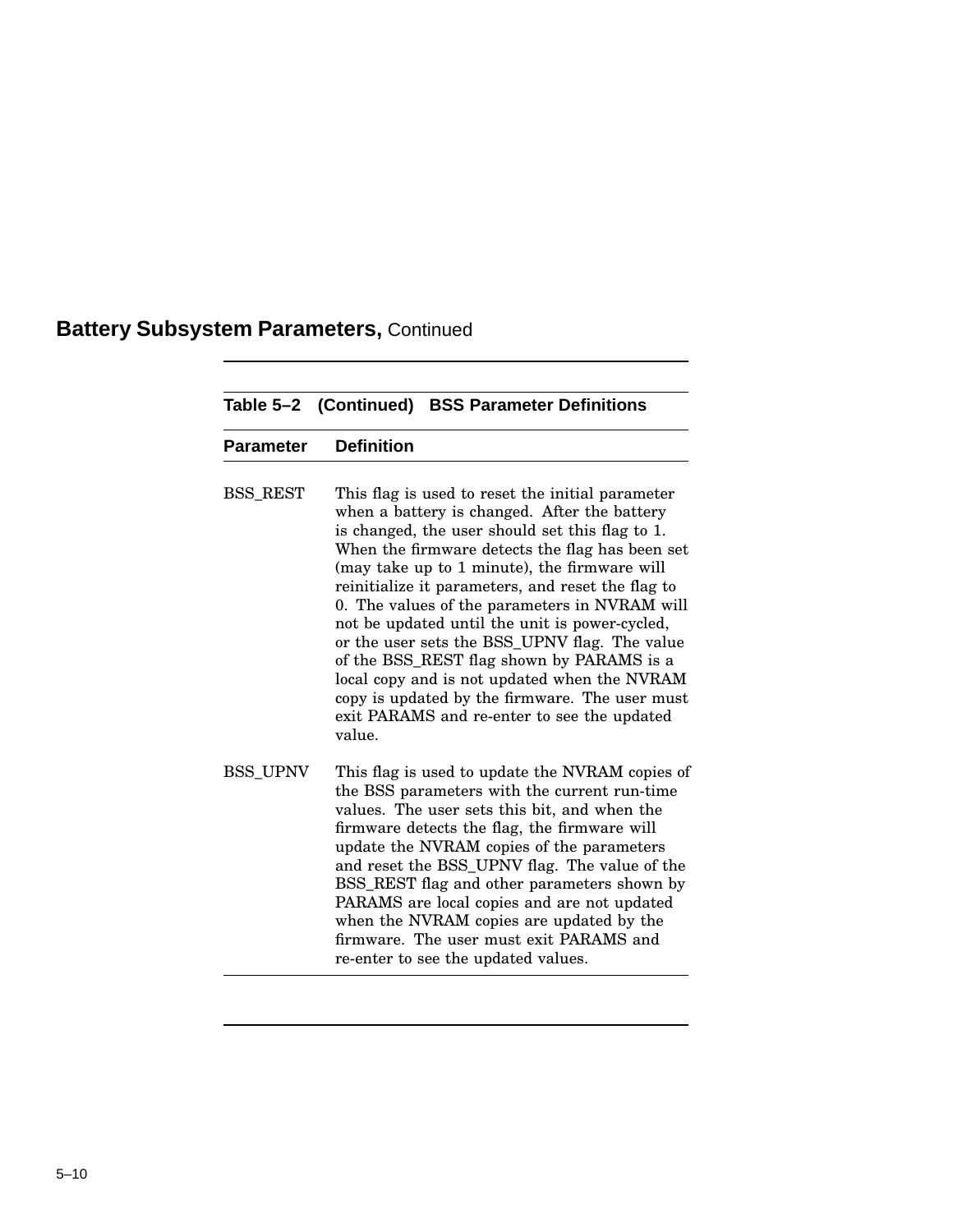## Battery Subsystem Parameters, Continued

**Table 5–2 (Continued) BSS Parameter Definitions**

| Parameter | Definition |
|---|---|
| BSS_REST | This flag is used to reset the initial parameter when a battery is changed. After the battery is changed, the user should set this flag to 1. When the firmware detects the flag has been set (may take up to 1 minute), the firmware will reinitialize it parameters, and reset the flag to 0. The values of the parameters in NVRAM will not be updated until the unit is power-cycled, or the user sets the BSS_UPNV flag. The value of the BSS_REST flag shown by PARAMS is a local copy and is not updated when the NVRAM copy is updated by the firmware. The user must exit PARAMS and re-enter to see the updated value. |
| BSS_UPNV | This flag is used to update the NVRAM copies of the BSS parameters with the current run-time values. The user sets this bit, and when the firmware detects the flag, the firmware will update the NVRAM copies of the parameters and reset the BSS_UPNV flag. The value of the BSS_REST flag and other parameters shown by PARAMS are local copies and are not updated when the NVRAM copies are updated by the firmware. The user must exit PARAMS and re-enter to see the updated values. |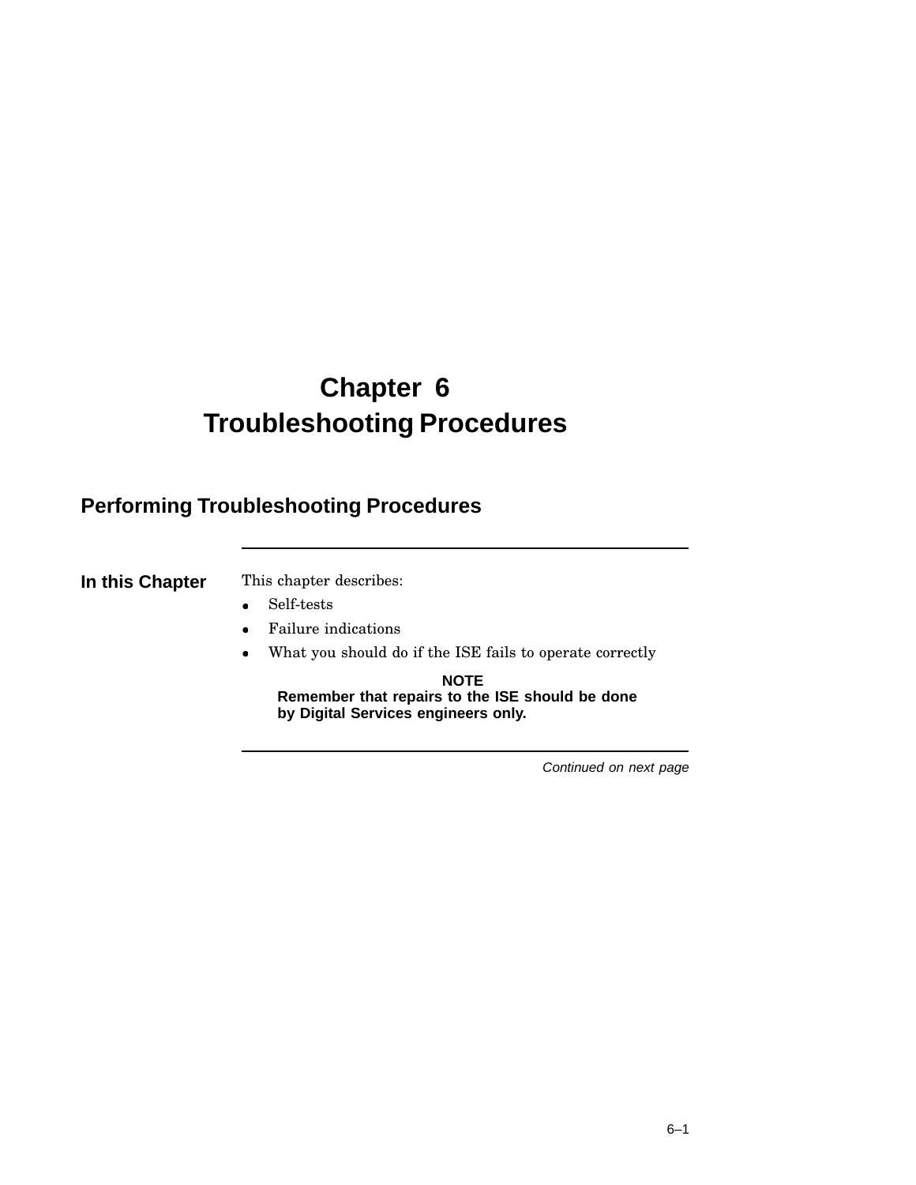# Chapter 6
# Troubleshooting Procedures

## Performing Troubleshooting Procedures

**In this Chapter**

This chapter describes:

- Self-tests
- Failure indications
- What you should do if the ISE fails to operate correctly

**NOTE**
**Remember that repairs to the ISE should be done by Digital Services engineers only.**

*Continued on next page*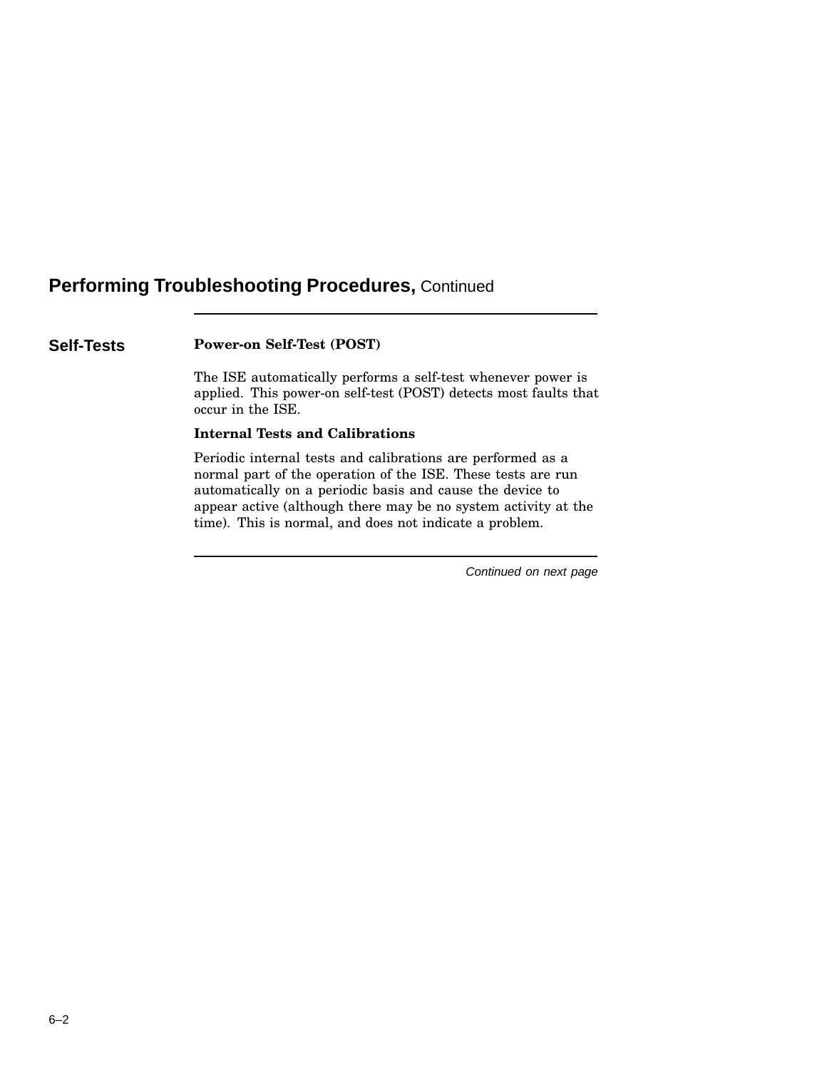## Performing Troubleshooting Procedures, Continued

### Self-Tests

**Power-on Self-Test (POST)**

The ISE automatically performs a self-test whenever power is applied. This power-on self-test (POST) detects most faults that occur in the ISE.

**Internal Tests and Calibrations**

Periodic internal tests and calibrations are performed as a normal part of the operation of the ISE. These tests are run automatically on a periodic basis and cause the device to appear active (although there may be no system activity at the time). This is normal, and does not indicate a problem.

*Continued on next page*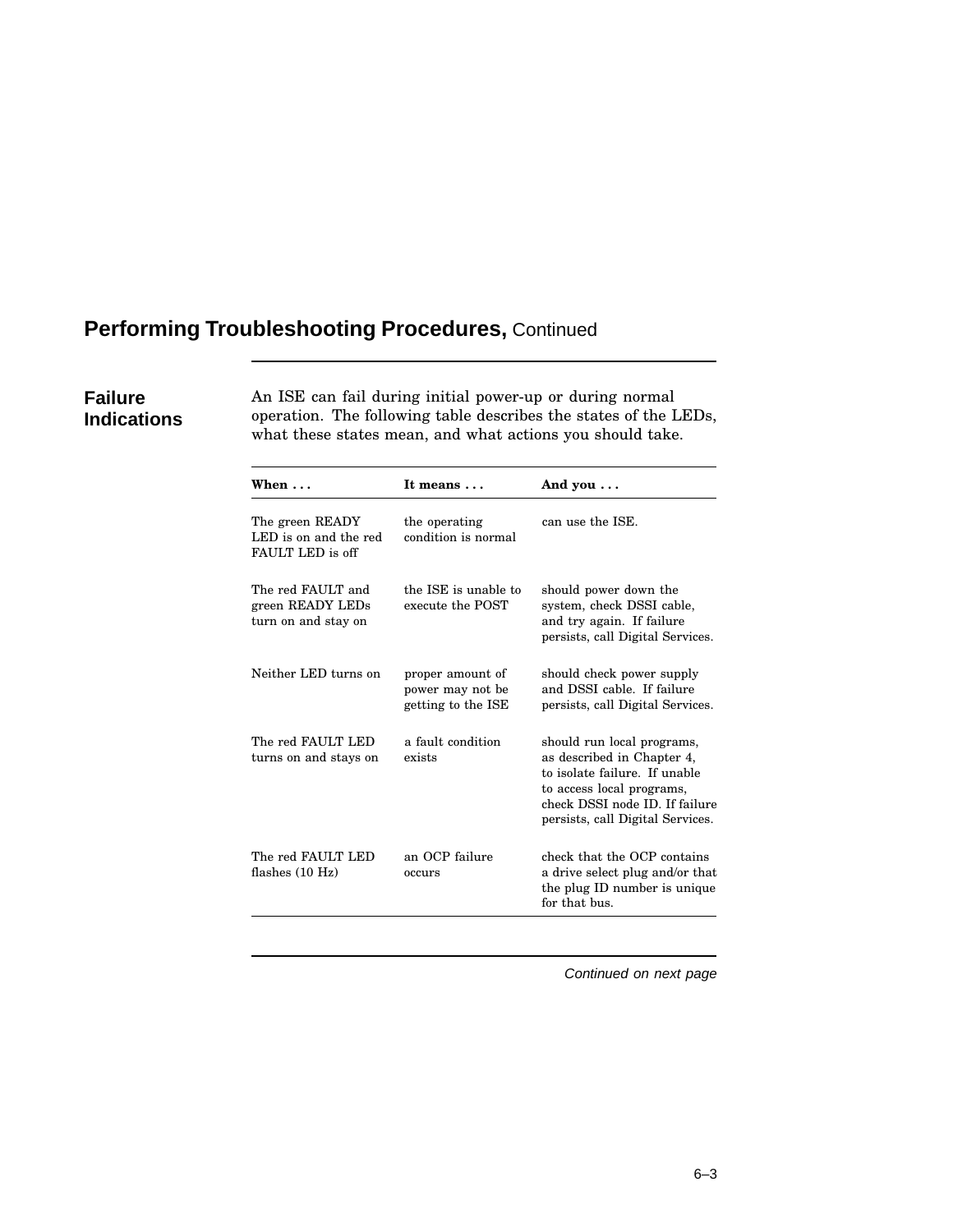## Performing Troubleshooting Procedures, Continued

### Failure Indications

An ISE can fail during initial power-up or during normal operation. The following table describes the states of the LEDs, what these states mean, and what actions you should take.

| When . . . | It means . . . | And you . . . |
|---|---|---|
| The green READY LED is on and the red FAULT LED is off | the operating condition is normal | can use the ISE. |
| The red FAULT and green READY LEDs turn on and stay on | the ISE is unable to execute the POST | should power down the system, check DSSI cable, and try again. If failure persists, call Digital Services. |
| Neither LED turns on | proper amount of power may not be getting to the ISE | should check power supply and DSSI cable. If failure persists, call Digital Services. |
| The red FAULT LED turns on and stays on | a fault condition exists | should run local programs, as described in Chapter 4, to isolate failure. If unable to access local programs, check DSSI node ID. If failure persists, call Digital Services. |
| The red FAULT LED flashes (10 Hz) | an OCP failure occurs | check that the OCP contains a drive select plug and/or that the plug ID number is unique for that bus. |

*Continued on next page*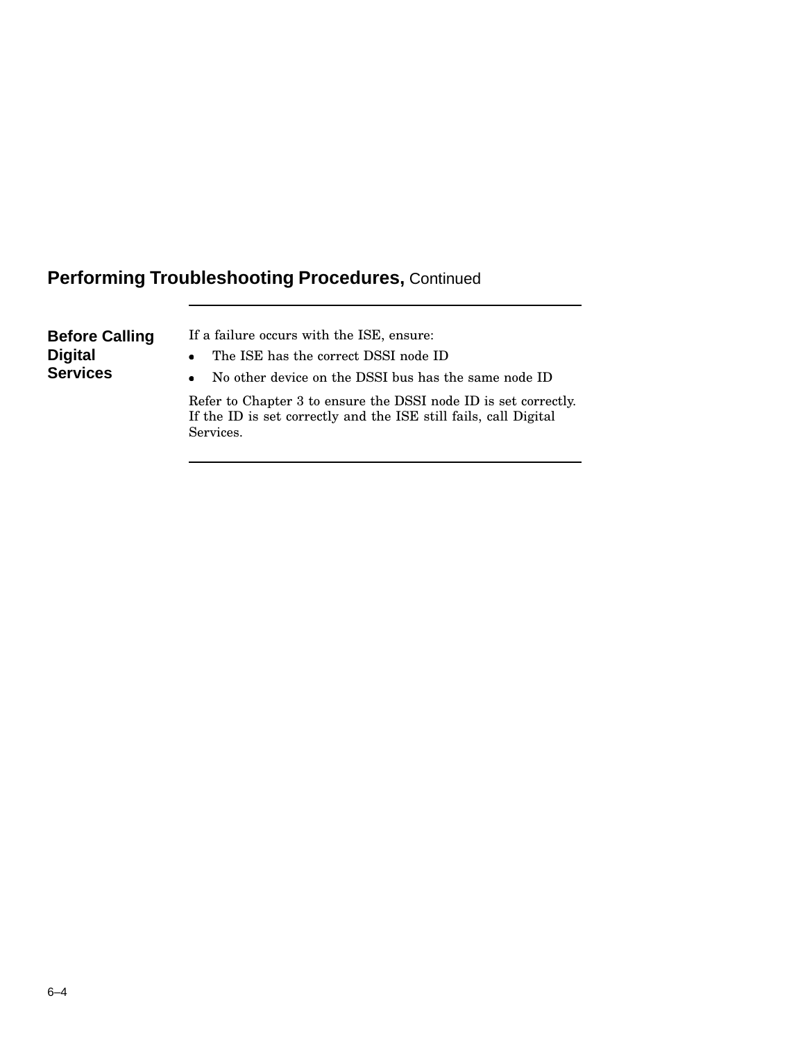## Performing Troubleshooting Procedures, Continued

### Before Calling Digital Services

If a failure occurs with the ISE, ensure:

- The ISE has the correct DSSI node ID
- No other device on the DSSI bus has the same node ID

Refer to Chapter 3 to ensure the DSSI node ID is set correctly. If the ID is set correctly and the ISE still fails, call Digital Services.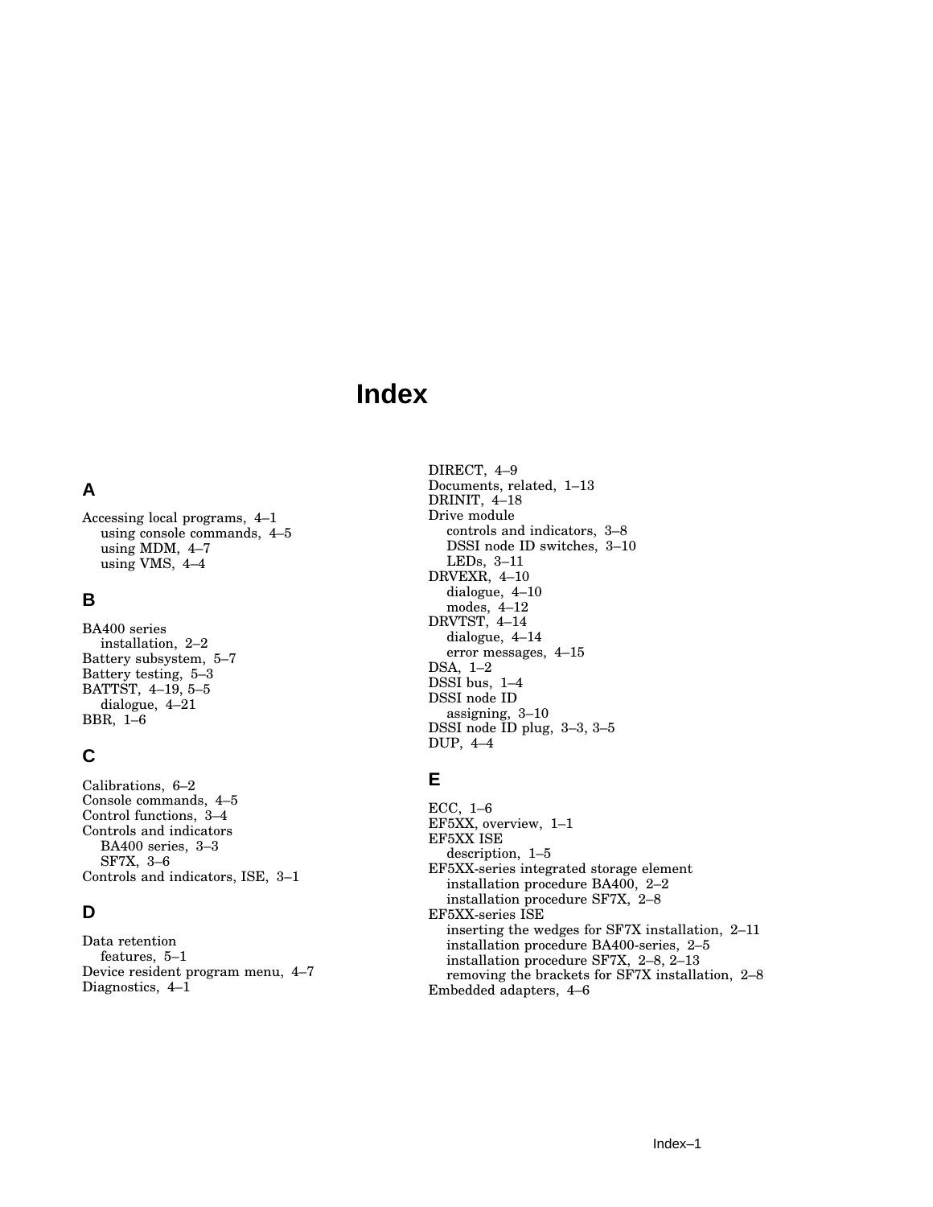# Index

## A

Accessing local programs, 4–1
- using console commands, 4–5
- using MDM, 4–7
- using VMS, 4–4

## B

BA400 series
- installation, 2–2

Battery subsystem, 5–7
Battery testing, 5–3
BATTST, 4–19, 5–5
- dialogue, 4–21

BBR, 1–6

## C

Calibrations, 6–2
Console commands, 4–5
Control functions, 3–4
Controls and indicators
- BA400 series, 3–3
- SF7X, 3–6

Controls and indicators, ISE, 3–1

## D

Data retention
- features, 5–1

Device resident program menu, 4–7
Diagnostics, 4–1
DIRECT, 4–9
Documents, related, 1–13
DRINIT, 4–18
Drive module
- controls and indicators, 3–8
- DSSI node ID switches, 3–10
- LEDs, 3–11

DRVEXR, 4–10
- dialogue, 4–10
- modes, 4–12

DRVTST, 4–14
- dialogue, 4–14
- error messages, 4–15

DSA, 1–2
DSSI bus, 1–4
DSSI node ID
- assigning, 3–10

DSSI node ID plug, 3–3, 3–5
DUP, 4–4

## E

ECC, 1–6
EF5XX, overview, 1–1
EF5XX ISE
- description, 1–5

EF5XX-series integrated storage element
- installation procedure BA400, 2–2
- installation procedure SF7X, 2–8

EF5XX-series ISE
- inserting the wedges for SF7X installation, 2–11
- installation procedure BA400-series, 2–5
- installation procedure SF7X, 2–8, 2–13
- removing the brackets for SF7X installation, 2–8

Embedded adapters, 4–6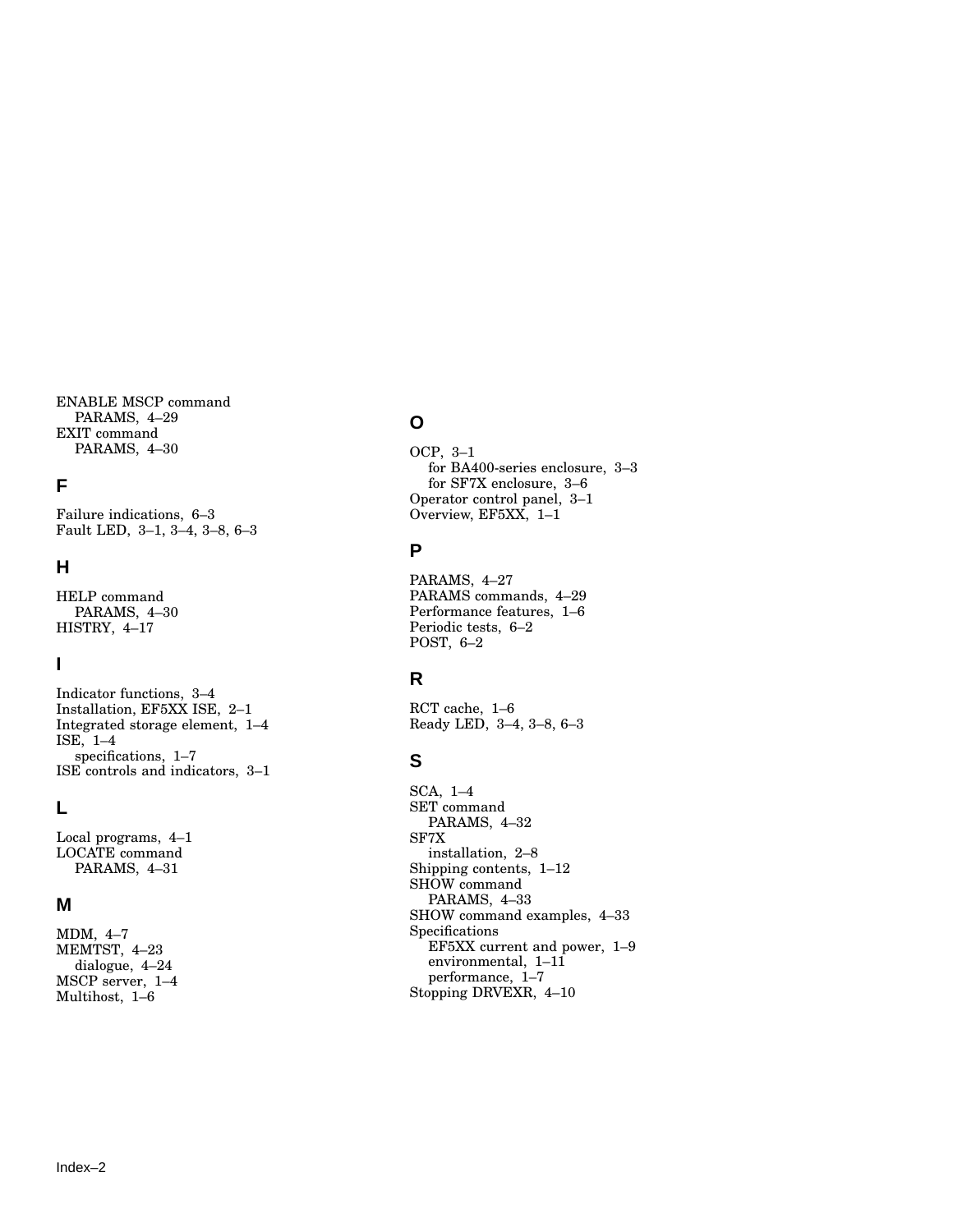ENABLE MSCP command
  PARAMS, 4–29
EXIT command
  PARAMS, 4–30

## F

Failure indications, 6–3
Fault LED, 3–1, 3–4, 3–8, 6–3

## H

HELP command
  PARAMS, 4–30
HISTRY, 4–17

## I

Indicator functions, 3–4
Installation, EF5XX ISE, 2–1
Integrated storage element, 1–4
ISE, 1–4
  specifications, 1–7
ISE controls and indicators, 3–1

## L

Local programs, 4–1
LOCATE command
  PARAMS, 4–31

## M

MDM, 4–7
MEMTST, 4–23
  dialogue, 4–24
MSCP server, 1–4
Multihost, 1–6

## O

OCP, 3–1
  for BA400-series enclosure, 3–3
  for SF7X enclosure, 3–6
Operator control panel, 3–1
Overview, EF5XX, 1–1

## P

PARAMS, 4–27
PARAMS commands, 4–29
Performance features, 1–6
Periodic tests, 6–2
POST, 6–2

## R

RCT cache, 1–6
Ready LED, 3–4, 3–8, 6–3

## S

SCA, 1–4
SET command
  PARAMS, 4–32
SF7X
  installation, 2–8
Shipping contents, 1–12
SHOW command
  PARAMS, 4–33
SHOW command examples, 4–33
Specifications
  EF5XX current and power, 1–9
  environmental, 1–11
  performance, 1–7
Stopping DRVEXR, 4–10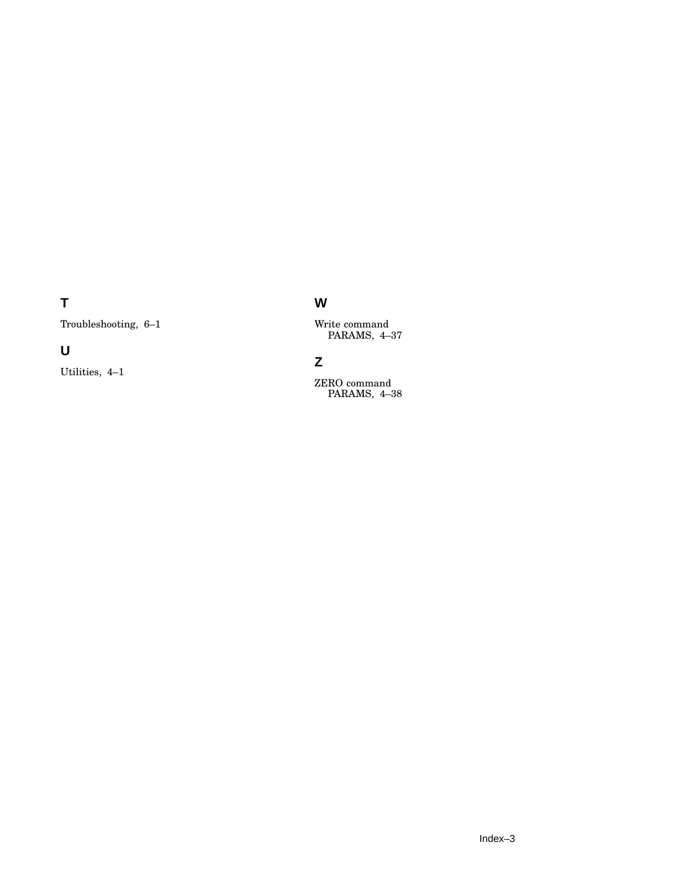## T

Troubleshooting, 6–1

## U

Utilities, 4–1

## W

Write command
  PARAMS, 4–37

## Z

ZERO command
  PARAMS, 4–38